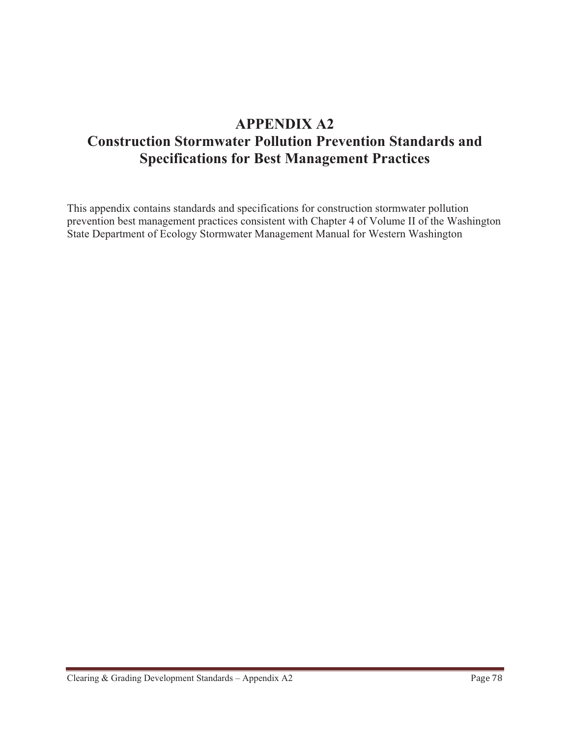# APPENDIX A2
# Construction Stormwater Pollution Prevention Standards and Specifications for Best Management Practices

This appendix contains standards and specifications for construction stormwater pollution prevention best management practices consistent with Chapter 4 of Volume II of the Washington State Department of Ecology Stormwater Management Manual for Western Washington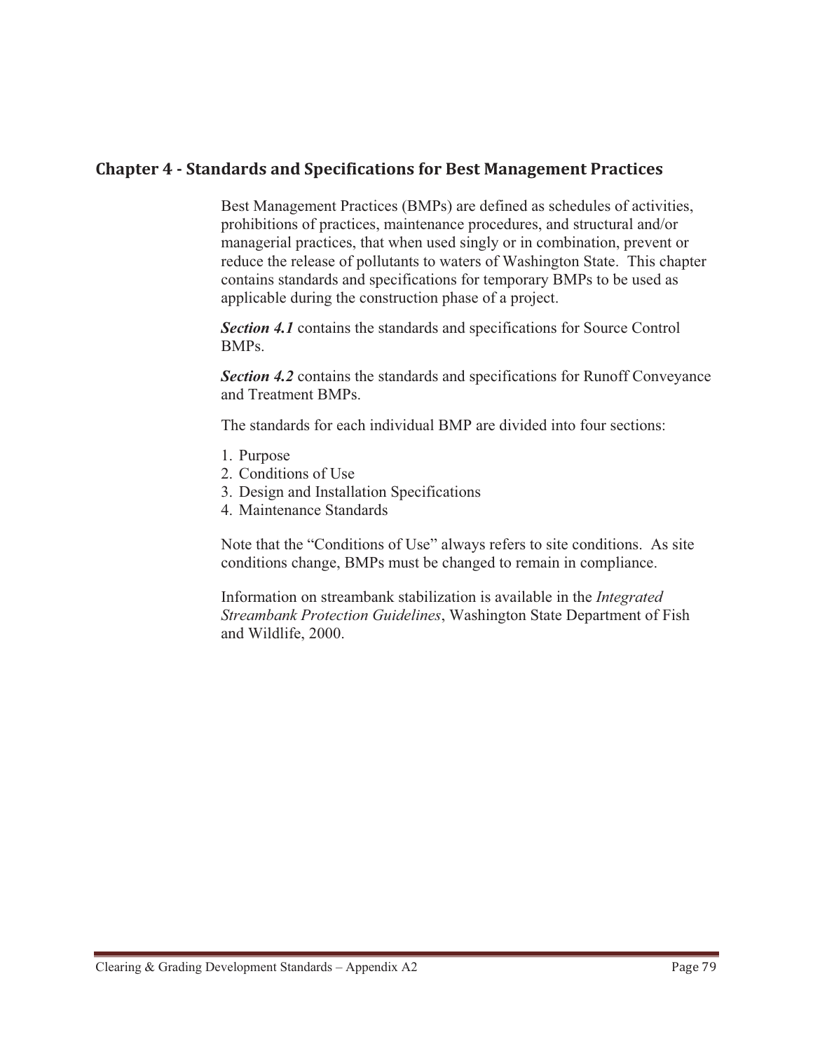# Chapter 4 - Standards and Specifications for Best Management Practices

Best Management Practices (BMPs) are defined as schedules of activities, prohibitions of practices, maintenance procedures, and structural and/or managerial practices, that when used singly or in combination, prevent or reduce the release of pollutants to waters of Washington State. This chapter contains standards and specifications for temporary BMPs to be used as applicable during the construction phase of a project.

***Section 4.1*** contains the standards and specifications for Source Control BMPs.

***Section 4.2*** contains the standards and specifications for Runoff Conveyance and Treatment BMPs.

The standards for each individual BMP are divided into four sections:

1. Purpose
2. Conditions of Use
3. Design and Installation Specifications
4. Maintenance Standards

Note that the "Conditions of Use" always refers to site conditions. As site conditions change, BMPs must be changed to remain in compliance.

Information on streambank stabilization is available in the *Integrated Streambank Protection Guidelines*, Washington State Department of Fish and Wildlife, 2000.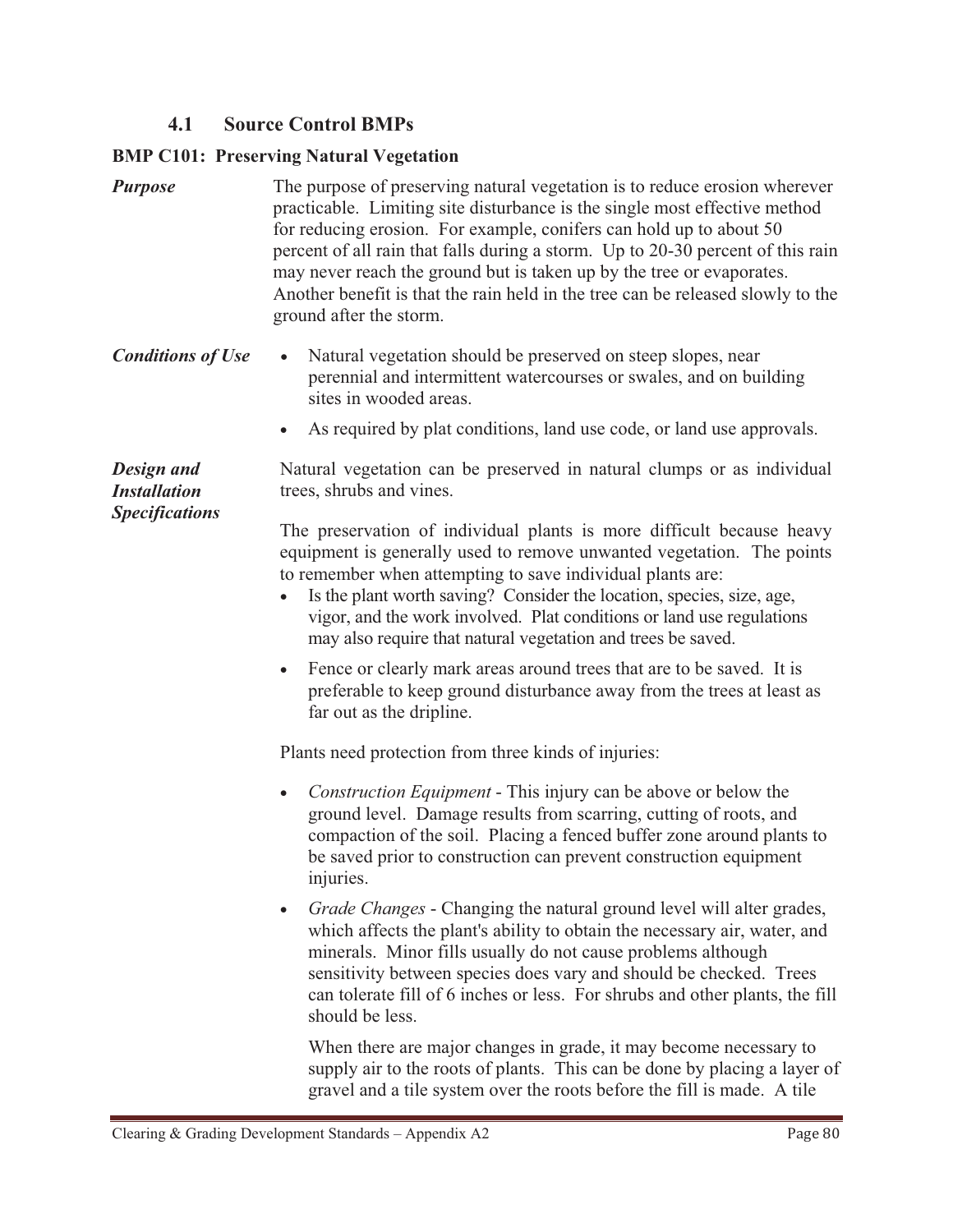## 4.1 Source Control BMPs

### BMP C101: Preserving Natural Vegetation

***Purpose***

The purpose of preserving natural vegetation is to reduce erosion wherever practicable. Limiting site disturbance is the single most effective method for reducing erosion. For example, conifers can hold up to about 50 percent of all rain that falls during a storm. Up to 20-30 percent of this rain may never reach the ground but is taken up by the tree or evaporates. Another benefit is that the rain held in the tree can be released slowly to the ground after the storm.

***Conditions of Use***

- Natural vegetation should be preserved on steep slopes, near perennial and intermittent watercourses or swales, and on building sites in wooded areas.
- As required by plat conditions, land use code, or land use approvals.

***Design and Installation Specifications***

Natural vegetation can be preserved in natural clumps or as individual trees, shrubs and vines.

The preservation of individual plants is more difficult because heavy equipment is generally used to remove unwanted vegetation. The points to remember when attempting to save individual plants are:

- Is the plant worth saving? Consider the location, species, size, age, vigor, and the work involved. Plat conditions or land use regulations may also require that natural vegetation and trees be saved.
- Fence or clearly mark areas around trees that are to be saved. It is preferable to keep ground disturbance away from the trees at least as far out as the dripline.

Plants need protection from three kinds of injuries:

- *Construction Equipment* - This injury can be above or below the ground level. Damage results from scarring, cutting of roots, and compaction of the soil. Placing a fenced buffer zone around plants to be saved prior to construction can prevent construction equipment injuries.
- *Grade Changes* - Changing the natural ground level will alter grades, which affects the plant's ability to obtain the necessary air, water, and minerals. Minor fills usually do not cause problems although sensitivity between species does vary and should be checked. Trees can tolerate fill of 6 inches or less. For shrubs and other plants, the fill should be less.

  When there are major changes in grade, it may become necessary to supply air to the roots of plants. This can be done by placing a layer of gravel and a tile system over the roots before the fill is made. A tile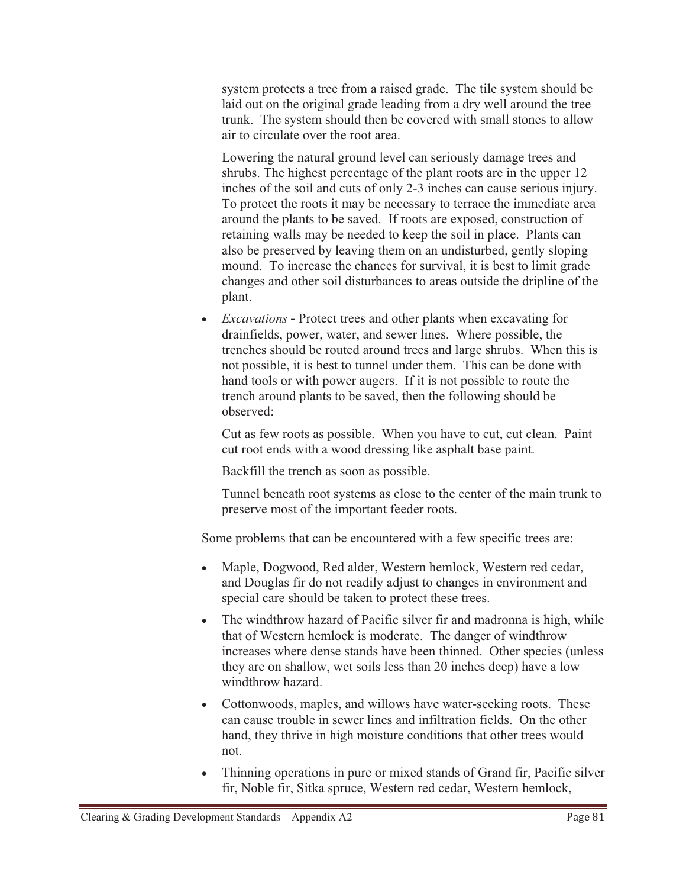system protects a tree from a raised grade. The tile system should be laid out on the original grade leading from a dry well around the tree trunk. The system should then be covered with small stones to allow air to circulate over the root area.

Lowering the natural ground level can seriously damage trees and shrubs. The highest percentage of the plant roots are in the upper 12 inches of the soil and cuts of only 2-3 inches can cause serious injury. To protect the roots it may be necessary to terrace the immediate area around the plants to be saved. If roots are exposed, construction of retaining walls may be needed to keep the soil in place. Plants can also be preserved by leaving them on an undisturbed, gently sloping mound. To increase the chances for survival, it is best to limit grade changes and other soil disturbances to areas outside the dripline of the plant.

- *Excavations* **-** Protect trees and other plants when excavating for drainfields, power, water, and sewer lines. Where possible, the trenches should be routed around trees and large shrubs. When this is not possible, it is best to tunnel under them. This can be done with hand tools or with power augers. If it is not possible to route the trench around plants to be saved, then the following should be observed:

  Cut as few roots as possible. When you have to cut, cut clean. Paint cut root ends with a wood dressing like asphalt base paint.

  Backfill the trench as soon as possible.

  Tunnel beneath root systems as close to the center of the main trunk to preserve most of the important feeder roots.

Some problems that can be encountered with a few specific trees are:

- Maple, Dogwood, Red alder, Western hemlock, Western red cedar, and Douglas fir do not readily adjust to changes in environment and special care should be taken to protect these trees.
- The windthrow hazard of Pacific silver fir and madronna is high, while that of Western hemlock is moderate. The danger of windthrow increases where dense stands have been thinned. Other species (unless they are on shallow, wet soils less than 20 inches deep) have a low windthrow hazard.
- Cottonwoods, maples, and willows have water-seeking roots. These can cause trouble in sewer lines and infiltration fields. On the other hand, they thrive in high moisture conditions that other trees would not.
- Thinning operations in pure or mixed stands of Grand fir, Pacific silver fir, Noble fir, Sitka spruce, Western red cedar, Western hemlock,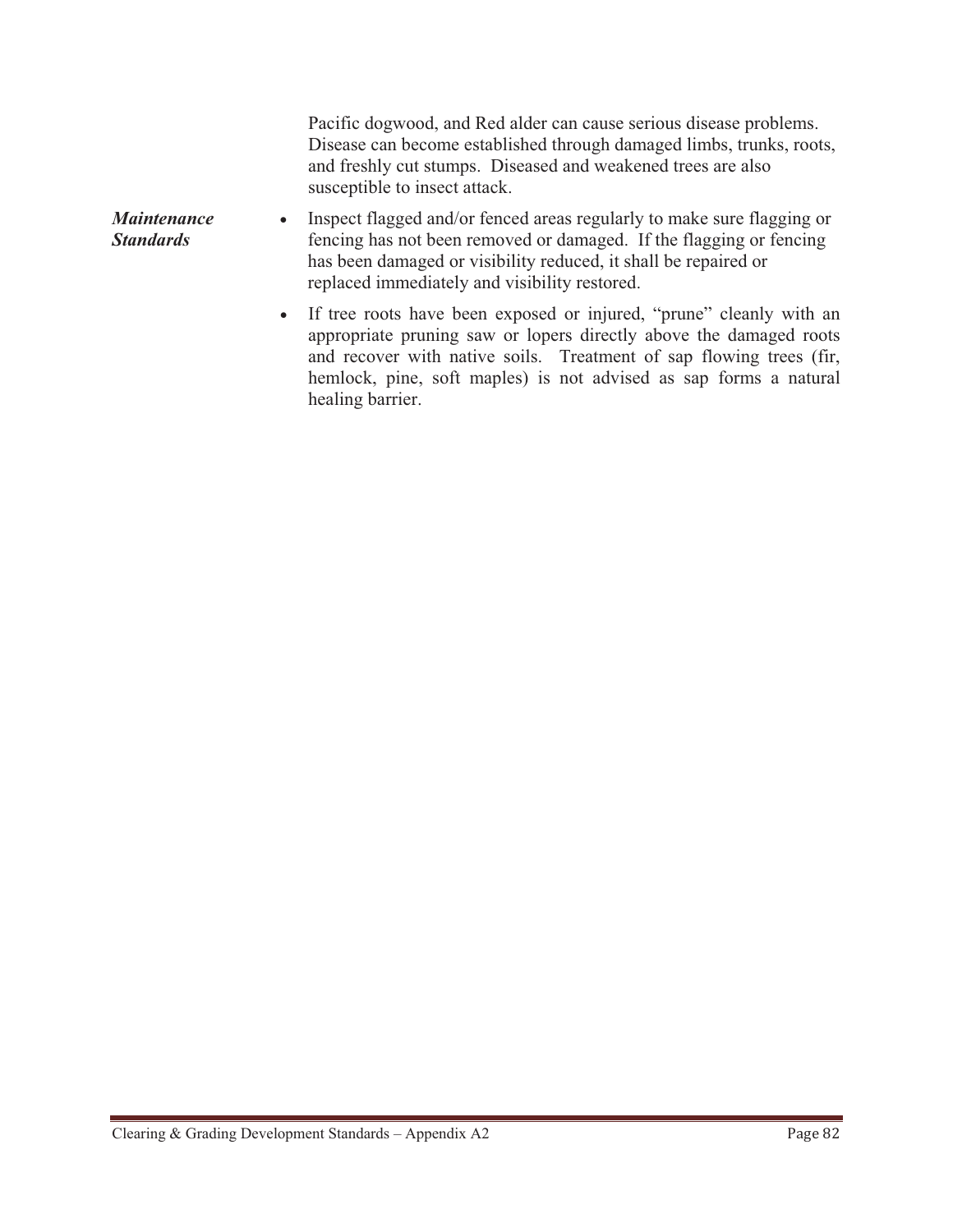Pacific dogwood, and Red alder can cause serious disease problems. Disease can become established through damaged limbs, trunks, roots, and freshly cut stumps. Diseased and weakened trees are also susceptible to insect attack.

***Maintenance Standards***

- Inspect flagged and/or fenced areas regularly to make sure flagging or fencing has not been removed or damaged. If the flagging or fencing has been damaged or visibility reduced, it shall be repaired or replaced immediately and visibility restored.
- If tree roots have been exposed or injured, "prune" cleanly with an appropriate pruning saw or lopers directly above the damaged roots and recover with native soils. Treatment of sap flowing trees (fir, hemlock, pine, soft maples) is not advised as sap forms a natural healing barrier.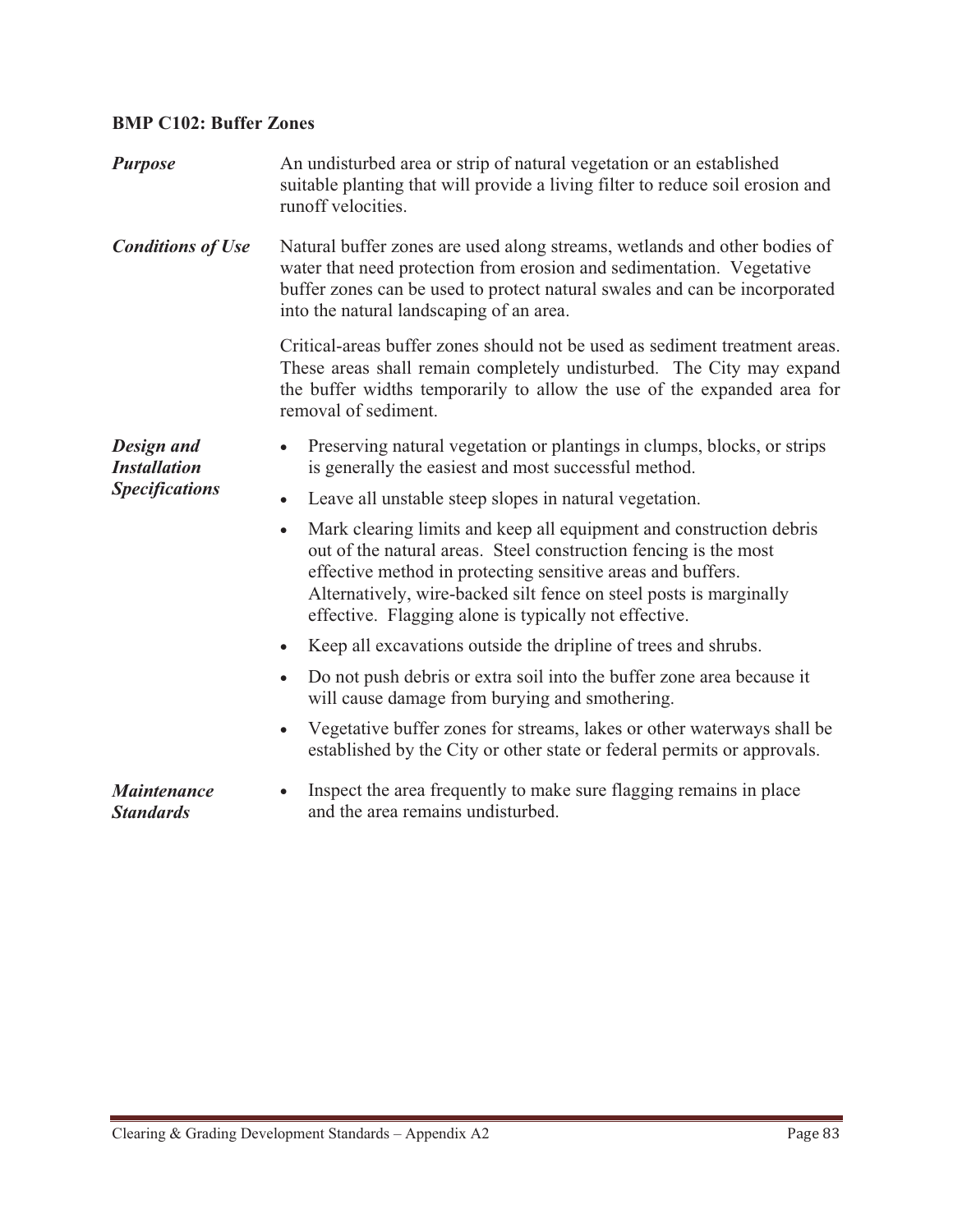## BMP C102: Buffer Zones

***Purpose***

An undisturbed area or strip of natural vegetation or an established suitable planting that will provide a living filter to reduce soil erosion and runoff velocities.

***Conditions of Use***

Natural buffer zones are used along streams, wetlands and other bodies of water that need protection from erosion and sedimentation. Vegetative buffer zones can be used to protect natural swales and can be incorporated into the natural landscaping of an area.

Critical-areas buffer zones should not be used as sediment treatment areas. These areas shall remain completely undisturbed. The City may expand the buffer widths temporarily to allow the use of the expanded area for removal of sediment.

***Design and Installation Specifications***

- Preserving natural vegetation or plantings in clumps, blocks, or strips is generally the easiest and most successful method.
- Leave all unstable steep slopes in natural vegetation.
- Mark clearing limits and keep all equipment and construction debris out of the natural areas. Steel construction fencing is the most effective method in protecting sensitive areas and buffers. Alternatively, wire-backed silt fence on steel posts is marginally effective. Flagging alone is typically not effective.
- Keep all excavations outside the dripline of trees and shrubs.
- Do not push debris or extra soil into the buffer zone area because it will cause damage from burying and smothering.
- Vegetative buffer zones for streams, lakes or other waterways shall be established by the City or other state or federal permits or approvals.

***Maintenance Standards***

- Inspect the area frequently to make sure flagging remains in place and the area remains undisturbed.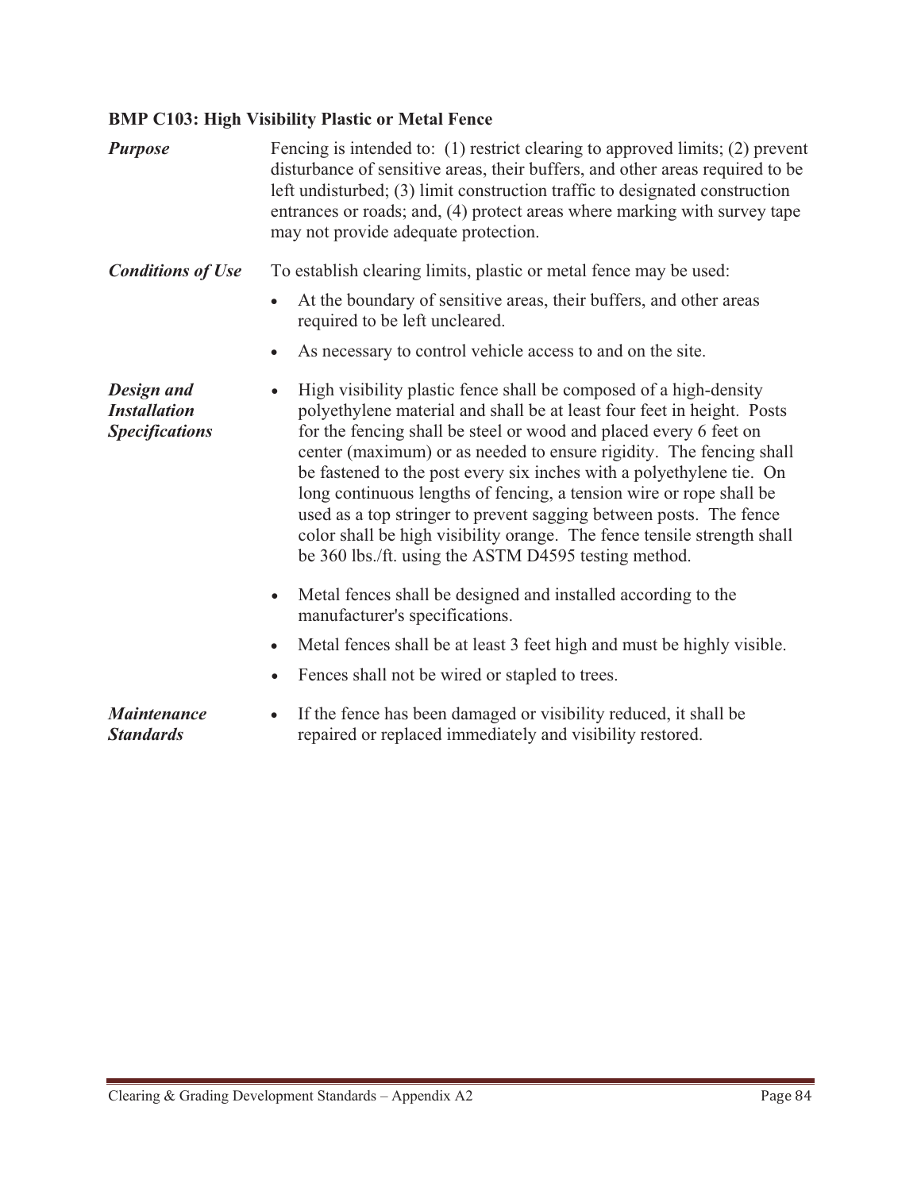### BMP C103: High Visibility Plastic or Metal Fence

***Purpose***

Fencing is intended to: (1) restrict clearing to approved limits; (2) prevent disturbance of sensitive areas, their buffers, and other areas required to be left undisturbed; (3) limit construction traffic to designated construction entrances or roads; and, (4) protect areas where marking with survey tape may not provide adequate protection.

***Conditions of Use***

To establish clearing limits, plastic or metal fence may be used:

- At the boundary of sensitive areas, their buffers, and other areas required to be left uncleared.
- As necessary to control vehicle access to and on the site.

***Design and Installation Specifications***

- High visibility plastic fence shall be composed of a high-density polyethylene material and shall be at least four feet in height. Posts for the fencing shall be steel or wood and placed every 6 feet on center (maximum) or as needed to ensure rigidity. The fencing shall be fastened to the post every six inches with a polyethylene tie. On long continuous lengths of fencing, a tension wire or rope shall be used as a top stringer to prevent sagging between posts. The fence color shall be high visibility orange. The fence tensile strength shall be 360 lbs./ft. using the ASTM D4595 testing method.
- Metal fences shall be designed and installed according to the manufacturer's specifications.
- Metal fences shall be at least 3 feet high and must be highly visible.
- Fences shall not be wired or stapled to trees.

***Maintenance Standards***

- If the fence has been damaged or visibility reduced, it shall be repaired or replaced immediately and visibility restored.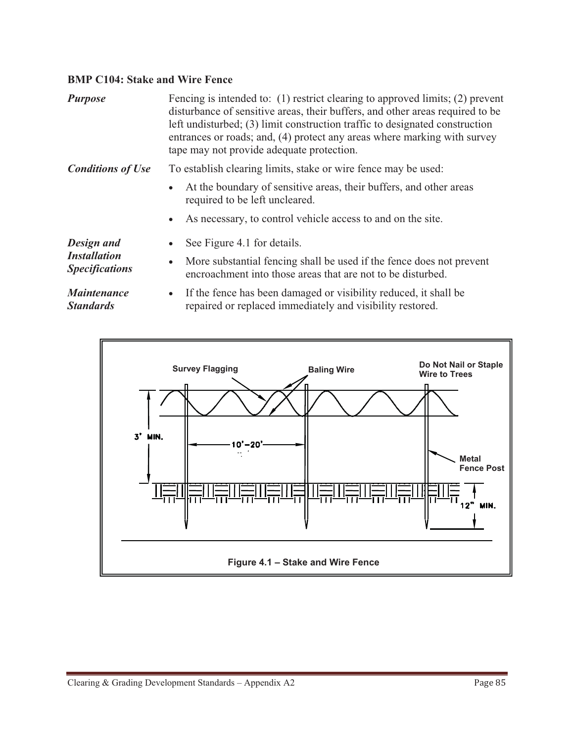### BMP C104: Stake and Wire Fence

***Purpose*** Fencing is intended to: (1) restrict clearing to approved limits; (2) prevent disturbance of sensitive areas, their buffers, and other areas required to be left undisturbed; (3) limit construction traffic to designated construction entrances or roads; and, (4) protect any areas where marking with survey tape may not provide adequate protection.

***Conditions of Use*** To establish clearing limits, stake or wire fence may be used:

- At the boundary of sensitive areas, their buffers, and other areas required to be left uncleared.
- As necessary, to control vehicle access to and on the site.

***Design and Installation Specifications***

- See Figure 4.1 for details.
- More substantial fencing shall be used if the fence does not prevent encroachment into those areas that are not to be disturbed.

***Maintenance Standards***

- If the fence has been damaged or visibility reduced, it shall be repaired or replaced immediately and visibility restored.

Survey Flagging

Baling Wire

Do Not Nail or Staple Wire to Trees

3' MIN.

10'–20'

Metal Fence Post

12" MIN.

**Figure 4.1 – Stake and Wire Fence**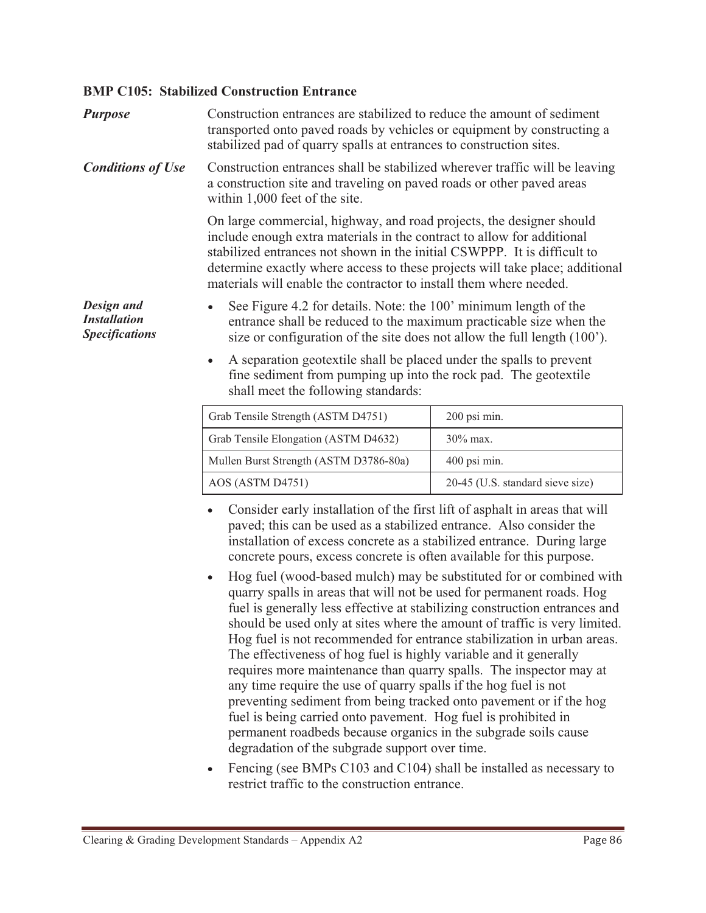### BMP C105: Stabilized Construction Entrance

***Purpose***

Construction entrances are stabilized to reduce the amount of sediment transported onto paved roads by vehicles or equipment by constructing a stabilized pad of quarry spalls at entrances to construction sites.

***Conditions of Use***

Construction entrances shall be stabilized wherever traffic will be leaving a construction site and traveling on paved roads or other paved areas within 1,000 feet of the site.

On large commercial, highway, and road projects, the designer should include enough extra materials in the contract to allow for additional stabilized entrances not shown in the initial CSWPPP. It is difficult to determine exactly where access to these projects will take place; additional materials will enable the contractor to install them where needed.

***Design and Installation Specifications***

- See Figure 4.2 for details. Note: the 100' minimum length of the entrance shall be reduced to the maximum practicable size when the size or configuration of the site does not allow the full length (100').
- A separation geotextile shall be placed under the spalls to prevent fine sediment from pumping up into the rock pad. The geotextile shall meet the following standards:

| | |
|---|---|
| Grab Tensile Strength (ASTM D4751) | 200 psi min. |
| Grab Tensile Elongation (ASTM D4632) | 30% max. |
| Mullen Burst Strength (ASTM D3786-80a) | 400 psi min. |
| AOS (ASTM D4751) | 20-45 (U.S. standard sieve size) |

- Consider early installation of the first lift of asphalt in areas that will paved; this can be used as a stabilized entrance. Also consider the installation of excess concrete as a stabilized entrance. During large concrete pours, excess concrete is often available for this purpose.
- Hog fuel (wood-based mulch) may be substituted for or combined with quarry spalls in areas that will not be used for permanent roads. Hog fuel is generally less effective at stabilizing construction entrances and should be used only at sites where the amount of traffic is very limited. Hog fuel is not recommended for entrance stabilization in urban areas. The effectiveness of hog fuel is highly variable and it generally requires more maintenance than quarry spalls. The inspector may at any time require the use of quarry spalls if the hog fuel is not preventing sediment from being tracked onto pavement or if the hog fuel is being carried onto pavement. Hog fuel is prohibited in permanent roadbeds because organics in the subgrade soils cause degradation of the subgrade support over time.
- Fencing (see BMPs C103 and C104) shall be installed as necessary to restrict traffic to the construction entrance.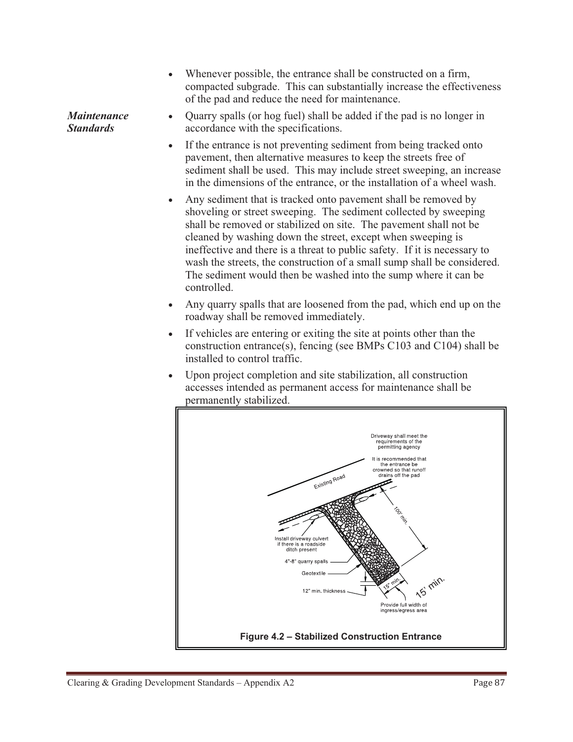- Whenever possible, the entrance shall be constructed on a firm, compacted subgrade. This can substantially increase the effectiveness of the pad and reduce the need for maintenance.

***Maintenance Standards***

- Quarry spalls (or hog fuel) shall be added if the pad is no longer in accordance with the specifications.
- If the entrance is not preventing sediment from being tracked onto pavement, then alternative measures to keep the streets free of sediment shall be used. This may include street sweeping, an increase in the dimensions of the entrance, or the installation of a wheel wash.
- Any sediment that is tracked onto pavement shall be removed by shoveling or street sweeping. The sediment collected by sweeping shall be removed or stabilized on site. The pavement shall not be cleaned by washing down the street, except when sweeping is ineffective and there is a threat to public safety. If it is necessary to wash the streets, the construction of a small sump shall be considered. The sediment would then be washed into the sump where it can be controlled.
- Any quarry spalls that are loosened from the pad, which end up on the roadway shall be removed immediately.
- If vehicles are entering or exiting the site at points other than the construction entrance(s), fencing (see BMPs C103 and C104) shall be installed to control traffic.
- Upon project completion and site stabilization, all construction accesses intended as permanent access for maintenance shall be permanently stabilized.

Driveway shall meet the requirements of the permitting agency

It is recommended that the entrance be crowned so that runoff drains off the pad

Existing Road

100' min.

Install driveway culvert if there is a roadside ditch present

4"-8" quarry spalls

Geotextile

12" min. thickness

15' min.

15' min.

Provide full width of ingress/egress area

**Figure 4.2 – Stabilized Construction Entrance**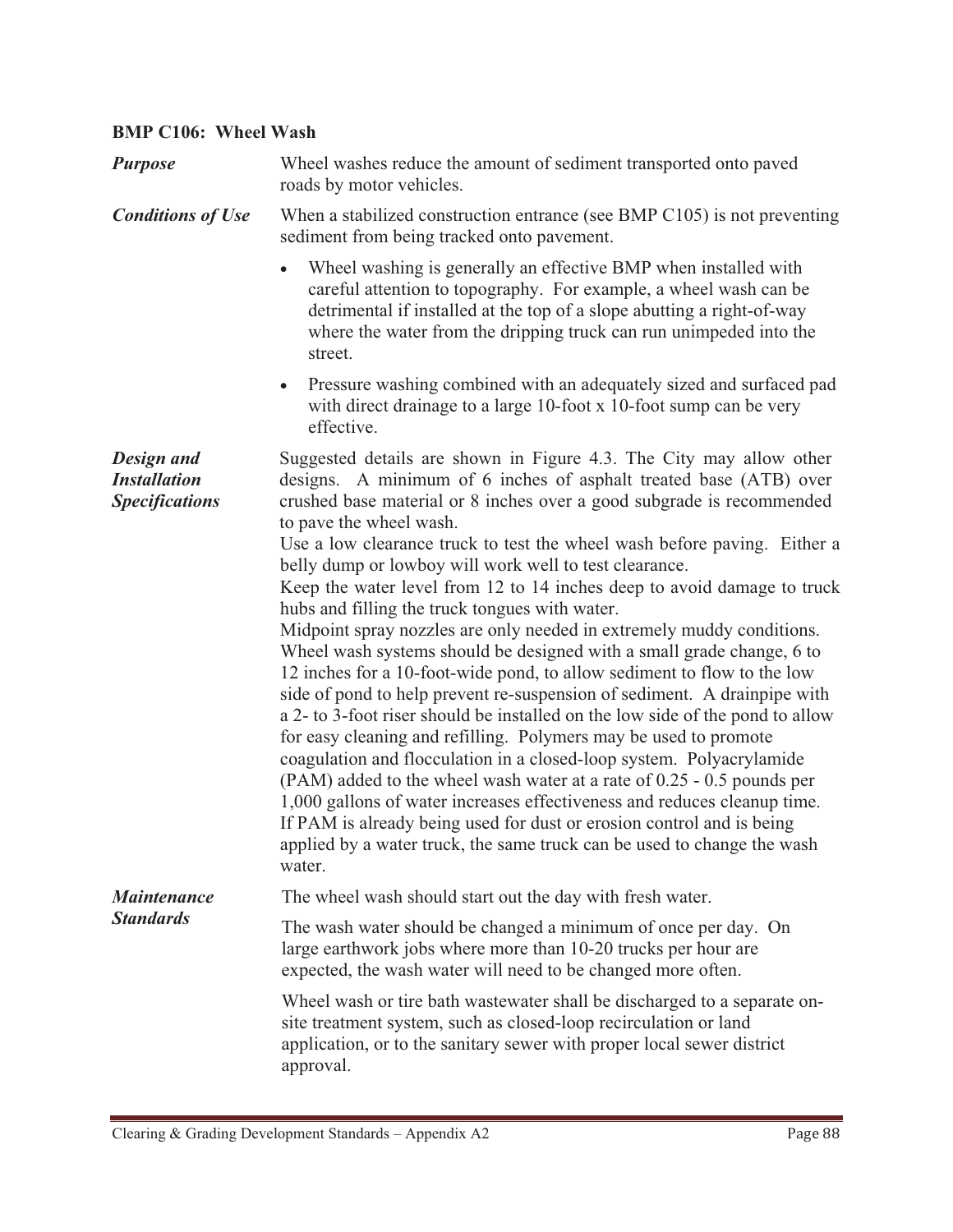### BMP C106: Wheel Wash

***Purpose***

Wheel washes reduce the amount of sediment transported onto paved roads by motor vehicles.

***Conditions of Use***

When a stabilized construction entrance (see BMP C105) is not preventing sediment from being tracked onto pavement.

- Wheel washing is generally an effective BMP when installed with careful attention to topography. For example, a wheel wash can be detrimental if installed at the top of a slope abutting a right-of-way where the water from the dripping truck can run unimpeded into the street.
- Pressure washing combined with an adequately sized and surfaced pad with direct drainage to a large 10-foot x 10-foot sump can be very effective.

***Design and Installation Specifications***

Suggested details are shown in Figure 4.3. The City may allow other designs. A minimum of 6 inches of asphalt treated base (ATB) over crushed base material or 8 inches over a good subgrade is recommended to pave the wheel wash.

Use a low clearance truck to test the wheel wash before paving. Either a belly dump or lowboy will work well to test clearance.

Keep the water level from 12 to 14 inches deep to avoid damage to truck hubs and filling the truck tongues with water.

Midpoint spray nozzles are only needed in extremely muddy conditions.

Wheel wash systems should be designed with a small grade change, 6 to 12 inches for a 10-foot-wide pond, to allow sediment to flow to the low side of pond to help prevent re-suspension of sediment. A drainpipe with a 2- to 3-foot riser should be installed on the low side of the pond to allow for easy cleaning and refilling. Polymers may be used to promote coagulation and flocculation in a closed-loop system. Polyacrylamide (PAM) added to the wheel wash water at a rate of 0.25 - 0.5 pounds per 1,000 gallons of water increases effectiveness and reduces cleanup time. If PAM is already being used for dust or erosion control and is being applied by a water truck, the same truck can be used to change the wash water.

***Maintenance Standards***

The wheel wash should start out the day with fresh water.

The wash water should be changed a minimum of once per day. On large earthwork jobs where more than 10-20 trucks per hour are expected, the wash water will need to be changed more often.

Wheel wash or tire bath wastewater shall be discharged to a separate on-site treatment system, such as closed-loop recirculation or land application, or to the sanitary sewer with proper local sewer district approval.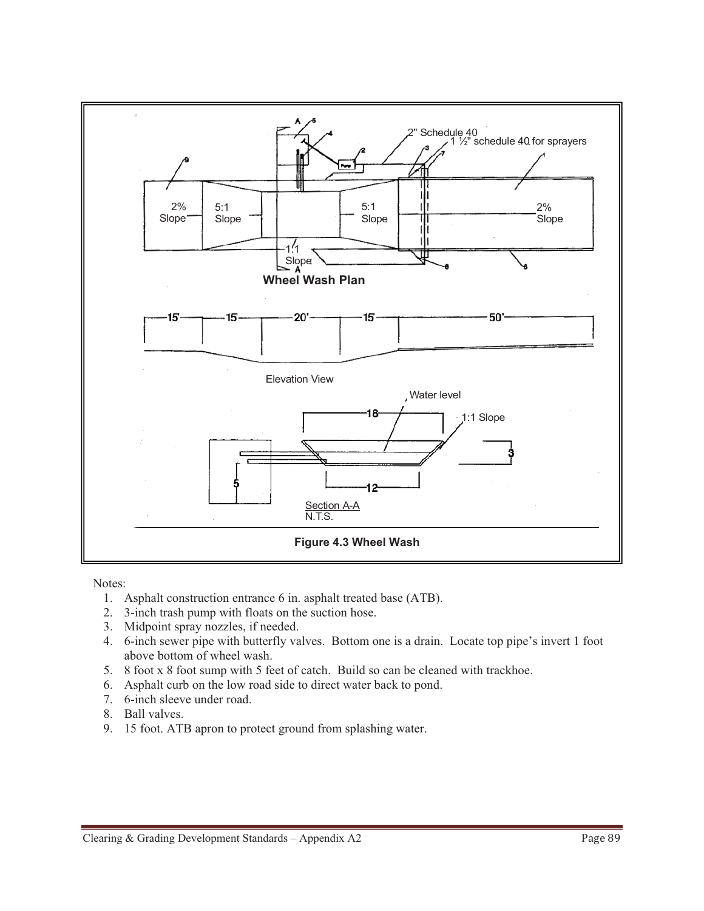Figure 4.3 Wheel Wash

Notes:

1. Asphalt construction entrance 6 in. asphalt treated base (ATB).
2. 3-inch trash pump with floats on the suction hose.
3. Midpoint spray nozzles, if needed.
4. 6-inch sewer pipe with butterfly valves. Bottom one is a drain. Locate top pipe's invert 1 foot above bottom of wheel wash.
5. 8 foot x 8 foot sump with 5 feet of catch. Build so can be cleaned with trackhoe.
6. Asphalt curb on the low road side to direct water back to pond.
7. 6-inch sleeve under road.
8. Ball valves.
9. 15 foot. ATB apron to protect ground from splashing water.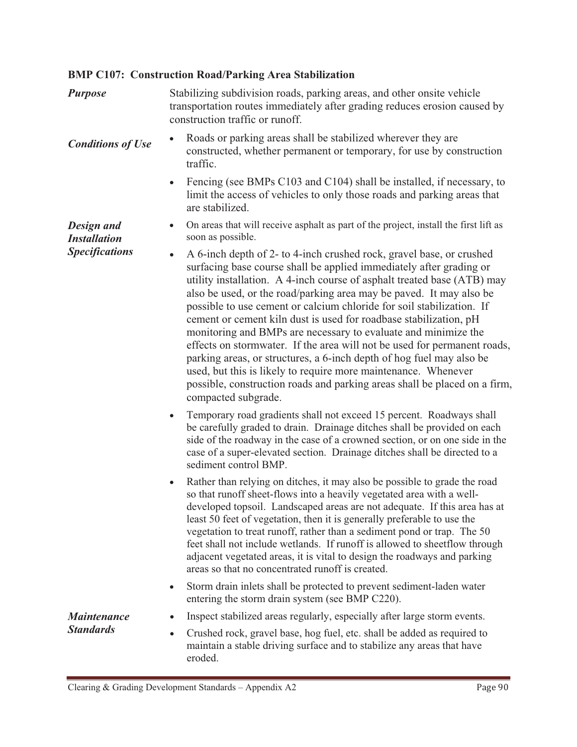### BMP C107: Construction Road/Parking Area Stabilization

***Purpose***

Stabilizing subdivision roads, parking areas, and other onsite vehicle transportation routes immediately after grading reduces erosion caused by construction traffic or runoff.

***Conditions of Use***

- Roads or parking areas shall be stabilized wherever they are constructed, whether permanent or temporary, for use by construction traffic.
- Fencing (see BMPs C103 and C104) shall be installed, if necessary, to limit the access of vehicles to only those roads and parking areas that are stabilized.

***Design and Installation Specifications***

- On areas that will receive asphalt as part of the project, install the first lift as soon as possible.
- A 6-inch depth of 2- to 4-inch crushed rock, gravel base, or crushed surfacing base course shall be applied immediately after grading or utility installation. A 4-inch course of asphalt treated base (ATB) may also be used, or the road/parking area may be paved. It may also be possible to use cement or calcium chloride for soil stabilization. If cement or cement kiln dust is used for roadbase stabilization, pH monitoring and BMPs are necessary to evaluate and minimize the effects on stormwater. If the area will not be used for permanent roads, parking areas, or structures, a 6-inch depth of hog fuel may also be used, but this is likely to require more maintenance. Whenever possible, construction roads and parking areas shall be placed on a firm, compacted subgrade.
- Temporary road gradients shall not exceed 15 percent. Roadways shall be carefully graded to drain. Drainage ditches shall be provided on each side of the roadway in the case of a crowned section, or on one side in the case of a super-elevated section. Drainage ditches shall be directed to a sediment control BMP.
- Rather than relying on ditches, it may also be possible to grade the road so that runoff sheet-flows into a heavily vegetated area with a well-developed topsoil. Landscaped areas are not adequate. If this area has at least 50 feet of vegetation, then it is generally preferable to use the vegetation to treat runoff, rather than a sediment pond or trap. The 50 feet shall not include wetlands. If runoff is allowed to sheetflow through adjacent vegetated areas, it is vital to design the roadways and parking areas so that no concentrated runoff is created.
- Storm drain inlets shall be protected to prevent sediment-laden water entering the storm drain system (see BMP C220).

***Maintenance Standards***

- Inspect stabilized areas regularly, especially after large storm events.
- Crushed rock, gravel base, hog fuel, etc. shall be added as required to maintain a stable driving surface and to stabilize any areas that have eroded.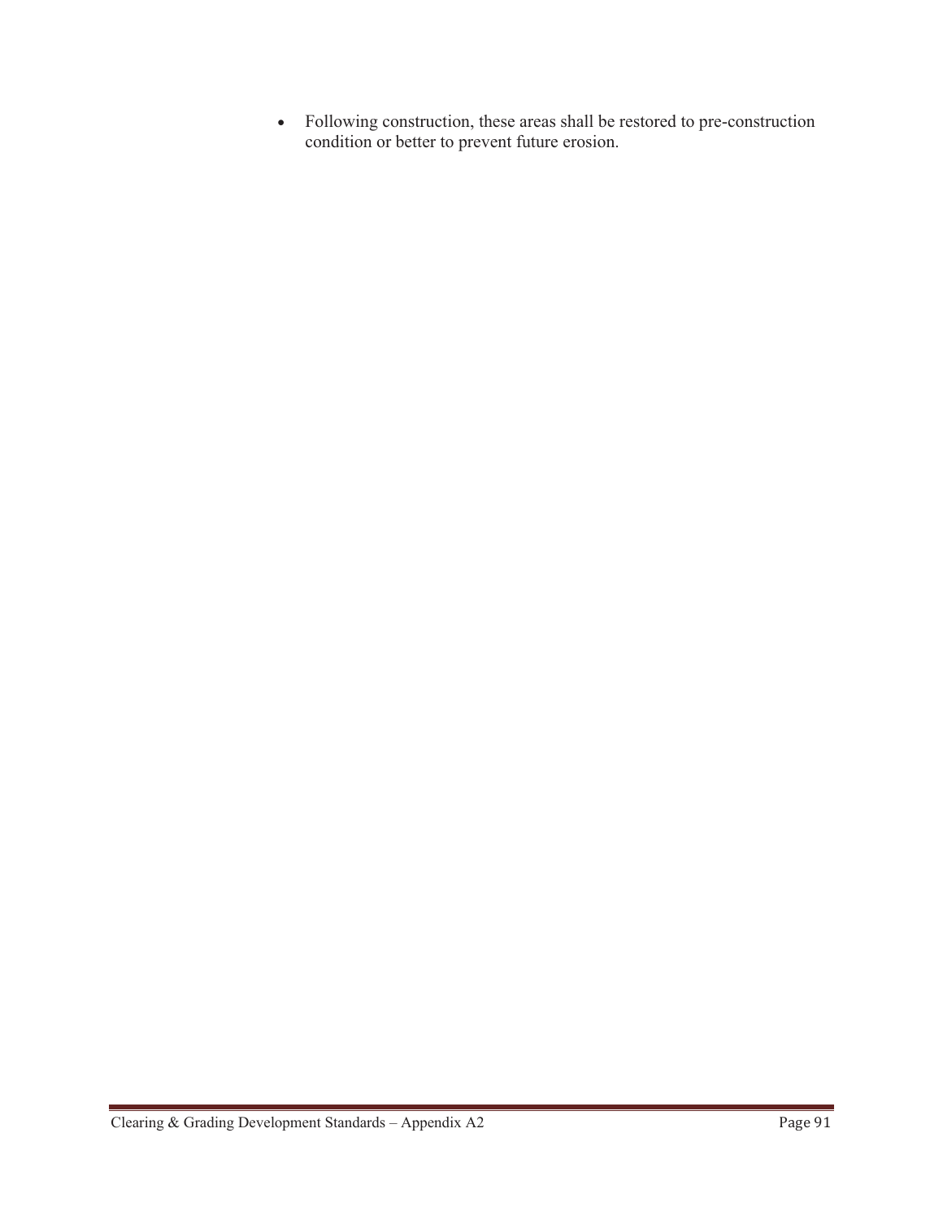- Following construction, these areas shall be restored to pre-construction condition or better to prevent future erosion.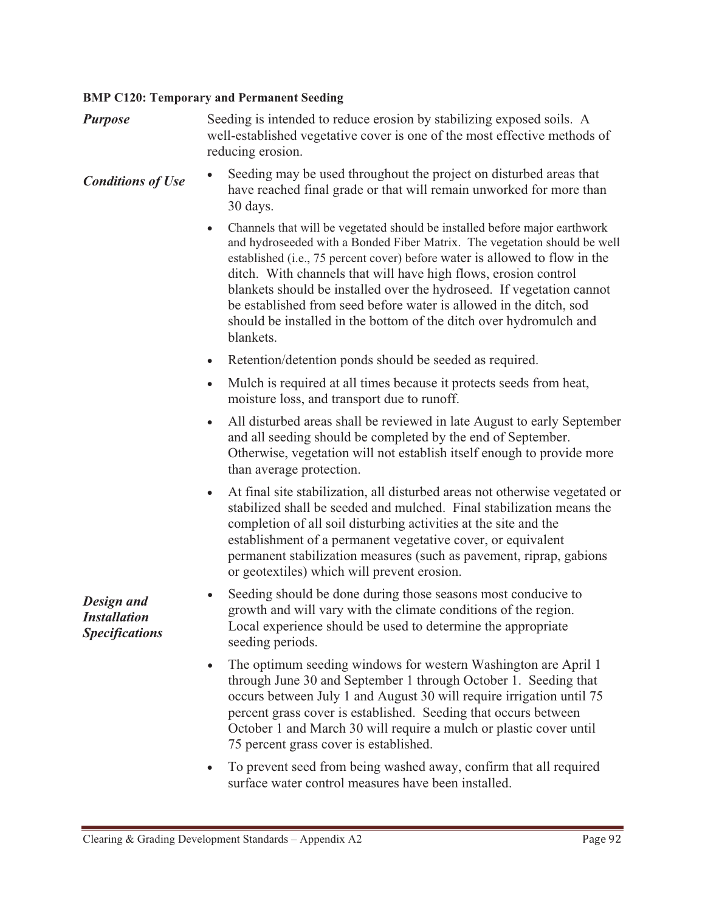### BMP C120: Temporary and Permanent Seeding

***Purpose***

Seeding is intended to reduce erosion by stabilizing exposed soils. A well-established vegetative cover is one of the most effective methods of reducing erosion.

***Conditions of Use***

- Seeding may be used throughout the project on disturbed areas that have reached final grade or that will remain unworked for more than 30 days.
- Channels that will be vegetated should be installed before major earthwork and hydroseeded with a Bonded Fiber Matrix. The vegetation should be well established (i.e., 75 percent cover) before water is allowed to flow in the ditch. With channels that will have high flows, erosion control blankets should be installed over the hydroseed. If vegetation cannot be established from seed before water is allowed in the ditch, sod should be installed in the bottom of the ditch over hydromulch and blankets.
- Retention/detention ponds should be seeded as required.
- Mulch is required at all times because it protects seeds from heat, moisture loss, and transport due to runoff.
- All disturbed areas shall be reviewed in late August to early September and all seeding should be completed by the end of September. Otherwise, vegetation will not establish itself enough to provide more than average protection.
- At final site stabilization, all disturbed areas not otherwise vegetated or stabilized shall be seeded and mulched. Final stabilization means the completion of all soil disturbing activities at the site and the establishment of a permanent vegetative cover, or equivalent permanent stabilization measures (such as pavement, riprap, gabions or geotextiles) which will prevent erosion.

***Design and Installation Specifications***

- Seeding should be done during those seasons most conducive to growth and will vary with the climate conditions of the region. Local experience should be used to determine the appropriate seeding periods.
- The optimum seeding windows for western Washington are April 1 through June 30 and September 1 through October 1. Seeding that occurs between July 1 and August 30 will require irrigation until 75 percent grass cover is established. Seeding that occurs between October 1 and March 30 will require a mulch or plastic cover until 75 percent grass cover is established.
- To prevent seed from being washed away, confirm that all required surface water control measures have been installed.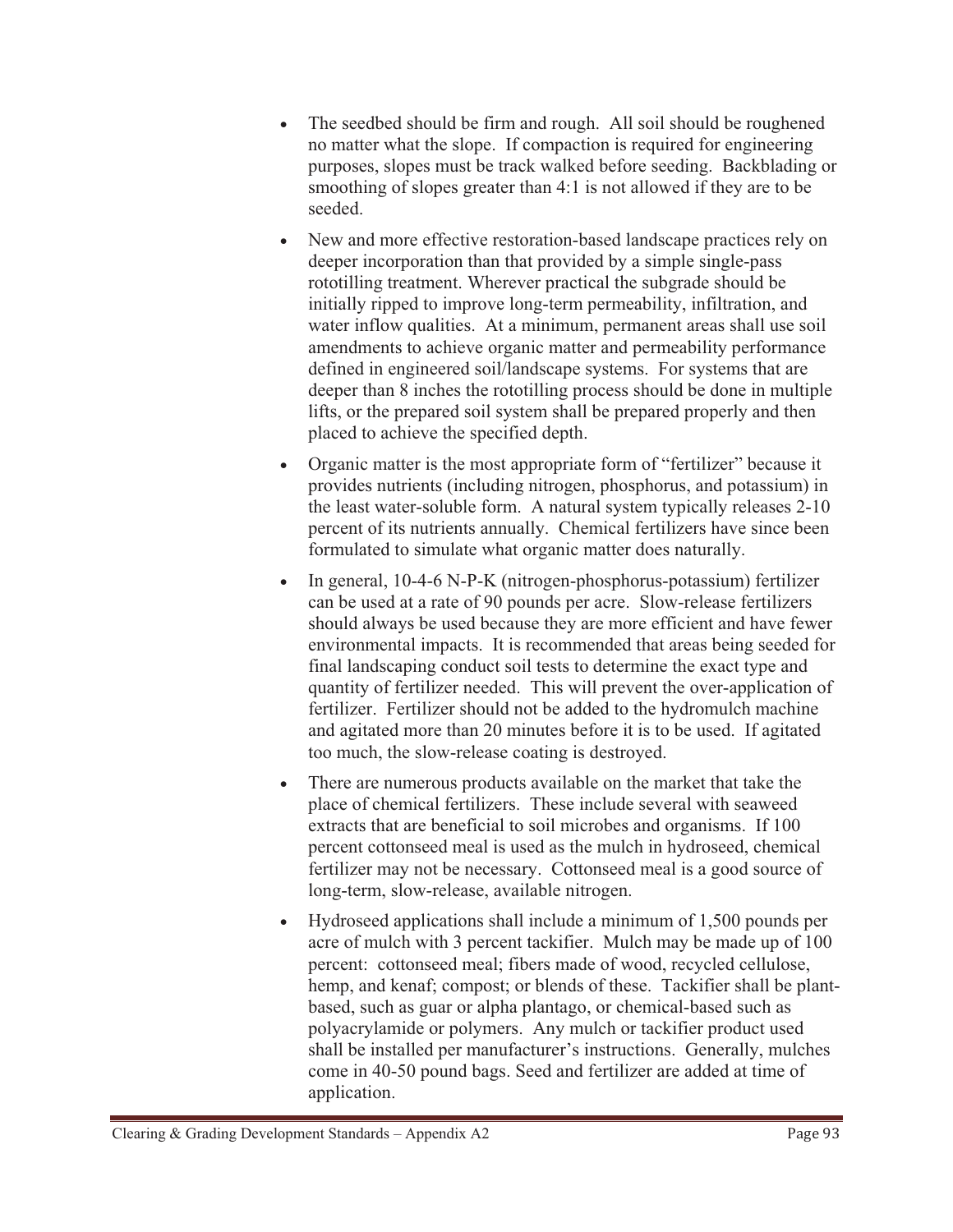- The seedbed should be firm and rough. All soil should be roughened no matter what the slope. If compaction is required for engineering purposes, slopes must be track walked before seeding. Backblading or smoothing of slopes greater than 4:1 is not allowed if they are to be seeded.

- New and more effective restoration-based landscape practices rely on deeper incorporation than that provided by a simple single-pass rototilling treatment. Wherever practical the subgrade should be initially ripped to improve long-term permeability, infiltration, and water inflow qualities. At a minimum, permanent areas shall use soil amendments to achieve organic matter and permeability performance defined in engineered soil/landscape systems. For systems that are deeper than 8 inches the rototilling process should be done in multiple lifts, or the prepared soil system shall be prepared properly and then placed to achieve the specified depth.

- Organic matter is the most appropriate form of "fertilizer" because it provides nutrients (including nitrogen, phosphorus, and potassium) in the least water-soluble form. A natural system typically releases 2-10 percent of its nutrients annually. Chemical fertilizers have since been formulated to simulate what organic matter does naturally.

- In general, 10-4-6 N-P-K (nitrogen-phosphorus-potassium) fertilizer can be used at a rate of 90 pounds per acre. Slow-release fertilizers should always be used because they are more efficient and have fewer environmental impacts. It is recommended that areas being seeded for final landscaping conduct soil tests to determine the exact type and quantity of fertilizer needed. This will prevent the over-application of fertilizer. Fertilizer should not be added to the hydromulch machine and agitated more than 20 minutes before it is to be used. If agitated too much, the slow-release coating is destroyed.

- There are numerous products available on the market that take the place of chemical fertilizers. These include several with seaweed extracts that are beneficial to soil microbes and organisms. If 100 percent cottonseed meal is used as the mulch in hydroseed, chemical fertilizer may not be necessary. Cottonseed meal is a good source of long-term, slow-release, available nitrogen.

- Hydroseed applications shall include a minimum of 1,500 pounds per acre of mulch with 3 percent tackifier. Mulch may be made up of 100 percent: cottonseed meal; fibers made of wood, recycled cellulose, hemp, and kenaf; compost; or blends of these. Tackifier shall be plant-based, such as guar or alpha plantago, or chemical-based such as polyacrylamide or polymers. Any mulch or tackifier product used shall be installed per manufacturer's instructions. Generally, mulches come in 40-50 pound bags. Seed and fertilizer are added at time of application.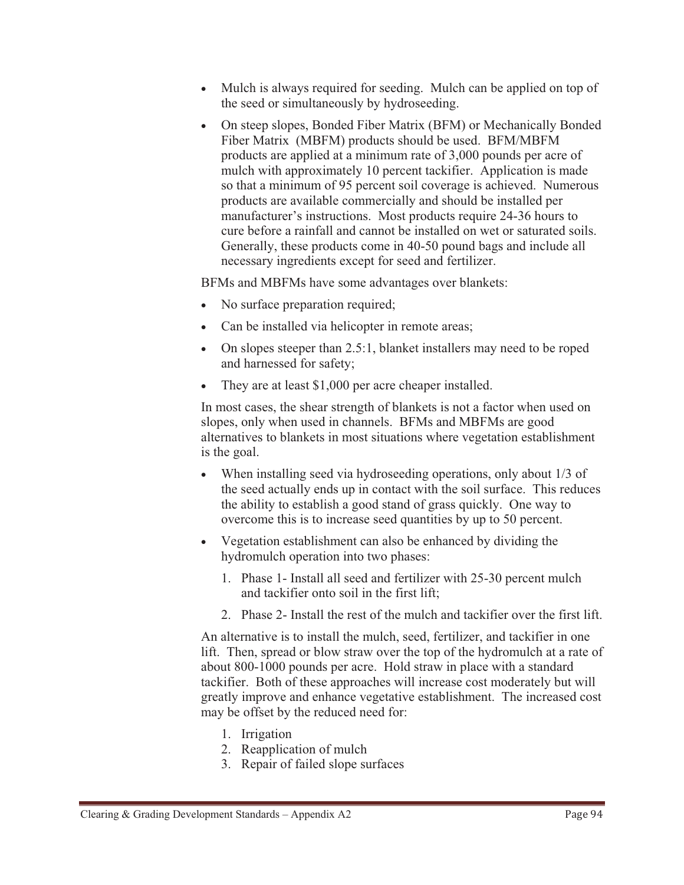- Mulch is always required for seeding. Mulch can be applied on top of the seed or simultaneously by hydroseeding.
- On steep slopes, Bonded Fiber Matrix (BFM) or Mechanically Bonded Fiber Matrix (MBFM) products should be used. BFM/MBFM products are applied at a minimum rate of 3,000 pounds per acre of mulch with approximately 10 percent tackifier. Application is made so that a minimum of 95 percent soil coverage is achieved. Numerous products are available commercially and should be installed per manufacturer's instructions. Most products require 24-36 hours to cure before a rainfall and cannot be installed on wet or saturated soils. Generally, these products come in 40-50 pound bags and include all necessary ingredients except for seed and fertilizer.

BFMs and MBFMs have some advantages over blankets:

- No surface preparation required;
- Can be installed via helicopter in remote areas;
- On slopes steeper than 2.5:1, blanket installers may need to be roped and harnessed for safety;
- They are at least $1,000 per acre cheaper installed.

In most cases, the shear strength of blankets is not a factor when used on slopes, only when used in channels. BFMs and MBFMs are good alternatives to blankets in most situations where vegetation establishment is the goal.

- When installing seed via hydroseeding operations, only about 1/3 of the seed actually ends up in contact with the soil surface. This reduces the ability to establish a good stand of grass quickly. One way to overcome this is to increase seed quantities by up to 50 percent.
- Vegetation establishment can also be enhanced by dividing the hydromulch operation into two phases:
  1. Phase 1- Install all seed and fertilizer with 25-30 percent mulch and tackifier onto soil in the first lift;
  2. Phase 2- Install the rest of the mulch and tackifier over the first lift.

An alternative is to install the mulch, seed, fertilizer, and tackifier in one lift. Then, spread or blow straw over the top of the hydromulch at a rate of about 800-1000 pounds per acre. Hold straw in place with a standard tackifier. Both of these approaches will increase cost moderately but will greatly improve and enhance vegetative establishment. The increased cost may be offset by the reduced need for:

1. Irrigation
2. Reapplication of mulch
3. Repair of failed slope surfaces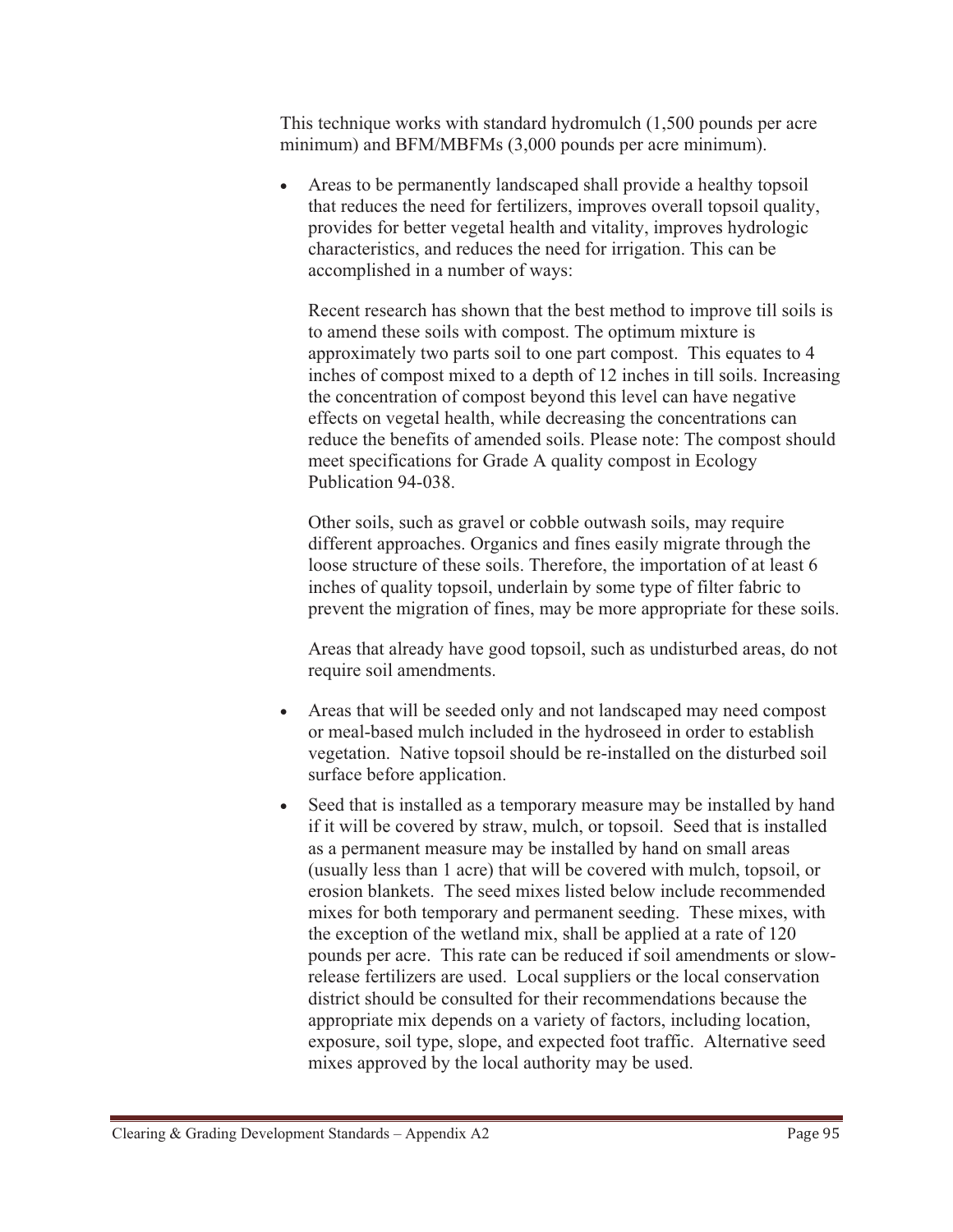This technique works with standard hydromulch (1,500 pounds per acre minimum) and BFM/MBFMs (3,000 pounds per acre minimum).

- Areas to be permanently landscaped shall provide a healthy topsoil that reduces the need for fertilizers, improves overall topsoil quality, provides for better vegetal health and vitality, improves hydrologic characteristics, and reduces the need for irrigation. This can be accomplished in a number of ways:

  Recent research has shown that the best method to improve till soils is to amend these soils with compost. The optimum mixture is approximately two parts soil to one part compost. This equates to 4 inches of compost mixed to a depth of 12 inches in till soils. Increasing the concentration of compost beyond this level can have negative effects on vegetal health, while decreasing the concentrations can reduce the benefits of amended soils. Please note: The compost should meet specifications for Grade A quality compost in Ecology Publication 94-038.

  Other soils, such as gravel or cobble outwash soils, may require different approaches. Organics and fines easily migrate through the loose structure of these soils. Therefore, the importation of at least 6 inches of quality topsoil, underlain by some type of filter fabric to prevent the migration of fines, may be more appropriate for these soils.

  Areas that already have good topsoil, such as undisturbed areas, do not require soil amendments.

- Areas that will be seeded only and not landscaped may need compost or meal-based mulch included in the hydroseed in order to establish vegetation. Native topsoil should be re-installed on the disturbed soil surface before application.
- Seed that is installed as a temporary measure may be installed by hand if it will be covered by straw, mulch, or topsoil. Seed that is installed as a permanent measure may be installed by hand on small areas (usually less than 1 acre) that will be covered with mulch, topsoil, or erosion blankets. The seed mixes listed below include recommended mixes for both temporary and permanent seeding. These mixes, with the exception of the wetland mix, shall be applied at a rate of 120 pounds per acre. This rate can be reduced if soil amendments or slow-release fertilizers are used. Local suppliers or the local conservation district should be consulted for their recommendations because the appropriate mix depends on a variety of factors, including location, exposure, soil type, slope, and expected foot traffic. Alternative seed mixes approved by the local authority may be used.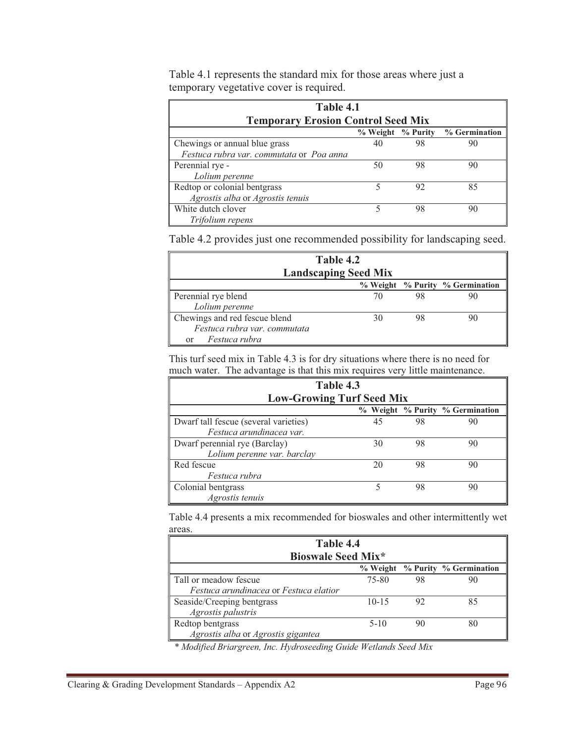Table 4.1 represents the standard mix for those areas where just a temporary vegetative cover is required.

| **Table 4.1**<br>**Temporary Erosion Control Seed Mix** | | | |
|---|---|---|---|
| | **% Weight** | **% Purity** | **% Germination** |
| Chewings or annual blue grass<br>*Festuca rubra var. commutata* or *Poa anna* | 40 | 98 | 90 |
| Perennial rye -<br>*Lolium perenne* | 50 | 98 | 90 |
| Redtop or colonial bentgrass<br>*Agrostis alba* or *Agrostis tenuis* | 5 | 92 | 85 |
| White dutch clover<br>*Trifolium repens* | 5 | 98 | 90 |

Table 4.2 provides just one recommended possibility for landscaping seed.

| **Table 4.2**<br>**Landscaping Seed Mix** | | | |
|---|---|---|---|
| | **% Weight** | **% Purity** | **% Germination** |
| Perennial rye blend<br>*Lolium perenne* | 70 | 98 | 90 |
| Chewings and red fescue blend<br>*Festuca rubra var. commutata*<br>or *Festuca rubra* | 30 | 98 | 90 |

This turf seed mix in Table 4.3 is for dry situations where there is no need for much water. The advantage is that this mix requires very little maintenance.

| **Table 4.3**<br>**Low-Growing Turf Seed Mix** | | | |
|---|---|---|---|
| | **% Weight** | **% Purity** | **% Germination** |
| Dwarf tall fescue (several varieties)<br>*Festuca arundinacea var.* | 45 | 98 | 90 |
| Dwarf perennial rye (Barclay)<br>*Lolium perenne var. barclay* | 30 | 98 | 90 |
| Red fescue<br>*Festuca rubra* | 20 | 98 | 90 |
| Colonial bentgrass<br>*Agrostis tenuis* | 5 | 98 | 90 |

Table 4.4 presents a mix recommended for bioswales and other intermittently wet areas.

| **Table 4.4**<br>**Bioswale Seed Mix*** | | | |
|---|---|---|---|
| | **% Weight** | **% Purity** | **% Germination** |
| Tall or meadow fescue<br>*Festuca arundinacea* or *Festuca elatior* | 75-80 | 98 | 90 |
| Seaside/Creeping bentgrass<br>*Agrostis palustris* | 10-15 | 92 | 85 |
| Redtop bentgrass<br>*Agrostis alba* or *Agrostis gigantea* | 5-10 | 90 | 80 |

*\* Modified Briargreen, Inc. Hydroseeding Guide Wetlands Seed Mix*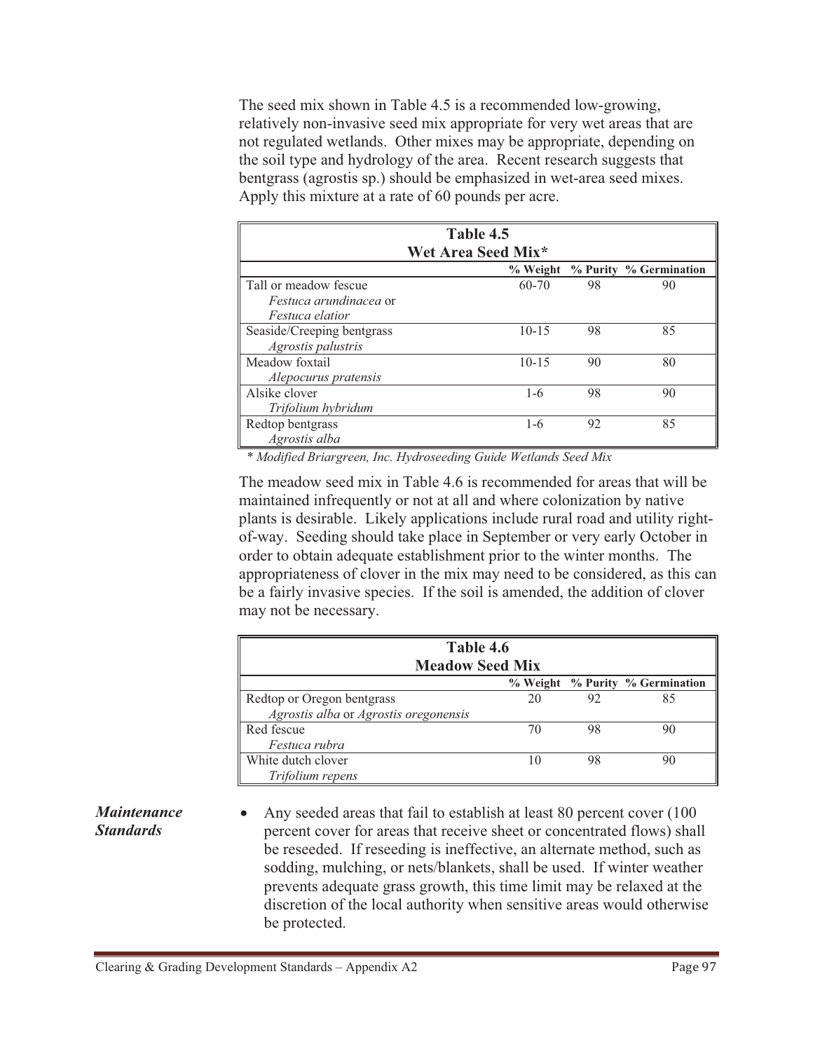The seed mix shown in Table 4.5 is a recommended low-growing, relatively non-invasive seed mix appropriate for very wet areas that are not regulated wetlands. Other mixes may be appropriate, depending on the soil type and hydrology of the area. Recent research suggests that bentgrass (agrostis sp.) should be emphasized in wet-area seed mixes. Apply this mixture at a rate of 60 pounds per acre.

**Table 4.5**
**Wet Area Seed Mix***

| | % Weight | % Purity | % Germination |
|---|---|---|---|
| Tall or meadow fescue *Festuca arundinacea* or *Festuca elatior* | 60-70 | 98 | 90 |
| Seaside/Creeping bentgrass *Agrostis palustris* | 10-15 | 98 | 85 |
| Meadow foxtail *Alepocurus pratensis* | 10-15 | 90 | 80 |
| Alsike clover *Trifolium hybridum* | 1-6 | 98 | 90 |
| Redtop bentgrass *Agrostis alba* | 1-6 | 92 | 85 |

*\* Modified Briargreen, Inc. Hydroseeding Guide Wetlands Seed Mix*

The meadow seed mix in Table 4.6 is recommended for areas that will be maintained infrequently or not at all and where colonization by native plants is desirable. Likely applications include rural road and utility right-of-way. Seeding should take place in September or very early October in order to obtain adequate establishment prior to the winter months. The appropriateness of clover in the mix may need to be considered, as this can be a fairly invasive species. If the soil is amended, the addition of clover may not be necessary.

**Table 4.6**
**Meadow Seed Mix**

| | % Weight | % Purity | % Germination |
|---|---|---|---|
| Redtop or Oregon bentgrass *Agrostis alba* or *Agrostis oregonensis* | 20 | 92 | 85 |
| Red fescue *Festuca rubra* | 70 | 98 | 90 |
| White dutch clover *Trifolium repens* | 10 | 98 | 90 |

***Maintenance Standards***

- Any seeded areas that fail to establish at least 80 percent cover (100 percent cover for areas that receive sheet or concentrated flows) shall be reseeded. If reseeding is ineffective, an alternate method, such as sodding, mulching, or nets/blankets, shall be used. If winter weather prevents adequate grass growth, this time limit may be relaxed at the discretion of the local authority when sensitive areas would otherwise be protected.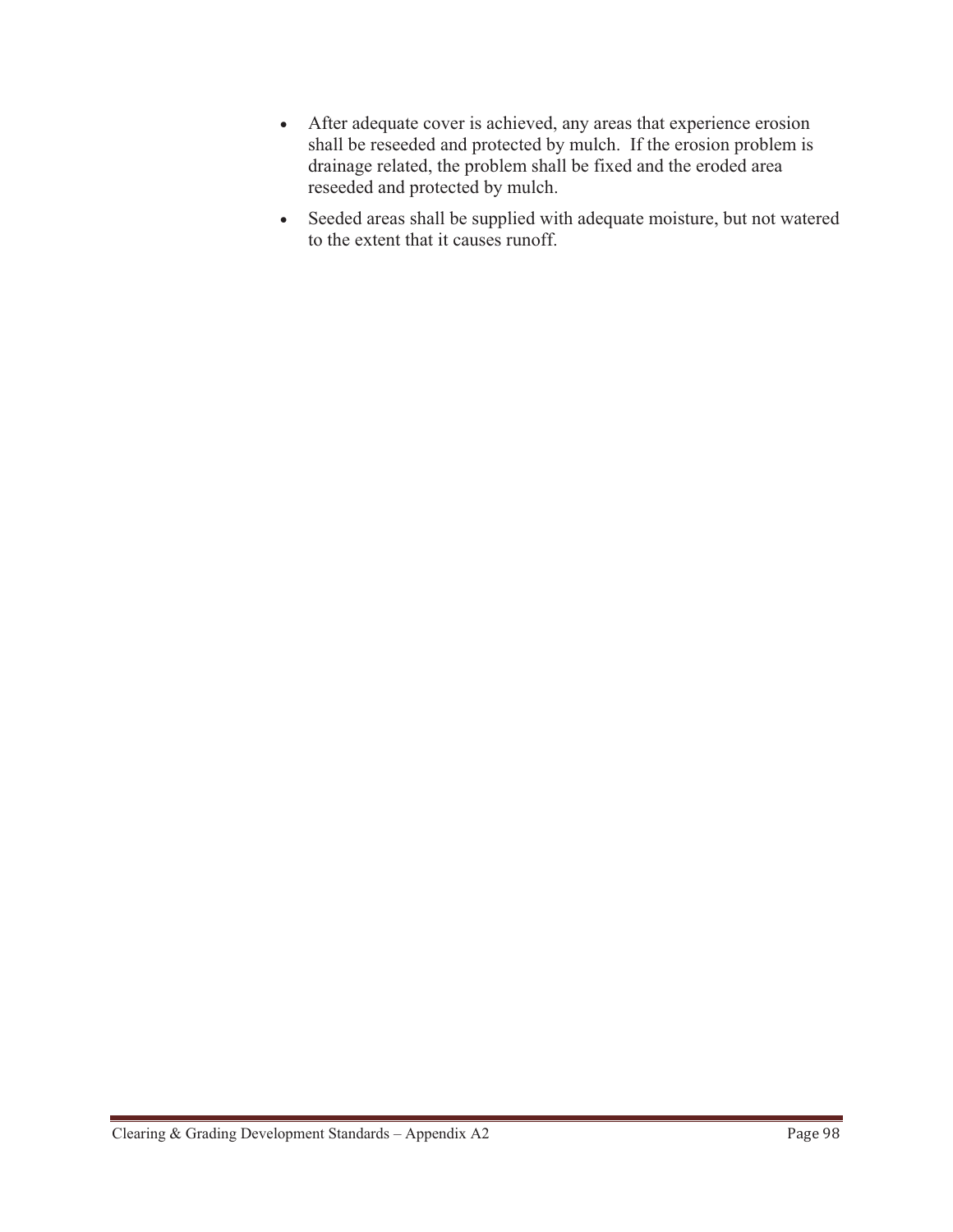- After adequate cover is achieved, any areas that experience erosion shall be reseeded and protected by mulch. If the erosion problem is drainage related, the problem shall be fixed and the eroded area reseeded and protected by mulch.
- Seeded areas shall be supplied with adequate moisture, but not watered to the extent that it causes runoff.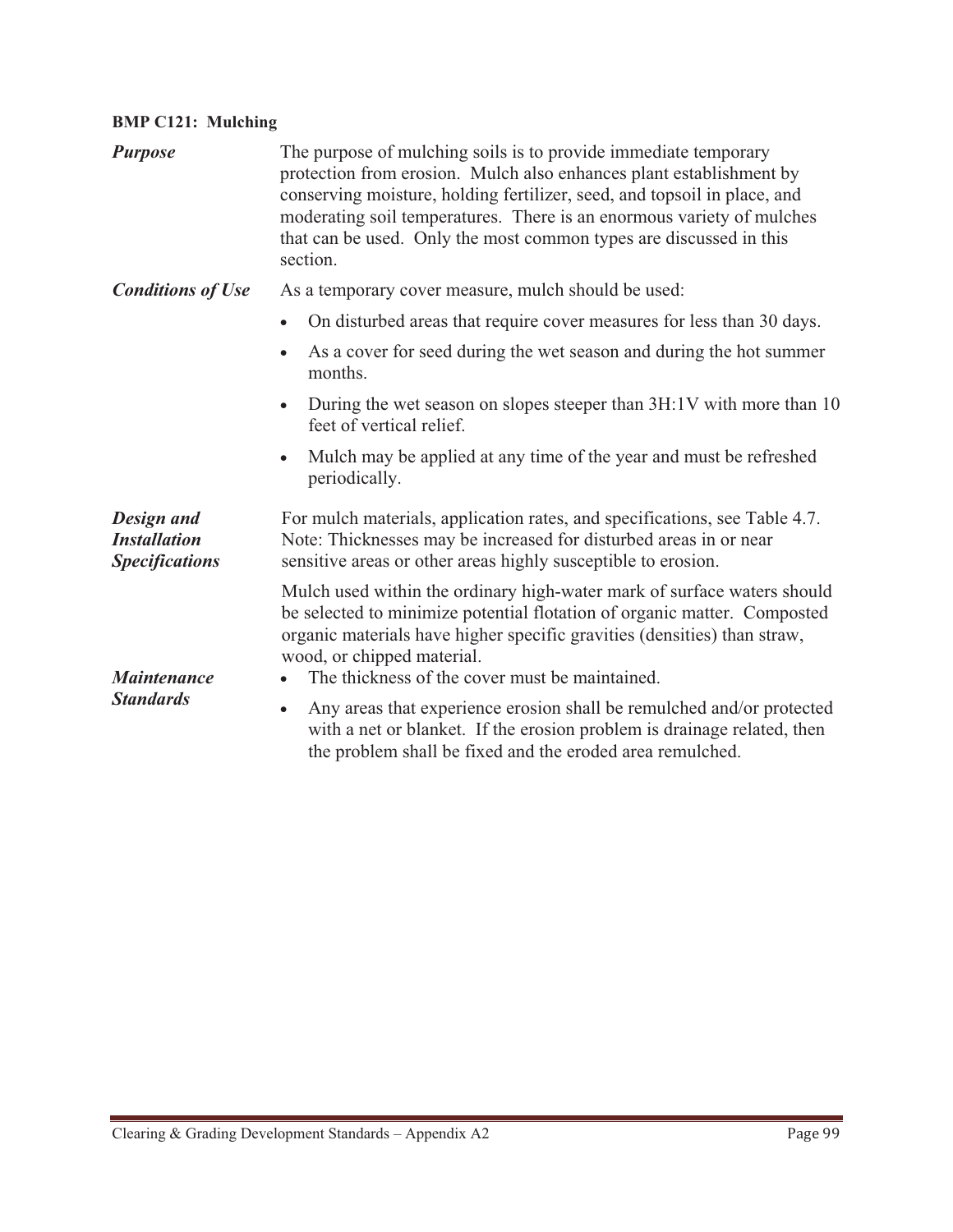**BMP C121: Mulching**

***Purpose***

The purpose of mulching soils is to provide immediate temporary protection from erosion. Mulch also enhances plant establishment by conserving moisture, holding fertilizer, seed, and topsoil in place, and moderating soil temperatures. There is an enormous variety of mulches that can be used. Only the most common types are discussed in this section.

***Conditions of Use***

As a temporary cover measure, mulch should be used:

- On disturbed areas that require cover measures for less than 30 days.
- As a cover for seed during the wet season and during the hot summer months.
- During the wet season on slopes steeper than 3H:1V with more than 10 feet of vertical relief.
- Mulch may be applied at any time of the year and must be refreshed periodically.

***Design and Installation Specifications***

For mulch materials, application rates, and specifications, see Table 4.7. Note: Thicknesses may be increased for disturbed areas in or near sensitive areas or other areas highly susceptible to erosion.

Mulch used within the ordinary high-water mark of surface waters should be selected to minimize potential flotation of organic matter. Composted organic materials have higher specific gravities (densities) than straw, wood, or chipped material.

***Maintenance Standards***

- The thickness of the cover must be maintained.
- Any areas that experience erosion shall be remulched and/or protected with a net or blanket. If the erosion problem is drainage related, then the problem shall be fixed and the eroded area remulched.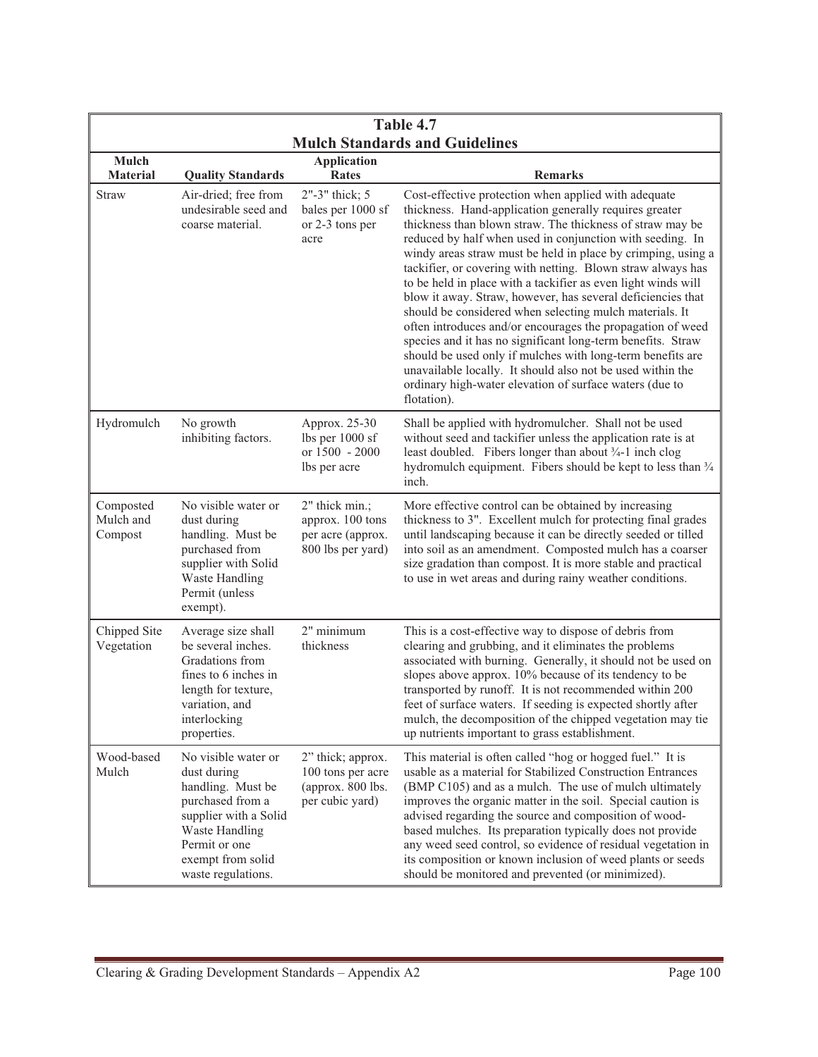## Table 4.7
## Mulch Standards and Guidelines

| Mulch Material | Quality Standards | Application Rates | Remarks |
|---|---|---|---|
| Straw | Air-dried; free from undesirable seed and coarse material. | 2"-3" thick; 5 bales per 1000 sf or 2-3 tons per acre | Cost-effective protection when applied with adequate thickness. Hand-application generally requires greater thickness than blown straw. The thickness of straw may be reduced by half when used in conjunction with seeding. In windy areas straw must be held in place by crimping, using a tackifier, or covering with netting. Blown straw always has to be held in place with a tackifier as even light winds will blow it away. Straw, however, has several deficiencies that should be considered when selecting mulch materials. It often introduces and/or encourages the propagation of weed species and it has no significant long-term benefits. Straw should be used only if mulches with long-term benefits are unavailable locally. It should also not be used within the ordinary high-water elevation of surface waters (due to flotation). |
| Hydromulch | No growth inhibiting factors. | Approx. 25-30 lbs per 1000 sf or 1500 - 2000 lbs per acre | Shall be applied with hydromulcher. Shall not be used without seed and tackifier unless the application rate is at least doubled. Fibers longer than about ¾-1 inch clog hydromulch equipment. Fibers should be kept to less than ¾ inch. |
| Composted Mulch and Compost | No visible water or dust during handling. Must be purchased from supplier with Solid Waste Handling Permit (unless exempt). | 2" thick min.; approx. 100 tons per acre (approx. 800 lbs per yard) | More effective control can be obtained by increasing thickness to 3". Excellent mulch for protecting final grades until landscaping because it can be directly seeded or tilled into soil as an amendment. Composted mulch has a coarser size gradation than compost. It is more stable and practical to use in wet areas and during rainy weather conditions. |
| Chipped Site Vegetation | Average size shall be several inches. Gradations from fines to 6 inches in length for texture, variation, and interlocking properties. | 2" minimum thickness | This is a cost-effective way to dispose of debris from clearing and grubbing, and it eliminates the problems associated with burning. Generally, it should not be used on slopes above approx. 10% because of its tendency to be transported by runoff. It is not recommended within 200 feet of surface waters. If seeding is expected shortly after mulch, the decomposition of the chipped vegetation may tie up nutrients important to grass establishment. |
| Wood-based Mulch | No visible water or dust during handling. Must be purchased from a supplier with a Solid Waste Handling Permit or one exempt from solid waste regulations. | 2" thick; approx. 100 tons per acre (approx. 800 lbs. per cubic yard) | This material is often called "hog or hogged fuel." It is usable as a material for Stabilized Construction Entrances (BMP C105) and as a mulch. The use of mulch ultimately improves the organic matter in the soil. Special caution is advised regarding the source and composition of wood-based mulches. Its preparation typically does not provide any weed seed control, so evidence of residual vegetation in its composition or known inclusion of weed plants or seeds should be monitored and prevented (or minimized). |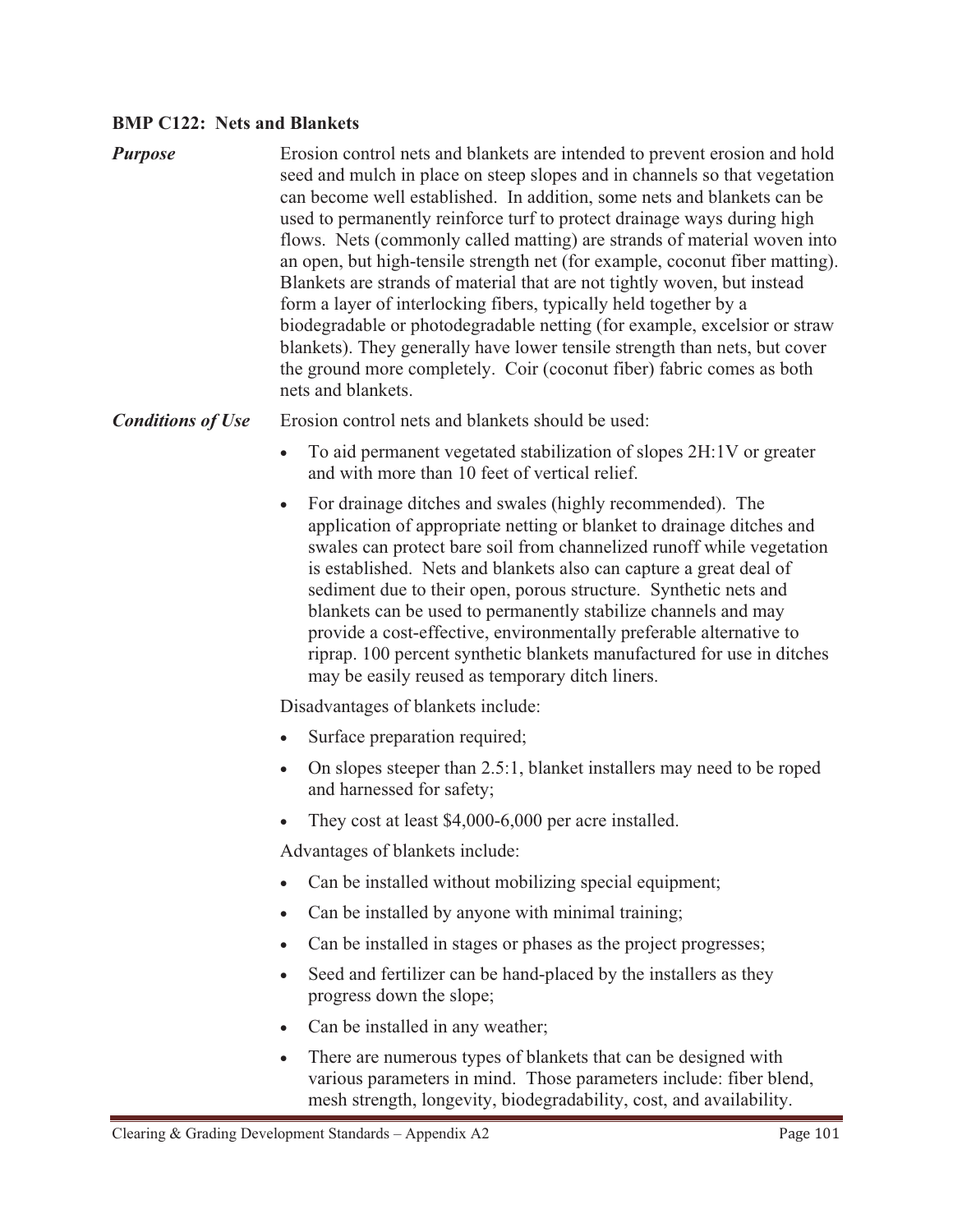### BMP C122: Nets and Blankets

***Purpose***

Erosion control nets and blankets are intended to prevent erosion and hold seed and mulch in place on steep slopes and in channels so that vegetation can become well established. In addition, some nets and blankets can be used to permanently reinforce turf to protect drainage ways during high flows. Nets (commonly called matting) are strands of material woven into an open, but high-tensile strength net (for example, coconut fiber matting). Blankets are strands of material that are not tightly woven, but instead form a layer of interlocking fibers, typically held together by a biodegradable or photodegradable netting (for example, excelsior or straw blankets). They generally have lower tensile strength than nets, but cover the ground more completely. Coir (coconut fiber) fabric comes as both nets and blankets.

***Conditions of Use***

Erosion control nets and blankets should be used:

- To aid permanent vegetated stabilization of slopes 2H:1V or greater and with more than 10 feet of vertical relief.
- For drainage ditches and swales (highly recommended). The application of appropriate netting or blanket to drainage ditches and swales can protect bare soil from channelized runoff while vegetation is established. Nets and blankets also can capture a great deal of sediment due to their open, porous structure. Synthetic nets and blankets can be used to permanently stabilize channels and may provide a cost-effective, environmentally preferable alternative to riprap. 100 percent synthetic blankets manufactured for use in ditches may be easily reused as temporary ditch liners.

Disadvantages of blankets include:

- Surface preparation required;
- On slopes steeper than 2.5:1, blanket installers may need to be roped and harnessed for safety;
- They cost at least $4,000-6,000 per acre installed.

Advantages of blankets include:

- Can be installed without mobilizing special equipment;
- Can be installed by anyone with minimal training;
- Can be installed in stages or phases as the project progresses;
- Seed and fertilizer can be hand-placed by the installers as they progress down the slope;
- Can be installed in any weather;
- There are numerous types of blankets that can be designed with various parameters in mind. Those parameters include: fiber blend, mesh strength, longevity, biodegradability, cost, and availability.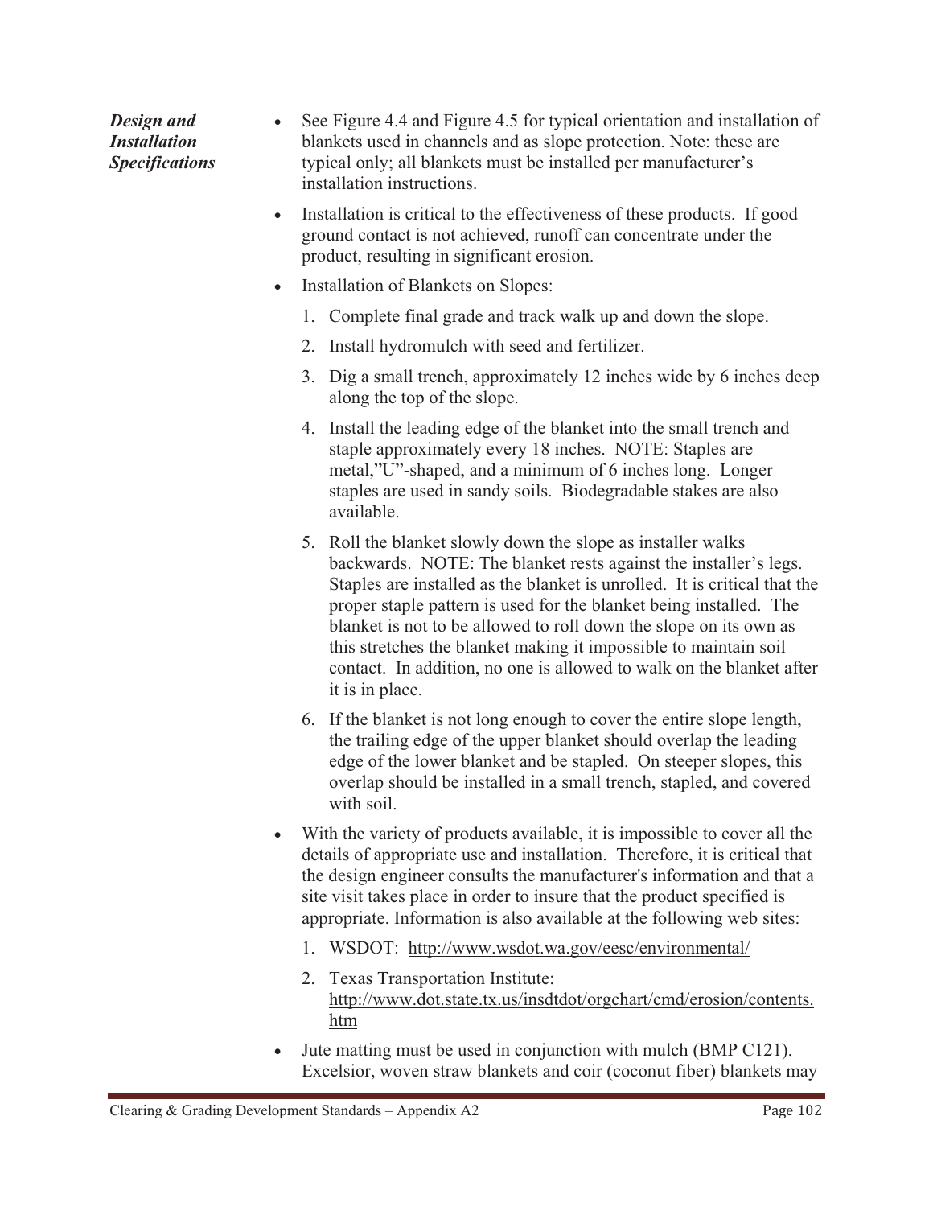***Design and Installation Specifications***

- See Figure 4.4 and Figure 4.5 for typical orientation and installation of blankets used in channels and as slope protection. Note: these are typical only; all blankets must be installed per manufacturer's installation instructions.
- Installation is critical to the effectiveness of these products. If good ground contact is not achieved, runoff can concentrate under the product, resulting in significant erosion.
- Installation of Blankets on Slopes:
  1. Complete final grade and track walk up and down the slope.
  2. Install hydromulch with seed and fertilizer.
  3. Dig a small trench, approximately 12 inches wide by 6 inches deep along the top of the slope.
  4. Install the leading edge of the blanket into the small trench and staple approximately every 18 inches. NOTE: Staples are metal,"U"-shaped, and a minimum of 6 inches long. Longer staples are used in sandy soils. Biodegradable stakes are also available.
  5. Roll the blanket slowly down the slope as installer walks backwards. NOTE: The blanket rests against the installer's legs. Staples are installed as the blanket is unrolled. It is critical that the proper staple pattern is used for the blanket being installed. The blanket is not to be allowed to roll down the slope on its own as this stretches the blanket making it impossible to maintain soil contact. In addition, no one is allowed to walk on the blanket after it is in place.
  6. If the blanket is not long enough to cover the entire slope length, the trailing edge of the upper blanket should overlap the leading edge of the lower blanket and be stapled. On steeper slopes, this overlap should be installed in a small trench, stapled, and covered with soil.
- With the variety of products available, it is impossible to cover all the details of appropriate use and installation. Therefore, it is critical that the design engineer consults the manufacturer's information and that a site visit takes place in order to insure that the product specified is appropriate. Information is also available at the following web sites:
  1. WSDOT: http://www.wsdot.wa.gov/eesc/environmental/
  2. Texas Transportation Institute: http://www.dot.state.tx.us/insdtdot/orgchart/cmd/erosion/contents.htm
- Jute matting must be used in conjunction with mulch (BMP C121). Excelsior, woven straw blankets and coir (coconut fiber) blankets may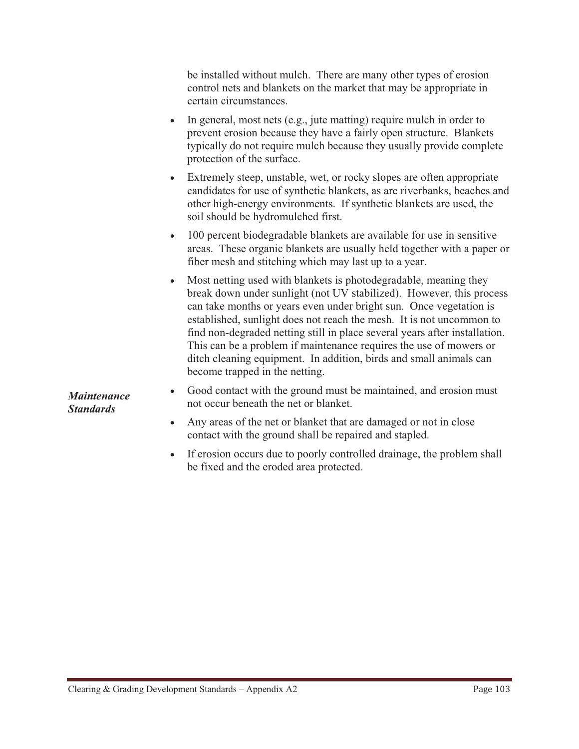be installed without mulch. There are many other types of erosion control nets and blankets on the market that may be appropriate in certain circumstances.

- In general, most nets (e.g., jute matting) require mulch in order to prevent erosion because they have a fairly open structure. Blankets typically do not require mulch because they usually provide complete protection of the surface.
- Extremely steep, unstable, wet, or rocky slopes are often appropriate candidates for use of synthetic blankets, as are riverbanks, beaches and other high-energy environments. If synthetic blankets are used, the soil should be hydromulched first.
- 100 percent biodegradable blankets are available for use in sensitive areas. These organic blankets are usually held together with a paper or fiber mesh and stitching which may last up to a year.
- Most netting used with blankets is photodegradable, meaning they break down under sunlight (not UV stabilized). However, this process can take months or years even under bright sun. Once vegetation is established, sunlight does not reach the mesh. It is not uncommon to find non-degraded netting still in place several years after installation. This can be a problem if maintenance requires the use of mowers or ditch cleaning equipment. In addition, birds and small animals can become trapped in the netting.

***Maintenance Standards***

- Good contact with the ground must be maintained, and erosion must not occur beneath the net or blanket.
- Any areas of the net or blanket that are damaged or not in close contact with the ground shall be repaired and stapled.
- If erosion occurs due to poorly controlled drainage, the problem shall be fixed and the eroded area protected.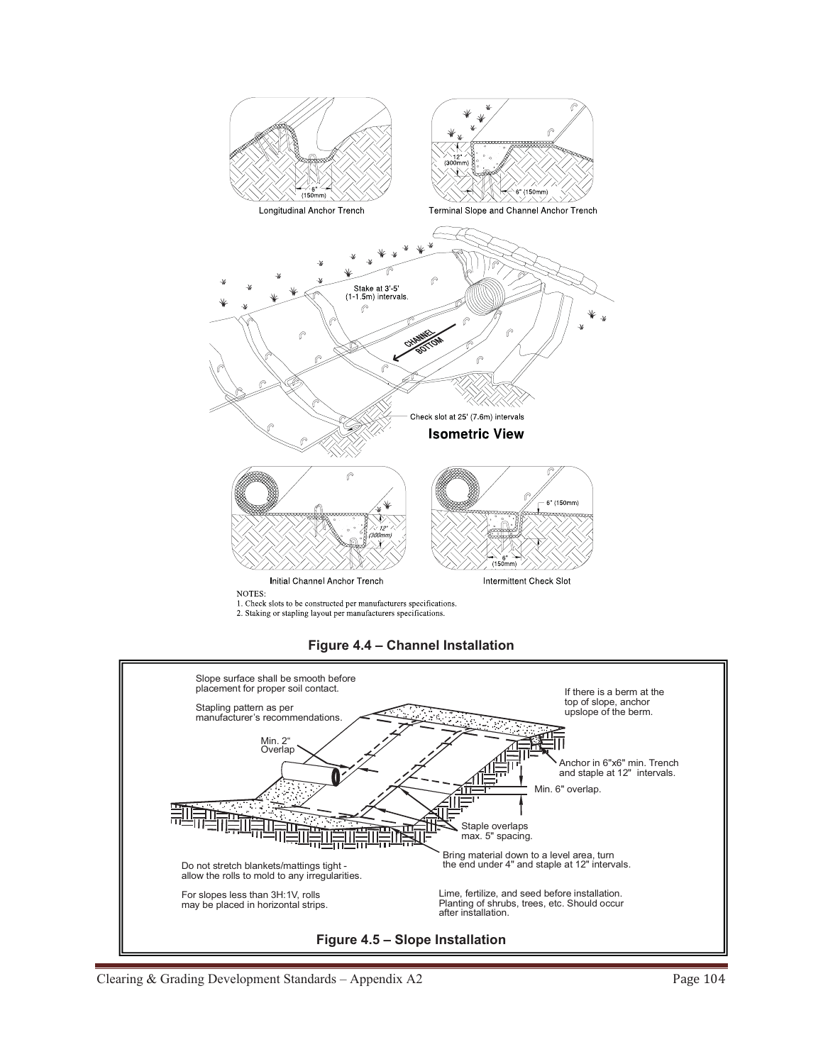Longitudinal Anchor Trench

Terminal Slope and Channel Anchor Trench

Stake at 3'-5' (1-1.5m) intervals.

CHANNEL BOTTOM

Check slot at 25' (7.6m) intervals

**Isometric View**

Initial Channel Anchor Trench

Intermittent Check Slot

NOTES:
1. Check slots to be constructed per manufacturers specifications.
2. Staking or stapling layout per manufacturers specifications.

**Figure 4.4 – Channel Installation**

Slope surface shall be smooth before placement for proper soil contact.

Stapling pattern as per manufacturer's recommendations.

Min. 2" Overlap

If there is a berm at the top of slope, anchor upslope of the berm.

Anchor in 6"x6" min. Trench and staple at 12" intervals.

Min. 6" overlap.

Staple overlaps max. 5" spacing.

Bring material down to a level area, turn the end under 4" and staple at 12" intervals.

Do not stretch blankets/mattings tight - allow the rolls to mold to any irregularities.

For slopes less than 3H:1V, rolls may be placed in horizontal strips.

Lime, fertilize, and seed before installation. Planting of shrubs, trees, etc. Should occur after installation.

**Figure 4.5 – Slope Installation**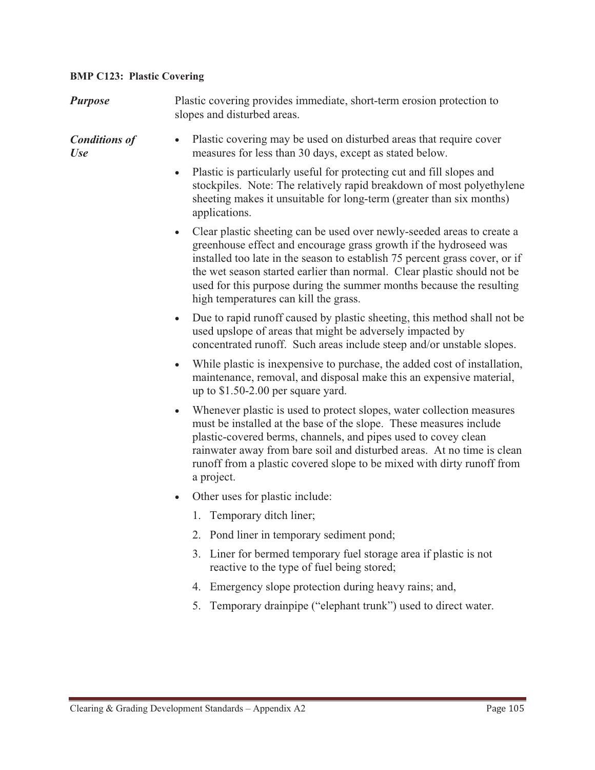### BMP C123: Plastic Covering

***Purpose***

Plastic covering provides immediate, short-term erosion protection to slopes and disturbed areas.

***Conditions of Use***

- Plastic covering may be used on disturbed areas that require cover measures for less than 30 days, except as stated below.
- Plastic is particularly useful for protecting cut and fill slopes and stockpiles. Note: The relatively rapid breakdown of most polyethylene sheeting makes it unsuitable for long-term (greater than six months) applications.
- Clear plastic sheeting can be used over newly-seeded areas to create a greenhouse effect and encourage grass growth if the hydroseed was installed too late in the season to establish 75 percent grass cover, or if the wet season started earlier than normal. Clear plastic should not be used for this purpose during the summer months because the resulting high temperatures can kill the grass.
- Due to rapid runoff caused by plastic sheeting, this method shall not be used upslope of areas that might be adversely impacted by concentrated runoff. Such areas include steep and/or unstable slopes.
- While plastic is inexpensive to purchase, the added cost of installation, maintenance, removal, and disposal make this an expensive material, up to $1.50-2.00 per square yard.
- Whenever plastic is used to protect slopes, water collection measures must be installed at the base of the slope. These measures include plastic-covered berms, channels, and pipes used to covey clean rainwater away from bare soil and disturbed areas. At no time is clean runoff from a plastic covered slope to be mixed with dirty runoff from a project.
- Other uses for plastic include:
  1. Temporary ditch liner;
  2. Pond liner in temporary sediment pond;
  3. Liner for bermed temporary fuel storage area if plastic is not reactive to the type of fuel being stored;
  4. Emergency slope protection during heavy rains; and,
  5. Temporary drainpipe ("elephant trunk") used to direct water.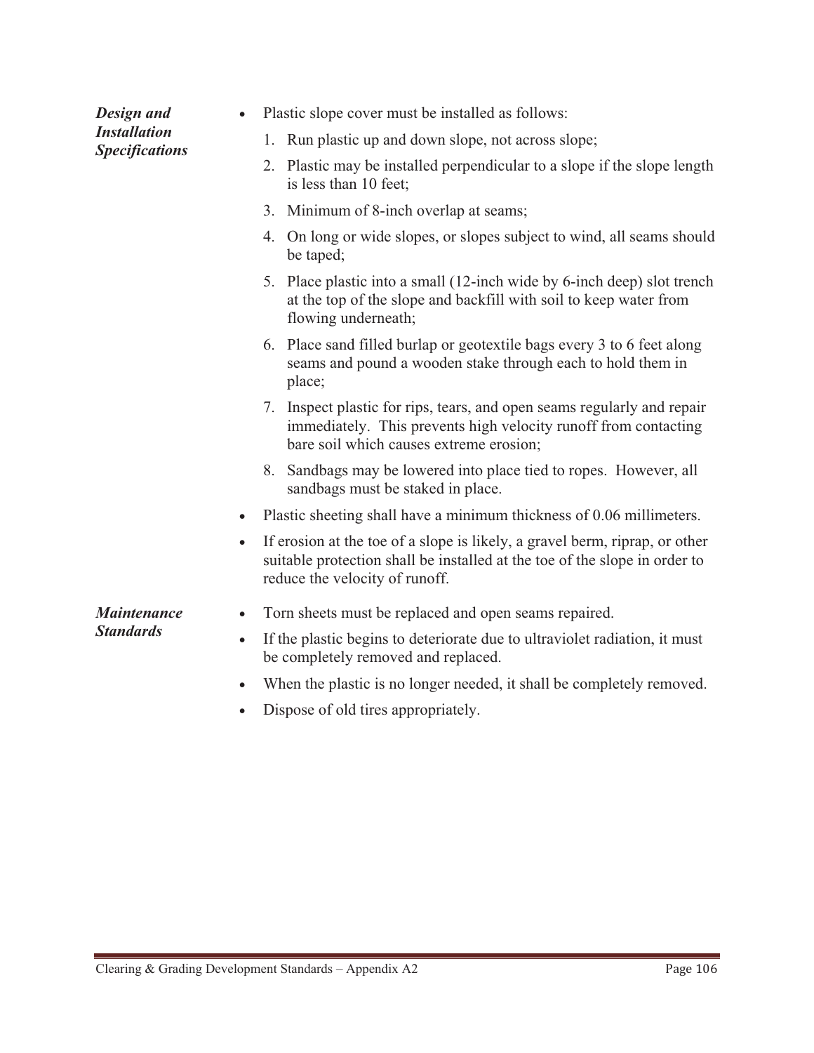***Design and Installation Specifications***

- Plastic slope cover must be installed as follows:
  1. Run plastic up and down slope, not across slope;
  2. Plastic may be installed perpendicular to a slope if the slope length is less than 10 feet;
  3. Minimum of 8-inch overlap at seams;
  4. On long or wide slopes, or slopes subject to wind, all seams should be taped;
  5. Place plastic into a small (12-inch wide by 6-inch deep) slot trench at the top of the slope and backfill with soil to keep water from flowing underneath;
  6. Place sand filled burlap or geotextile bags every 3 to 6 feet along seams and pound a wooden stake through each to hold them in place;
  7. Inspect plastic for rips, tears, and open seams regularly and repair immediately. This prevents high velocity runoff from contacting bare soil which causes extreme erosion;
  8. Sandbags may be lowered into place tied to ropes. However, all sandbags must be staked in place.
- Plastic sheeting shall have a minimum thickness of 0.06 millimeters.
- If erosion at the toe of a slope is likely, a gravel berm, riprap, or other suitable protection shall be installed at the toe of the slope in order to reduce the velocity of runoff.

***Maintenance Standards***

- Torn sheets must be replaced and open seams repaired.
- If the plastic begins to deteriorate due to ultraviolet radiation, it must be completely removed and replaced.
- When the plastic is no longer needed, it shall be completely removed.
- Dispose of old tires appropriately.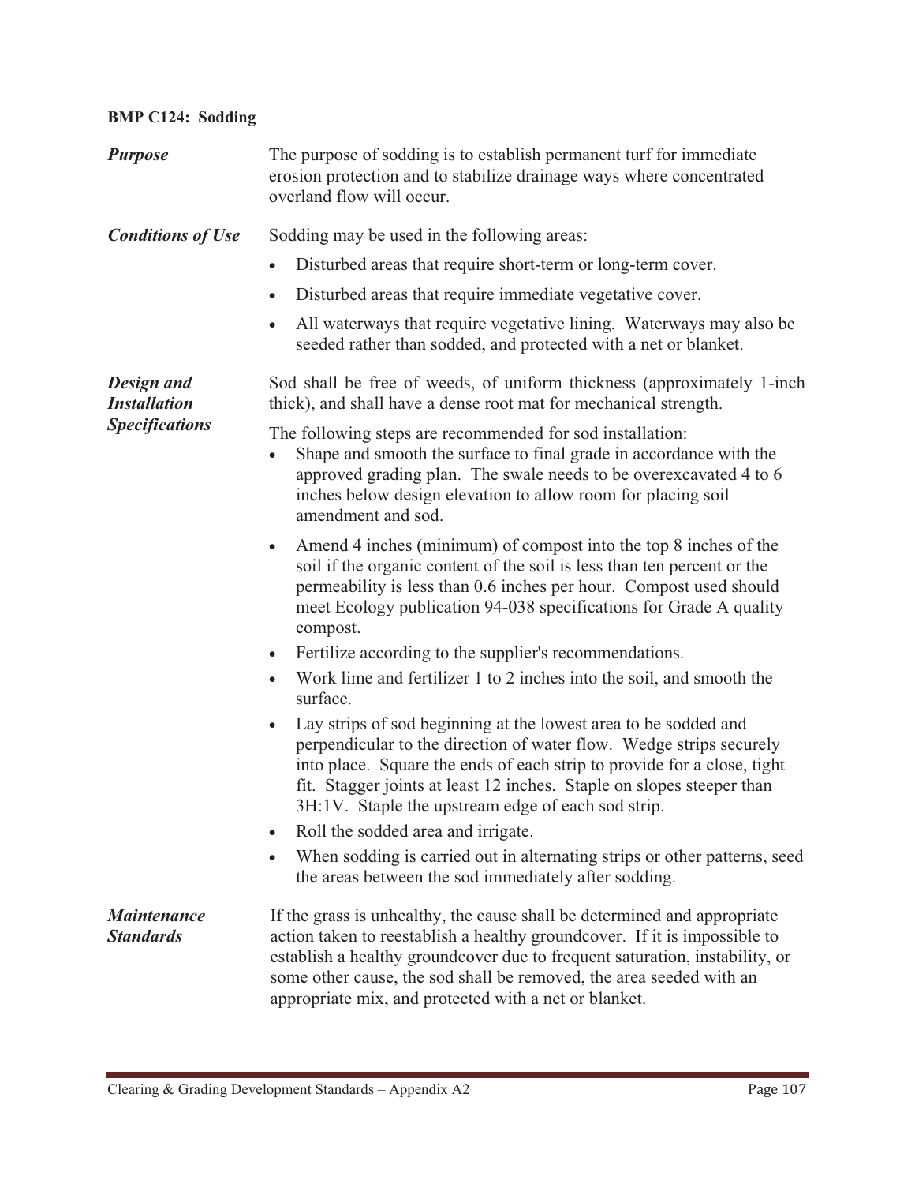### BMP C124: Sodding

***Purpose***

The purpose of sodding is to establish permanent turf for immediate erosion protection and to stabilize drainage ways where concentrated overland flow will occur.

***Conditions of Use***

Sodding may be used in the following areas:

- Disturbed areas that require short-term or long-term cover.
- Disturbed areas that require immediate vegetative cover.
- All waterways that require vegetative lining. Waterways may also be seeded rather than sodded, and protected with a net or blanket.

***Design and Installation Specifications***

Sod shall be free of weeds, of uniform thickness (approximately 1-inch thick), and shall have a dense root mat for mechanical strength.

The following steps are recommended for sod installation:

- Shape and smooth the surface to final grade in accordance with the approved grading plan. The swale needs to be overexcavated 4 to 6 inches below design elevation to allow room for placing soil amendment and sod.
- Amend 4 inches (minimum) of compost into the top 8 inches of the soil if the organic content of the soil is less than ten percent or the permeability is less than 0.6 inches per hour. Compost used should meet Ecology publication 94-038 specifications for Grade A quality compost.
- Fertilize according to the supplier's recommendations.
- Work lime and fertilizer 1 to 2 inches into the soil, and smooth the surface.
- Lay strips of sod beginning at the lowest area to be sodded and perpendicular to the direction of water flow. Wedge strips securely into place. Square the ends of each strip to provide for a close, tight fit. Stagger joints at least 12 inches. Staple on slopes steeper than 3H:1V. Staple the upstream edge of each sod strip.
- Roll the sodded area and irrigate.
- When sodding is carried out in alternating strips or other patterns, seed the areas between the sod immediately after sodding.

***Maintenance Standards***

If the grass is unhealthy, the cause shall be determined and appropriate action taken to reestablish a healthy groundcover. If it is impossible to establish a healthy groundcover due to frequent saturation, instability, or some other cause, the sod shall be removed, the area seeded with an appropriate mix, and protected with a net or blanket.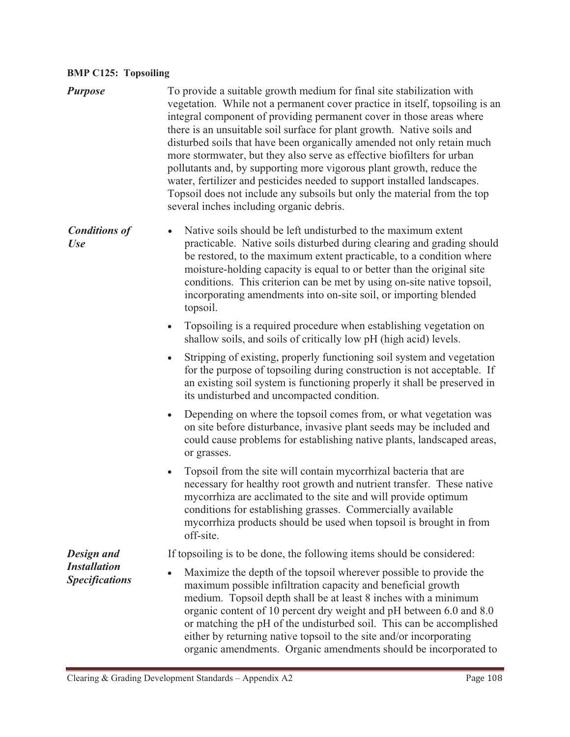### BMP C125: Topsoiling

***Purpose***

To provide a suitable growth medium for final site stabilization with vegetation. While not a permanent cover practice in itself, topsoiling is an integral component of providing permanent cover in those areas where there is an unsuitable soil surface for plant growth. Native soils and disturbed soils that have been organically amended not only retain much more stormwater, but they also serve as effective biofilters for urban pollutants and, by supporting more vigorous plant growth, reduce the water, fertilizer and pesticides needed to support installed landscapes. Topsoil does not include any subsoils but only the material from the top several inches including organic debris.

***Conditions of Use***

- Native soils should be left undisturbed to the maximum extent practicable. Native soils disturbed during clearing and grading should be restored, to the maximum extent practicable, to a condition where moisture-holding capacity is equal to or better than the original site conditions. This criterion can be met by using on-site native topsoil, incorporating amendments into on-site soil, or importing blended topsoil.
- Topsoiling is a required procedure when establishing vegetation on shallow soils, and soils of critically low pH (high acid) levels.
- Stripping of existing, properly functioning soil system and vegetation for the purpose of topsoiling during construction is not acceptable. If an existing soil system is functioning properly it shall be preserved in its undisturbed and uncompacted condition.
- Depending on where the topsoil comes from, or what vegetation was on site before disturbance, invasive plant seeds may be included and could cause problems for establishing native plants, landscaped areas, or grasses.
- Topsoil from the site will contain mycorrhizal bacteria that are necessary for healthy root growth and nutrient transfer. These native mycorrhiza are acclimated to the site and will provide optimum conditions for establishing grasses. Commercially available mycorrhiza products should be used when topsoil is brought in from off-site.

***Design and Installation Specifications***

If topsoiling is to be done, the following items should be considered:

- Maximize the depth of the topsoil wherever possible to provide the maximum possible infiltration capacity and beneficial growth medium. Topsoil depth shall be at least 8 inches with a minimum organic content of 10 percent dry weight and pH between 6.0 and 8.0 or matching the pH of the undisturbed soil. This can be accomplished either by returning native topsoil to the site and/or incorporating organic amendments. Organic amendments should be incorporated to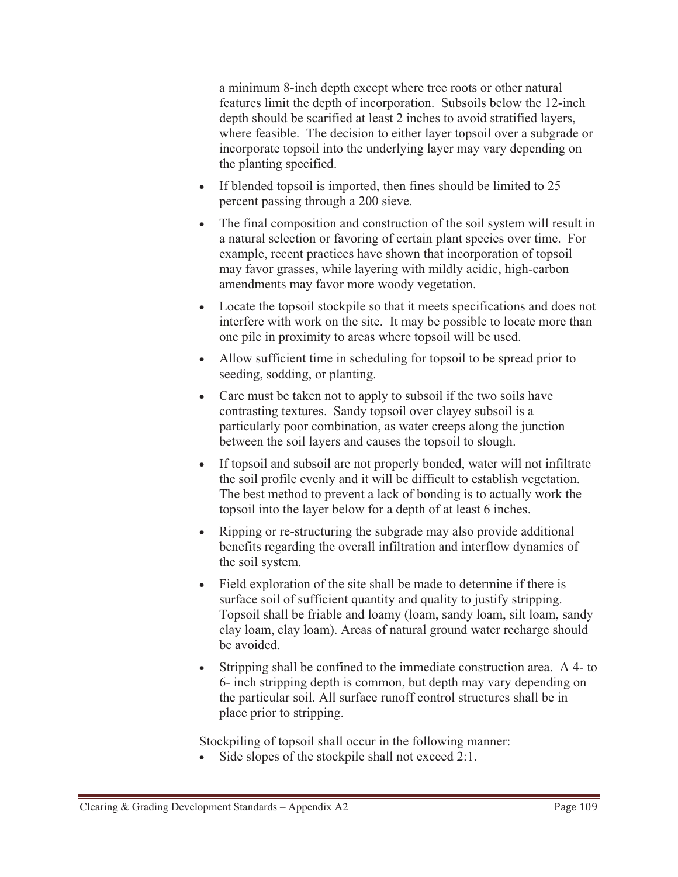a minimum 8-inch depth except where tree roots or other natural features limit the depth of incorporation. Subsoils below the 12-inch depth should be scarified at least 2 inches to avoid stratified layers, where feasible. The decision to either layer topsoil over a subgrade or incorporate topsoil into the underlying layer may vary depending on the planting specified.

- If blended topsoil is imported, then fines should be limited to 25 percent passing through a 200 sieve.
- The final composition and construction of the soil system will result in a natural selection or favoring of certain plant species over time. For example, recent practices have shown that incorporation of topsoil may favor grasses, while layering with mildly acidic, high-carbon amendments may favor more woody vegetation.
- Locate the topsoil stockpile so that it meets specifications and does not interfere with work on the site. It may be possible to locate more than one pile in proximity to areas where topsoil will be used.
- Allow sufficient time in scheduling for topsoil to be spread prior to seeding, sodding, or planting.
- Care must be taken not to apply to subsoil if the two soils have contrasting textures. Sandy topsoil over clayey subsoil is a particularly poor combination, as water creeps along the junction between the soil layers and causes the topsoil to slough.
- If topsoil and subsoil are not properly bonded, water will not infiltrate the soil profile evenly and it will be difficult to establish vegetation. The best method to prevent a lack of bonding is to actually work the topsoil into the layer below for a depth of at least 6 inches.
- Ripping or re-structuring the subgrade may also provide additional benefits regarding the overall infiltration and interflow dynamics of the soil system.
- Field exploration of the site shall be made to determine if there is surface soil of sufficient quantity and quality to justify stripping. Topsoil shall be friable and loamy (loam, sandy loam, silt loam, sandy clay loam, clay loam). Areas of natural ground water recharge should be avoided.
- Stripping shall be confined to the immediate construction area. A 4- to 6- inch stripping depth is common, but depth may vary depending on the particular soil. All surface runoff control structures shall be in place prior to stripping.

Stockpiling of topsoil shall occur in the following manner:

- Side slopes of the stockpile shall not exceed 2:1.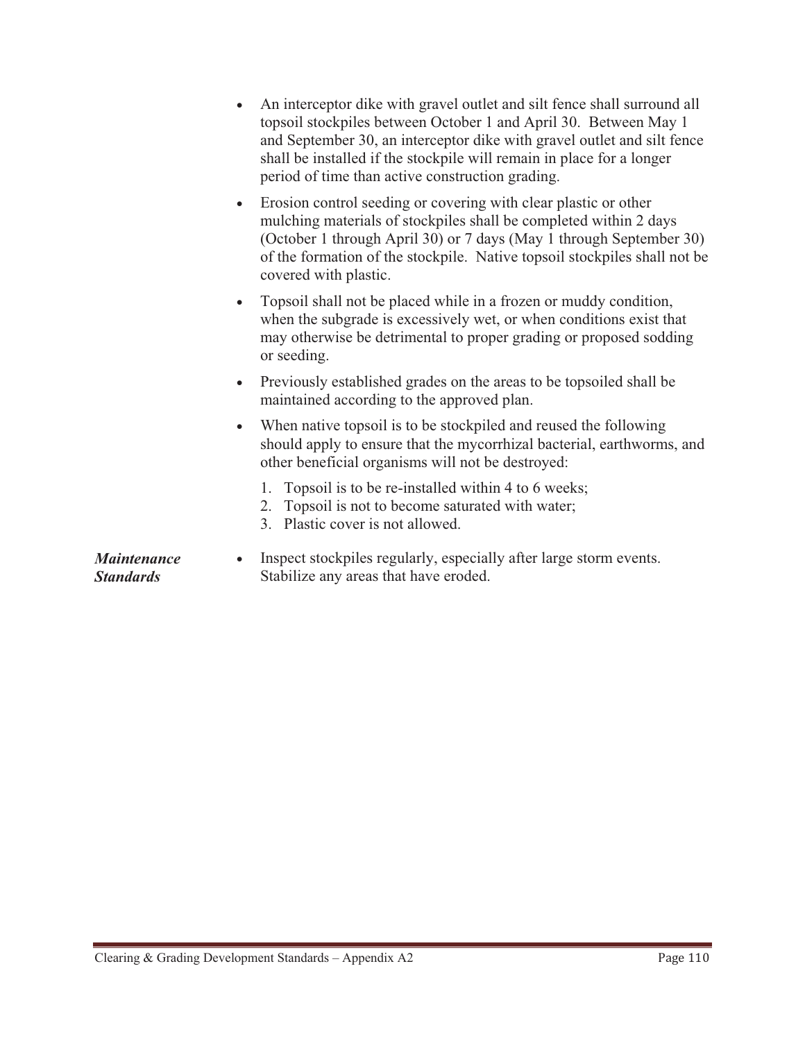- An interceptor dike with gravel outlet and silt fence shall surround all topsoil stockpiles between October 1 and April 30. Between May 1 and September 30, an interceptor dike with gravel outlet and silt fence shall be installed if the stockpile will remain in place for a longer period of time than active construction grading.
- Erosion control seeding or covering with clear plastic or other mulching materials of stockpiles shall be completed within 2 days (October 1 through April 30) or 7 days (May 1 through September 30) of the formation of the stockpile. Native topsoil stockpiles shall not be covered with plastic.
- Topsoil shall not be placed while in a frozen or muddy condition, when the subgrade is excessively wet, or when conditions exist that may otherwise be detrimental to proper grading or proposed sodding or seeding.
- Previously established grades on the areas to be topsoiled shall be maintained according to the approved plan.
- When native topsoil is to be stockpiled and reused the following should apply to ensure that the mycorrhizal bacterial, earthworms, and other beneficial organisms will not be destroyed:
  1. Topsoil is to be re-installed within 4 to 6 weeks;
  2. Topsoil is not to become saturated with water;
  3. Plastic cover is not allowed.

***Maintenance Standards***

- Inspect stockpiles regularly, especially after large storm events. Stabilize any areas that have eroded.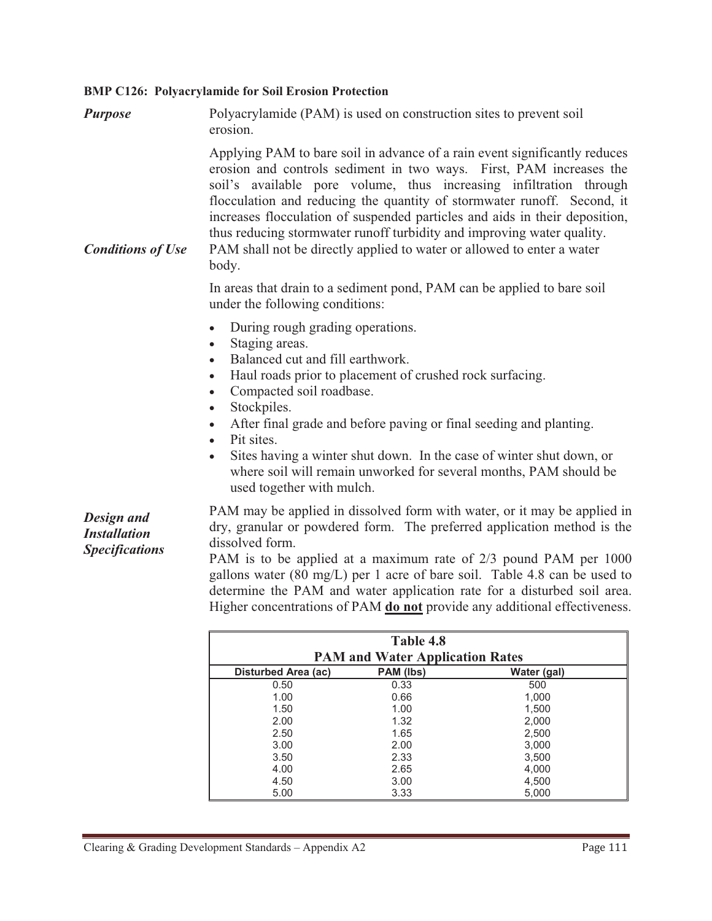### BMP C126: Polyacrylamide for Soil Erosion Protection

***Purpose***

Polyacrylamide (PAM) is used on construction sites to prevent soil erosion.

Applying PAM to bare soil in advance of a rain event significantly reduces erosion and controls sediment in two ways. First, PAM increases the soil's available pore volume, thus increasing infiltration through flocculation and reducing the quantity of stormwater runoff. Second, it increases flocculation of suspended particles and aids in their deposition, thus reducing stormwater runoff turbidity and improving water quality.

***Conditions of Use***

PAM shall not be directly applied to water or allowed to enter a water body.

In areas that drain to a sediment pond, PAM can be applied to bare soil under the following conditions:

- During rough grading operations.
- Staging areas.
- Balanced cut and fill earthwork.
- Haul roads prior to placement of crushed rock surfacing.
- Compacted soil roadbase.
- Stockpiles.
- After final grade and before paving or final seeding and planting.
- Pit sites.
- Sites having a winter shut down. In the case of winter shut down, or where soil will remain unworked for several months, PAM should be used together with mulch.

***Design and Installation Specifications***

PAM may be applied in dissolved form with water, or it may be applied in dry, granular or powdered form. The preferred application method is the dissolved form.

PAM is to be applied at a maximum rate of 2/3 pound PAM per 1000 gallons water (80 mg/L) per 1 acre of bare soil. Table 4.8 can be used to determine the PAM and water application rate for a disturbed soil area. Higher concentrations of PAM **do not** provide any additional effectiveness.

**Table 4.8**
**PAM and Water Application Rates**

| Disturbed Area (ac) | PAM (lbs) | Water (gal) |
|---|---|---|
| 0.50 | 0.33 | 500 |
| 1.00 | 0.66 | 1,000 |
| 1.50 | 1.00 | 1,500 |
| 2.00 | 1.32 | 2,000 |
| 2.50 | 1.65 | 2,500 |
| 3.00 | 2.00 | 3,000 |
| 3.50 | 2.33 | 3,500 |
| 4.00 | 2.65 | 4,000 |
| 4.50 | 3.00 | 4,500 |
| 5.00 | 3.33 | 5,000 |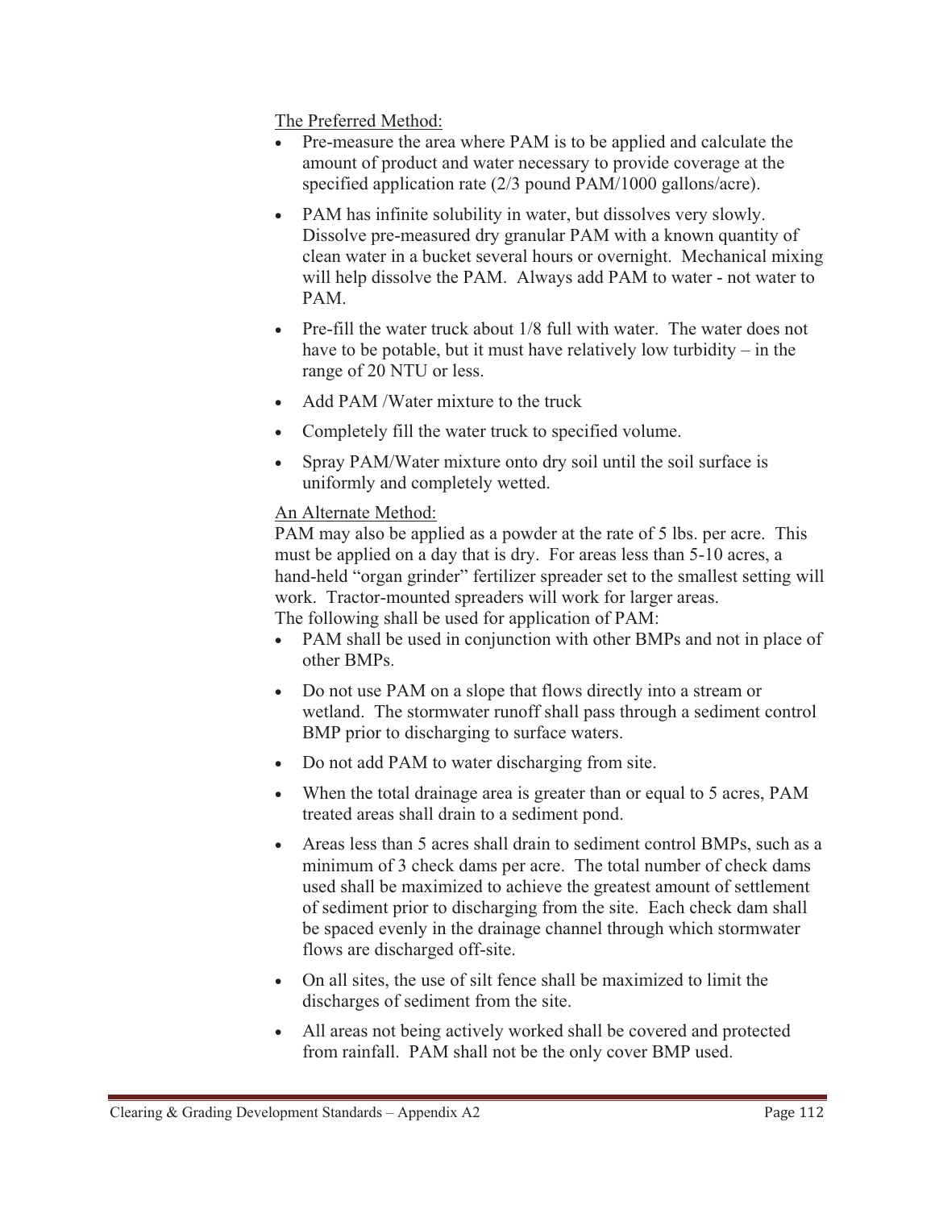The Preferred Method:

- Pre-measure the area where PAM is to be applied and calculate the amount of product and water necessary to provide coverage at the specified application rate (2/3 pound PAM/1000 gallons/acre).
- PAM has infinite solubility in water, but dissolves very slowly. Dissolve pre-measured dry granular PAM with a known quantity of clean water in a bucket several hours or overnight. Mechanical mixing will help dissolve the PAM. Always add PAM to water - not water to PAM.
- Pre-fill the water truck about 1/8 full with water. The water does not have to be potable, but it must have relatively low turbidity – in the range of 20 NTU or less.
- Add PAM /Water mixture to the truck
- Completely fill the water truck to specified volume.
- Spray PAM/Water mixture onto dry soil until the soil surface is uniformly and completely wetted.

An Alternate Method:

PAM may also be applied as a powder at the rate of 5 lbs. per acre. This must be applied on a day that is dry. For areas less than 5-10 acres, a hand-held "organ grinder" fertilizer spreader set to the smallest setting will work. Tractor-mounted spreaders will work for larger areas.

The following shall be used for application of PAM:

- PAM shall be used in conjunction with other BMPs and not in place of other BMPs.
- Do not use PAM on a slope that flows directly into a stream or wetland. The stormwater runoff shall pass through a sediment control BMP prior to discharging to surface waters.
- Do not add PAM to water discharging from site.
- When the total drainage area is greater than or equal to 5 acres, PAM treated areas shall drain to a sediment pond.
- Areas less than 5 acres shall drain to sediment control BMPs, such as a minimum of 3 check dams per acre. The total number of check dams used shall be maximized to achieve the greatest amount of settlement of sediment prior to discharging from the site. Each check dam shall be spaced evenly in the drainage channel through which stormwater flows are discharged off-site.
- On all sites, the use of silt fence shall be maximized to limit the discharges of sediment from the site.
- All areas not being actively worked shall be covered and protected from rainfall. PAM shall not be the only cover BMP used.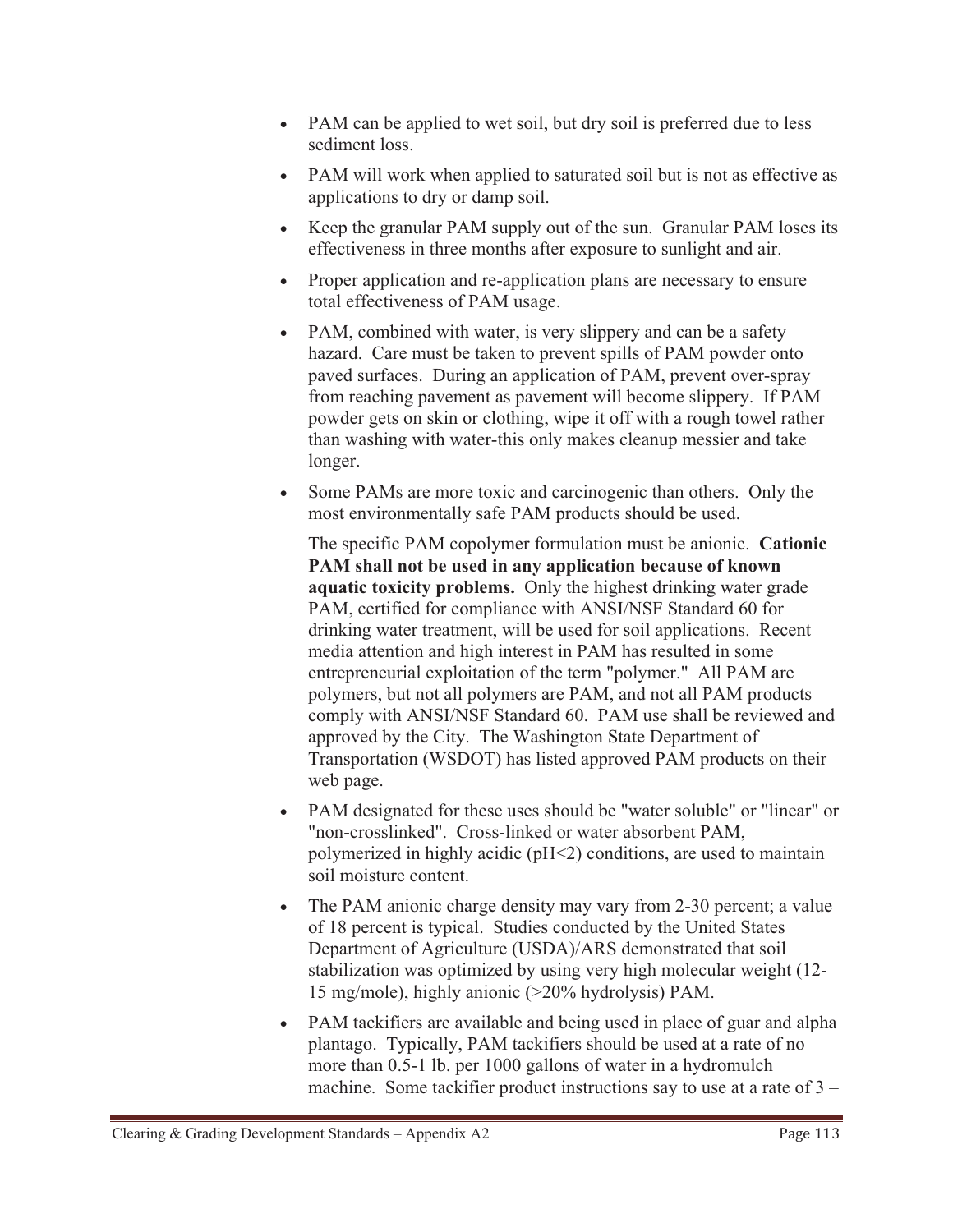- PAM can be applied to wet soil, but dry soil is preferred due to less sediment loss.
- PAM will work when applied to saturated soil but is not as effective as applications to dry or damp soil.
- Keep the granular PAM supply out of the sun. Granular PAM loses its effectiveness in three months after exposure to sunlight and air.
- Proper application and re-application plans are necessary to ensure total effectiveness of PAM usage.
- PAM, combined with water, is very slippery and can be a safety hazard. Care must be taken to prevent spills of PAM powder onto paved surfaces. During an application of PAM, prevent over-spray from reaching pavement as pavement will become slippery. If PAM powder gets on skin or clothing, wipe it off with a rough towel rather than washing with water-this only makes cleanup messier and take longer.
- Some PAMs are more toxic and carcinogenic than others. Only the most environmentally safe PAM products should be used.

  The specific PAM copolymer formulation must be anionic. **Cationic PAM shall not be used in any application because of known aquatic toxicity problems.** Only the highest drinking water grade PAM, certified for compliance with ANSI/NSF Standard 60 for drinking water treatment, will be used for soil applications. Recent media attention and high interest in PAM has resulted in some entrepreneurial exploitation of the term "polymer." All PAM are polymers, but not all polymers are PAM, and not all PAM products comply with ANSI/NSF Standard 60. PAM use shall be reviewed and approved by the City. The Washington State Department of Transportation (WSDOT) has listed approved PAM products on their web page.
- PAM designated for these uses should be "water soluble" or "linear" or "non-crosslinked". Cross-linked or water absorbent PAM, polymerized in highly acidic (pH<2) conditions, are used to maintain soil moisture content.
- The PAM anionic charge density may vary from 2-30 percent; a value of 18 percent is typical. Studies conducted by the United States Department of Agriculture (USDA)/ARS demonstrated that soil stabilization was optimized by using very high molecular weight (12-15 mg/mole), highly anionic (>20% hydrolysis) PAM.
- PAM tackifiers are available and being used in place of guar and alpha plantago. Typically, PAM tackifiers should be used at a rate of no more than 0.5-1 lb. per 1000 gallons of water in a hydromulch machine. Some tackifier product instructions say to use at a rate of 3 –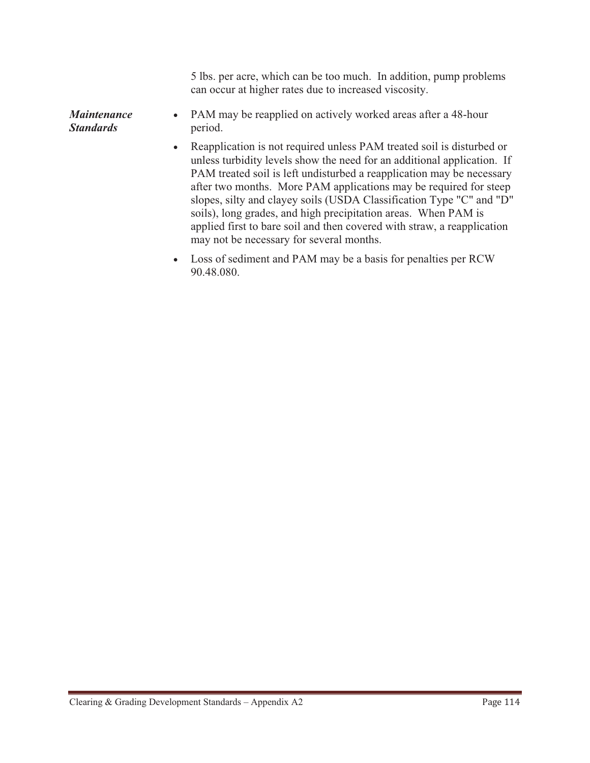5 lbs. per acre, which can be too much.  In addition, pump problems can occur at higher rates due to increased viscosity.

***Maintenance Standards***

- PAM may be reapplied on actively worked areas after a 48-hour period.
- Reapplication is not required unless PAM treated soil is disturbed or unless turbidity levels show the need for an additional application.  If PAM treated soil is left undisturbed a reapplication may be necessary after two months.  More PAM applications may be required for steep slopes, silty and clayey soils (USDA Classification Type "C" and "D" soils), long grades, and high precipitation areas.  When PAM is applied first to bare soil and then covered with straw, a reapplication may not be necessary for several months.
- Loss of sediment and PAM may be a basis for penalties per RCW 90.48.080.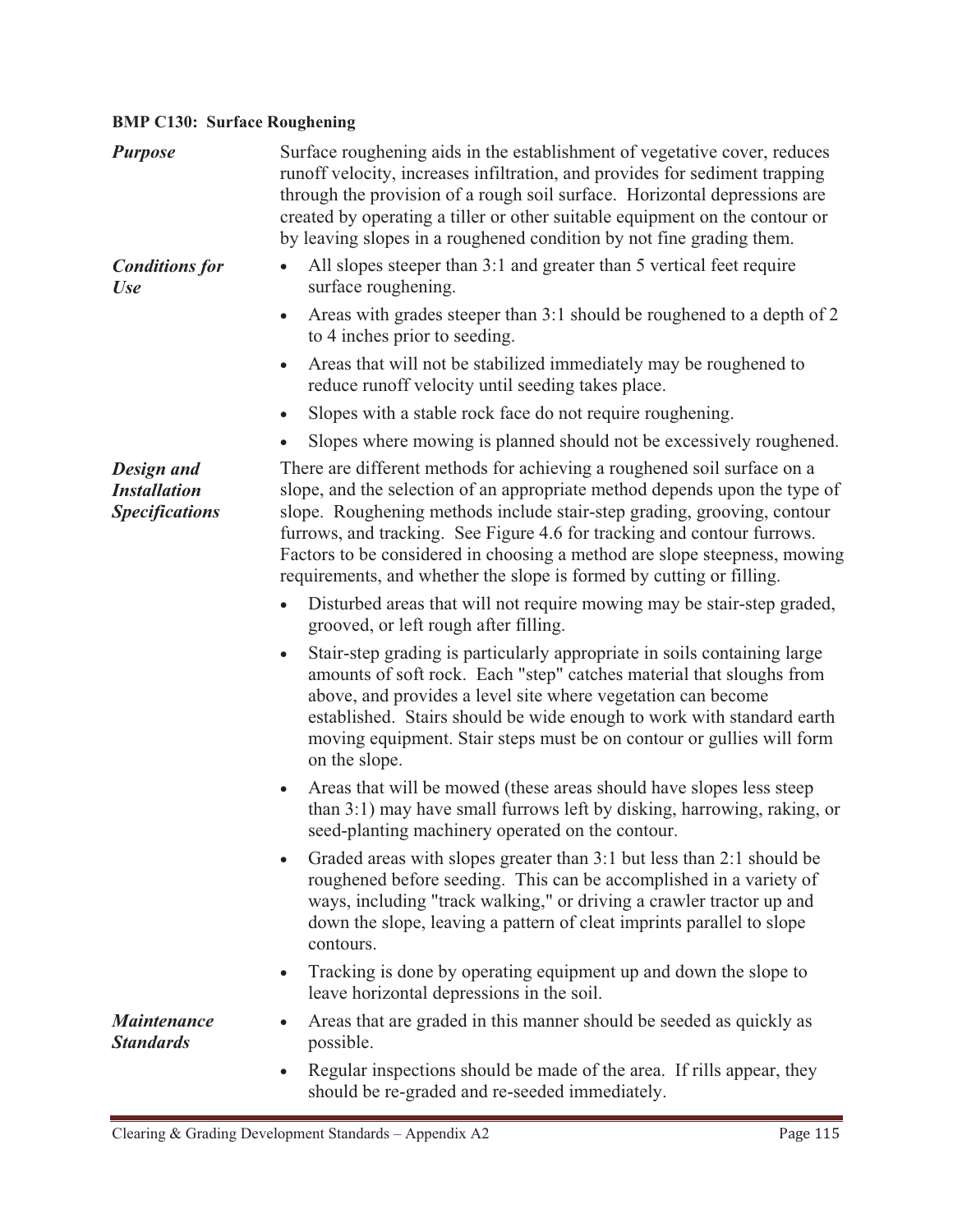**BMP C130: Surface Roughening**

***Purpose***

Surface roughening aids in the establishment of vegetative cover, reduces runoff velocity, increases infiltration, and provides for sediment trapping through the provision of a rough soil surface. Horizontal depressions are created by operating a tiller or other suitable equipment on the contour or by leaving slopes in a roughened condition by not fine grading them.

***Conditions for Use***

- All slopes steeper than 3:1 and greater than 5 vertical feet require surface roughening.
- Areas with grades steeper than 3:1 should be roughened to a depth of 2 to 4 inches prior to seeding.
- Areas that will not be stabilized immediately may be roughened to reduce runoff velocity until seeding takes place.
- Slopes with a stable rock face do not require roughening.
- Slopes where mowing is planned should not be excessively roughened.

***Design and Installation Specifications***

There are different methods for achieving a roughened soil surface on a slope, and the selection of an appropriate method depends upon the type of slope. Roughening methods include stair-step grading, grooving, contour furrows, and tracking. See Figure 4.6 for tracking and contour furrows. Factors to be considered in choosing a method are slope steepness, mowing requirements, and whether the slope is formed by cutting or filling.

- Disturbed areas that will not require mowing may be stair-step graded, grooved, or left rough after filling.
- Stair-step grading is particularly appropriate in soils containing large amounts of soft rock. Each "step" catches material that sloughs from above, and provides a level site where vegetation can become established. Stairs should be wide enough to work with standard earth moving equipment. Stair steps must be on contour or gullies will form on the slope.
- Areas that will be mowed (these areas should have slopes less steep than 3:1) may have small furrows left by disking, harrowing, raking, or seed-planting machinery operated on the contour.
- Graded areas with slopes greater than 3:1 but less than 2:1 should be roughened before seeding. This can be accomplished in a variety of ways, including "track walking," or driving a crawler tractor up and down the slope, leaving a pattern of cleat imprints parallel to slope contours.
- Tracking is done by operating equipment up and down the slope to leave horizontal depressions in the soil.

***Maintenance Standards***

- Areas that are graded in this manner should be seeded as quickly as possible.
- Regular inspections should be made of the area. If rills appear, they should be re-graded and re-seeded immediately.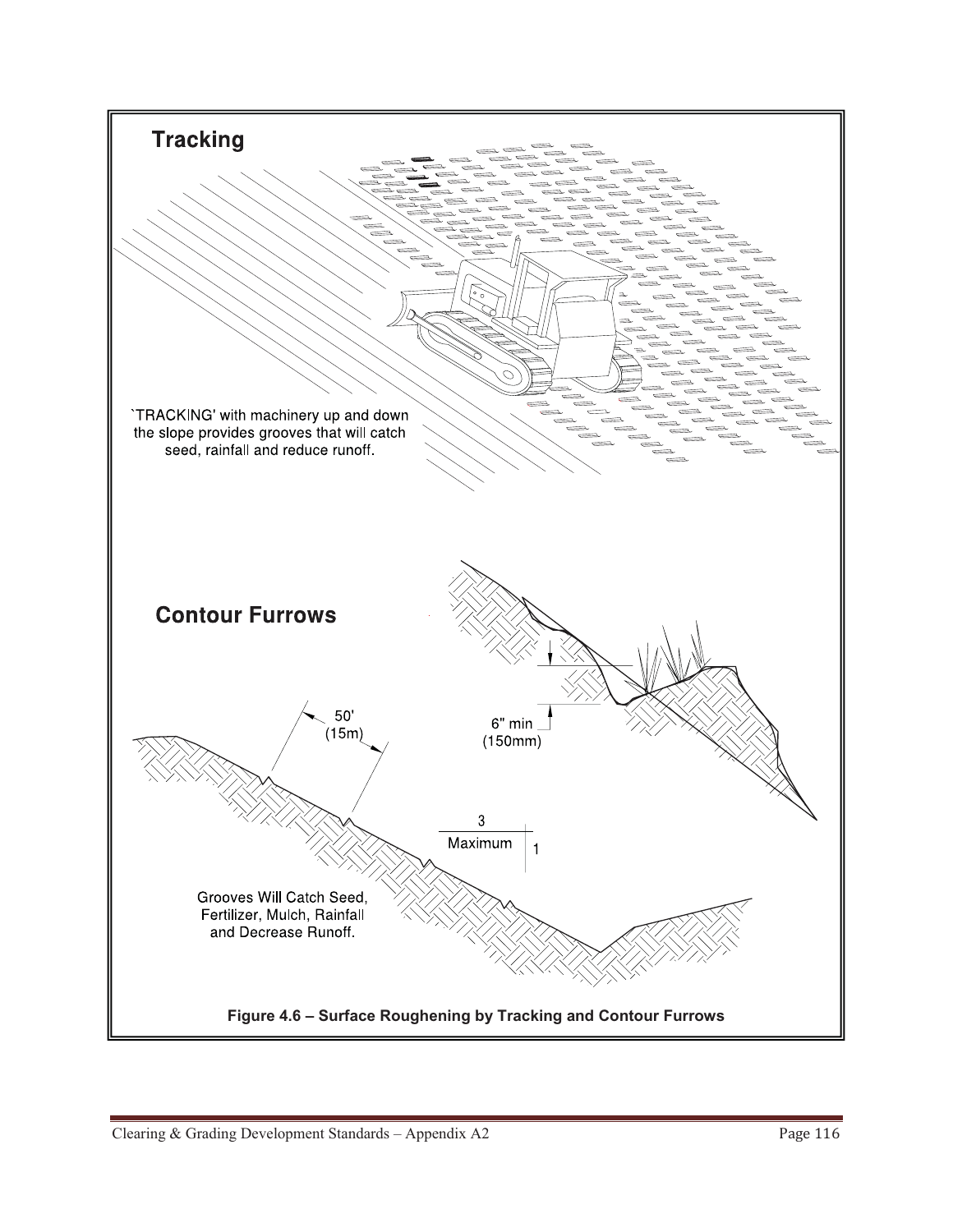## Tracking

`TRACKING' with machinery up and down the slope provides grooves that will catch seed, rainfall and reduce runoff.

## Contour Furrows

50' (15m)

6" min (150mm)

3 Maximum 1

Grooves Will Catch Seed, Fertilizer, Mulch, Rainfall and Decrease Runoff.

**Figure 4.6 – Surface Roughening by Tracking and Contour Furrows**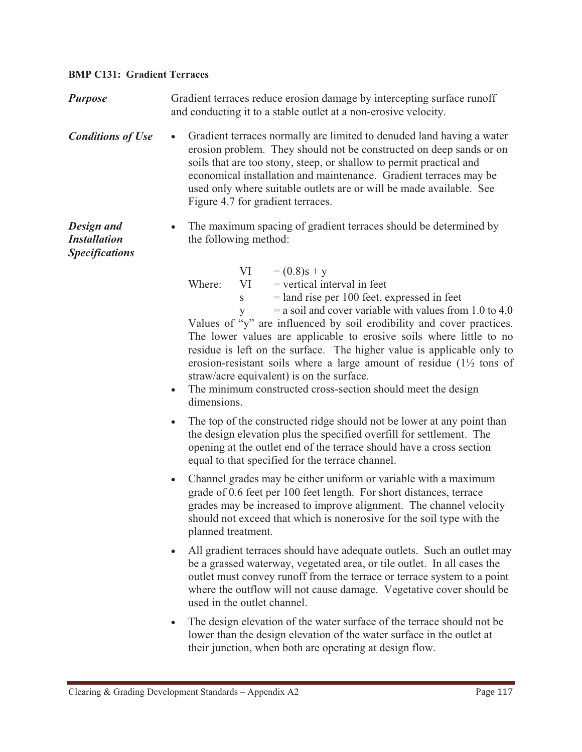### BMP C131: Gradient Terraces

***Purpose***

Gradient terraces reduce erosion damage by intercepting surface runoff and conducting it to a stable outlet at a non-erosive velocity.

***Conditions of Use***

- Gradient terraces normally are limited to denuded land having a water erosion problem. They should not be constructed on deep sands or on soils that are too stony, steep, or shallow to permit practical and economical installation and maintenance. Gradient terraces may be used only where suitable outlets are or will be made available. See Figure 4.7 for gradient terraces.

***Design and Installation Specifications***

- The maximum spacing of gradient terraces should be determined by the following method:

  $$VI = (0.8)s + y$$

  Where:
  - $VI$ = vertical interval in feet
  - $s$ = land rise per 100 feet, expressed in feet
  - $y$ = a soil and cover variable with values from 1.0 to 4.0

  Values of "y" are influenced by soil erodibility and cover practices. The lower values are applicable to erosive soils where little to no residue is left on the surface. The higher value is applicable only to erosion-resistant soils where a large amount of residue (1½ tons of straw/acre equivalent) is on the surface.
- The minimum constructed cross-section should meet the design dimensions.
- The top of the constructed ridge should not be lower at any point than the design elevation plus the specified overfill for settlement. The opening at the outlet end of the terrace should have a cross section equal to that specified for the terrace channel.
- Channel grades may be either uniform or variable with a maximum grade of 0.6 feet per 100 feet length. For short distances, terrace grades may be increased to improve alignment. The channel velocity should not exceed that which is nonerosive for the soil type with the planned treatment.
- All gradient terraces should have adequate outlets. Such an outlet may be a grassed waterway, vegetated area, or tile outlet. In all cases the outlet must convey runoff from the terrace or terrace system to a point where the outflow will not cause damage. Vegetative cover should be used in the outlet channel.
- The design elevation of the water surface of the terrace should not be lower than the design elevation of the water surface in the outlet at their junction, when both are operating at design flow.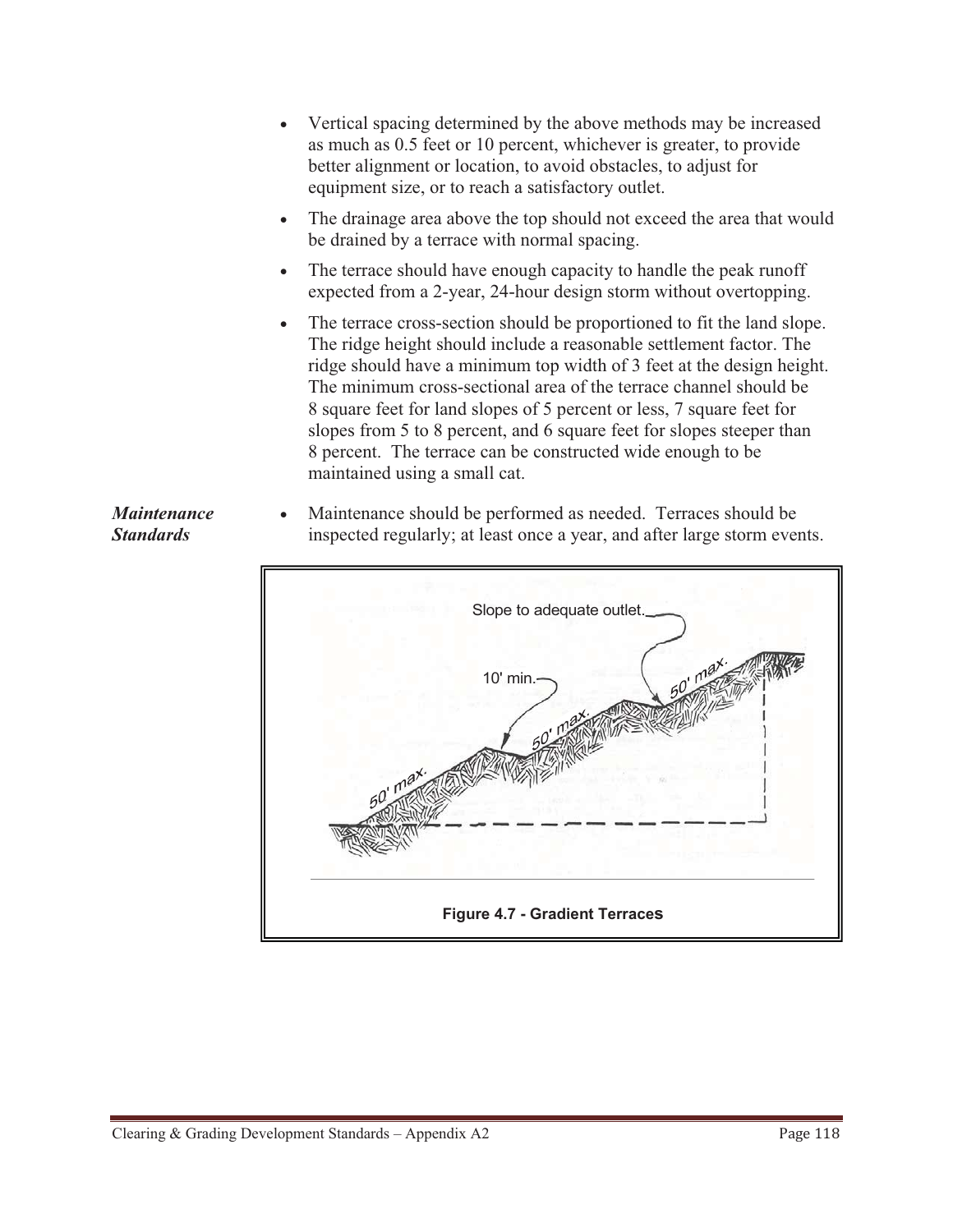- Vertical spacing determined by the above methods may be increased as much as 0.5 feet or 10 percent, whichever is greater, to provide better alignment or location, to avoid obstacles, to adjust for equipment size, or to reach a satisfactory outlet.
- The drainage area above the top should not exceed the area that would be drained by a terrace with normal spacing.
- The terrace should have enough capacity to handle the peak runoff expected from a 2-year, 24-hour design storm without overtopping.
- The terrace cross-section should be proportioned to fit the land slope. The ridge height should include a reasonable settlement factor. The ridge should have a minimum top width of 3 feet at the design height. The minimum cross-sectional area of the terrace channel should be 8 square feet for land slopes of 5 percent or less, 7 square feet for slopes from 5 to 8 percent, and 6 square feet for slopes steeper than 8 percent. The terrace can be constructed wide enough to be maintained using a small cat.

***Maintenance Standards***

- Maintenance should be performed as needed. Terraces should be inspected regularly; at least once a year, and after large storm events.

Slope to adequate outlet.

10' min.

50' max.

50' max.

50' max.

**Figure 4.7 - Gradient Terraces**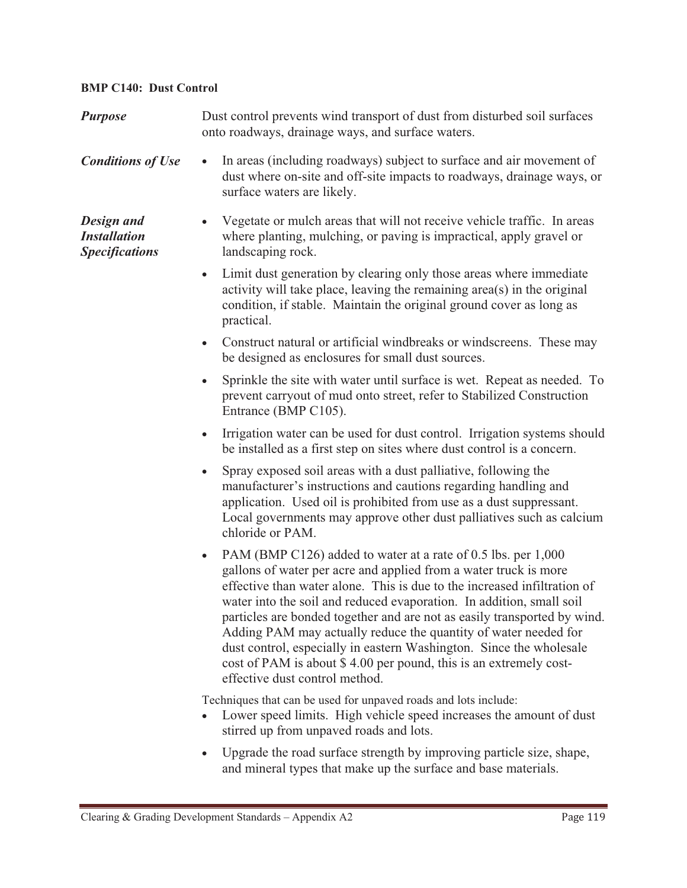### BMP C140: Dust Control

***Purpose***

Dust control prevents wind transport of dust from disturbed soil surfaces onto roadways, drainage ways, and surface waters.

***Conditions of Use***

- In areas (including roadways) subject to surface and air movement of dust where on-site and off-site impacts to roadways, drainage ways, or surface waters are likely.

***Design and Installation Specifications***

- Vegetate or mulch areas that will not receive vehicle traffic. In areas where planting, mulching, or paving is impractical, apply gravel or landscaping rock.
- Limit dust generation by clearing only those areas where immediate activity will take place, leaving the remaining area(s) in the original condition, if stable. Maintain the original ground cover as long as practical.
- Construct natural or artificial windbreaks or windscreens. These may be designed as enclosures for small dust sources.
- Sprinkle the site with water until surface is wet. Repeat as needed. To prevent carryout of mud onto street, refer to Stabilized Construction Entrance (BMP C105).
- Irrigation water can be used for dust control. Irrigation systems should be installed as a first step on sites where dust control is a concern.
- Spray exposed soil areas with a dust palliative, following the manufacturer's instructions and cautions regarding handling and application. Used oil is prohibited from use as a dust suppressant. Local governments may approve other dust palliatives such as calcium chloride or PAM.
- PAM (BMP C126) added to water at a rate of 0.5 lbs. per 1,000 gallons of water per acre and applied from a water truck is more effective than water alone. This is due to the increased infiltration of water into the soil and reduced evaporation. In addition, small soil particles are bonded together and are not as easily transported by wind. Adding PAM may actually reduce the quantity of water needed for dust control, especially in eastern Washington. Since the wholesale cost of PAM is about $ 4.00 per pound, this is an extremely cost-effective dust control method.

Techniques that can be used for unpaved roads and lots include:

- Lower speed limits. High vehicle speed increases the amount of dust stirred up from unpaved roads and lots.
- Upgrade the road surface strength by improving particle size, shape, and mineral types that make up the surface and base materials.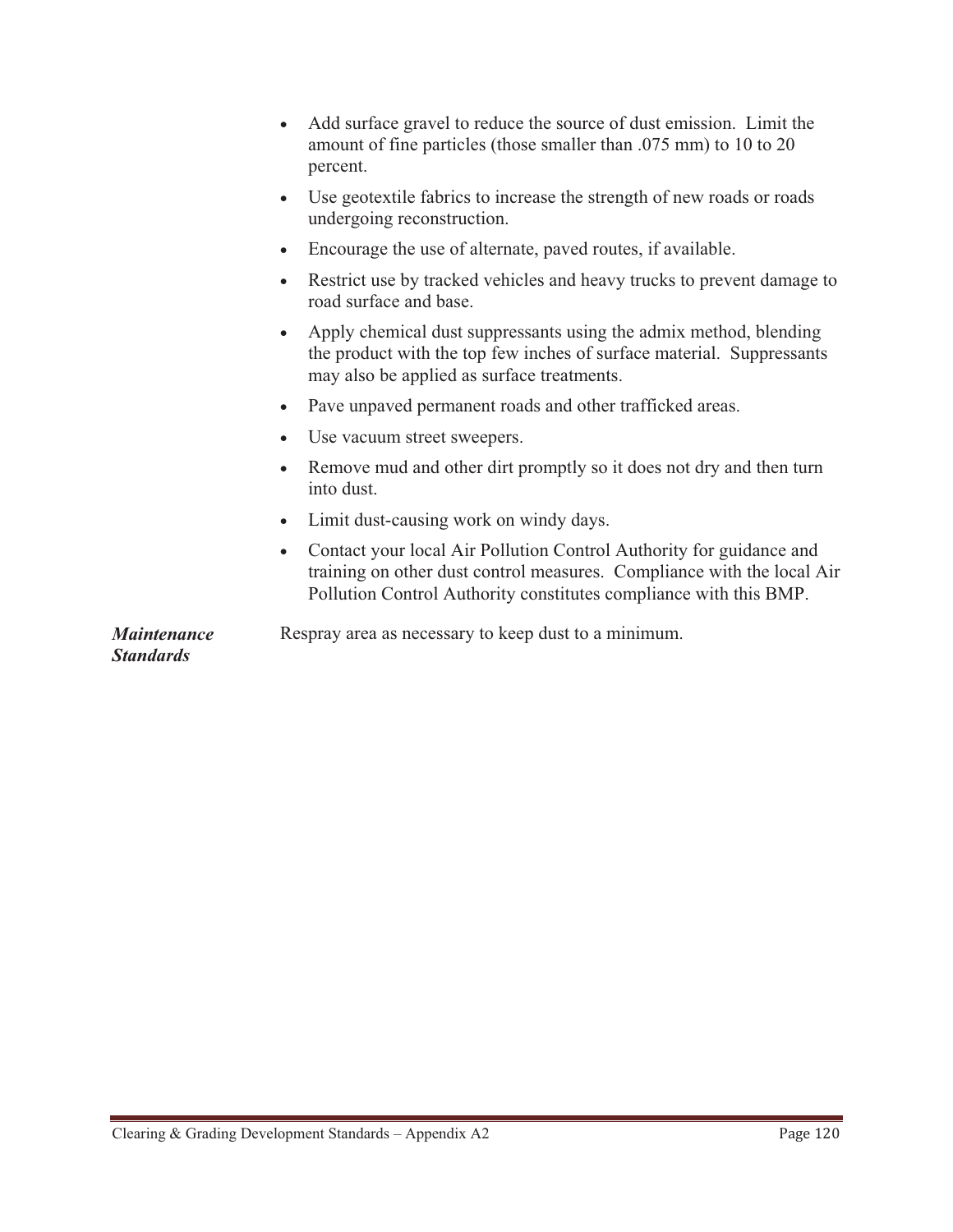- Add surface gravel to reduce the source of dust emission. Limit the amount of fine particles (those smaller than .075 mm) to 10 to 20 percent.
- Use geotextile fabrics to increase the strength of new roads or roads undergoing reconstruction.
- Encourage the use of alternate, paved routes, if available.
- Restrict use by tracked vehicles and heavy trucks to prevent damage to road surface and base.
- Apply chemical dust suppressants using the admix method, blending the product with the top few inches of surface material. Suppressants may also be applied as surface treatments.
- Pave unpaved permanent roads and other trafficked areas.
- Use vacuum street sweepers.
- Remove mud and other dirt promptly so it does not dry and then turn into dust.
- Limit dust-causing work on windy days.
- Contact your local Air Pollution Control Authority for guidance and training on other dust control measures. Compliance with the local Air Pollution Control Authority constitutes compliance with this BMP.

***Maintenance Standards***

Respray area as necessary to keep dust to a minimum.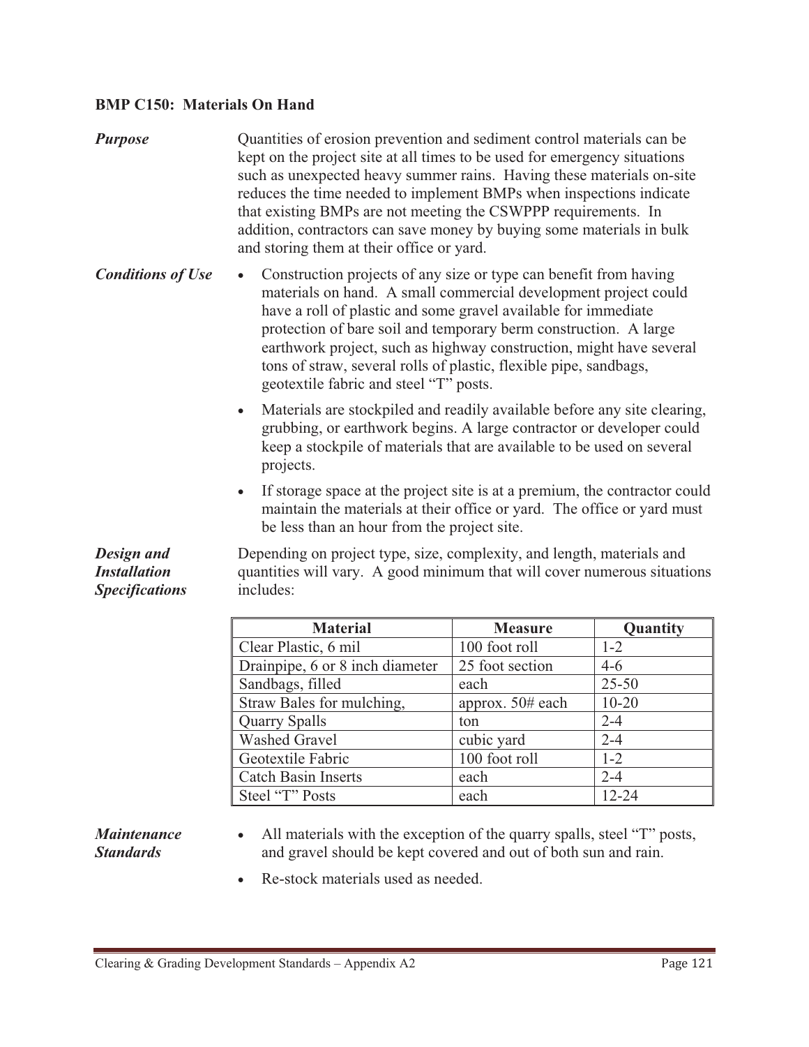### BMP C150: Materials On Hand

***Purpose***

Quantities of erosion prevention and sediment control materials can be kept on the project site at all times to be used for emergency situations such as unexpected heavy summer rains. Having these materials on-site reduces the time needed to implement BMPs when inspections indicate that existing BMPs are not meeting the CSWPPP requirements. In addition, contractors can save money by buying some materials in bulk and storing them at their office or yard.

***Conditions of Use***

- Construction projects of any size or type can benefit from having materials on hand. A small commercial development project could have a roll of plastic and some gravel available for immediate protection of bare soil and temporary berm construction. A large earthwork project, such as highway construction, might have several tons of straw, several rolls of plastic, flexible pipe, sandbags, geotextile fabric and steel "T" posts.
- Materials are stockpiled and readily available before any site clearing, grubbing, or earthwork begins. A large contractor or developer could keep a stockpile of materials that are available to be used on several projects.
- If storage space at the project site is at a premium, the contractor could maintain the materials at their office or yard. The office or yard must be less than an hour from the project site.

***Design and Installation Specifications***

Depending on project type, size, complexity, and length, materials and quantities will vary. A good minimum that will cover numerous situations includes:

| Material | Measure | Quantity |
|---|---|---|
| Clear Plastic, 6 mil | 100 foot roll | 1-2 |
| Drainpipe, 6 or 8 inch diameter | 25 foot section | 4-6 |
| Sandbags, filled | each | 25-50 |
| Straw Bales for mulching, | approx. 50# each | 10-20 |
| Quarry Spalls | ton | 2-4 |
| Washed Gravel | cubic yard | 2-4 |
| Geotextile Fabric | 100 foot roll | 1-2 |
| Catch Basin Inserts | each | 2-4 |
| Steel "T" Posts | each | 12-24 |

***Maintenance Standards***

- All materials with the exception of the quarry spalls, steel "T" posts, and gravel should be kept covered and out of both sun and rain.
- Re-stock materials used as needed.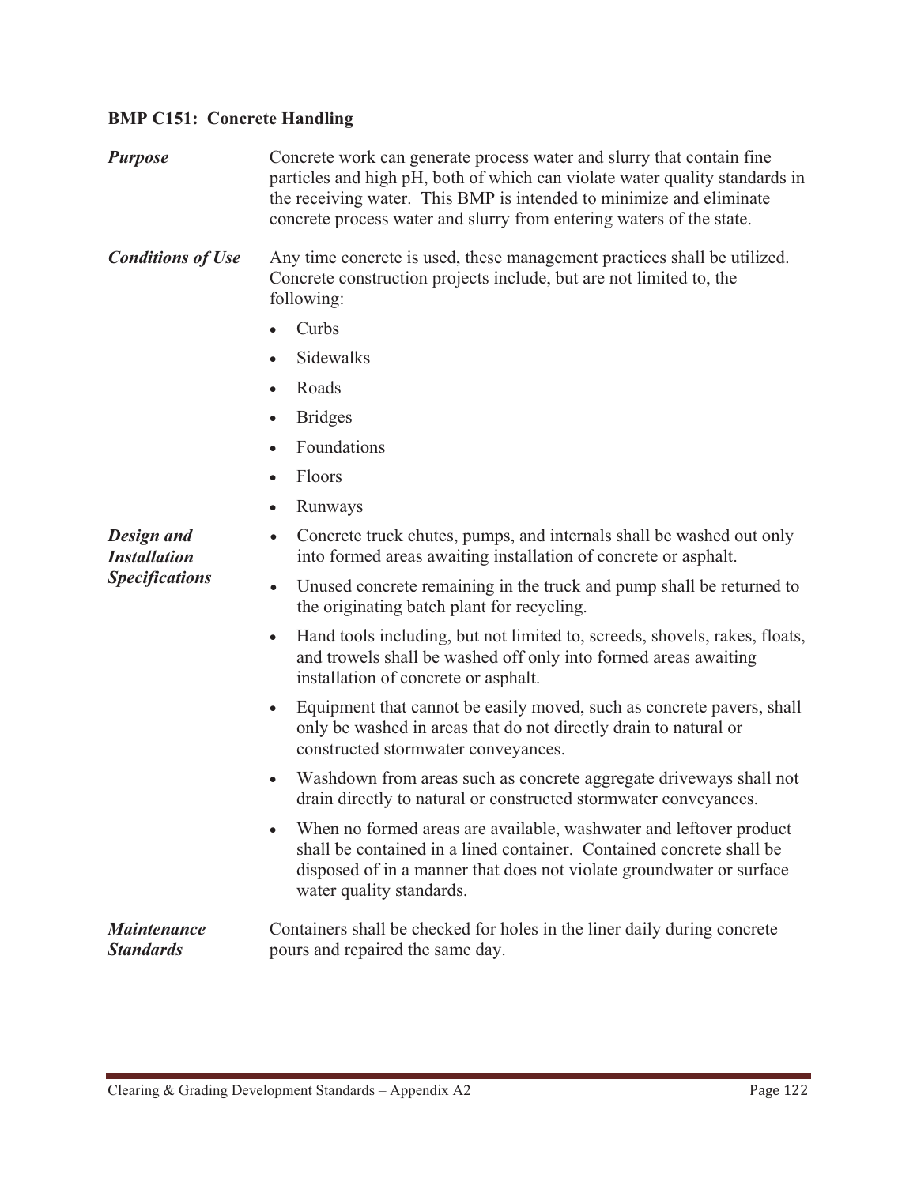### BMP C151: Concrete Handling

***Purpose***

Concrete work can generate process water and slurry that contain fine particles and high pH, both of which can violate water quality standards in the receiving water. This BMP is intended to minimize and eliminate concrete process water and slurry from entering waters of the state.

***Conditions of Use***

Any time concrete is used, these management practices shall be utilized. Concrete construction projects include, but are not limited to, the following:

- Curbs
- Sidewalks
- Roads
- Bridges
- Foundations
- Floors
- Runways

***Design and Installation Specifications***

- Concrete truck chutes, pumps, and internals shall be washed out only into formed areas awaiting installation of concrete or asphalt.
- Unused concrete remaining in the truck and pump shall be returned to the originating batch plant for recycling.
- Hand tools including, but not limited to, screeds, shovels, rakes, floats, and trowels shall be washed off only into formed areas awaiting installation of concrete or asphalt.
- Equipment that cannot be easily moved, such as concrete pavers, shall only be washed in areas that do not directly drain to natural or constructed stormwater conveyances.
- Washdown from areas such as concrete aggregate driveways shall not drain directly to natural or constructed stormwater conveyances.
- When no formed areas are available, washwater and leftover product shall be contained in a lined container. Contained concrete shall be disposed of in a manner that does not violate groundwater or surface water quality standards.

***Maintenance Standards***

Containers shall be checked for holes in the liner daily during concrete pours and repaired the same day.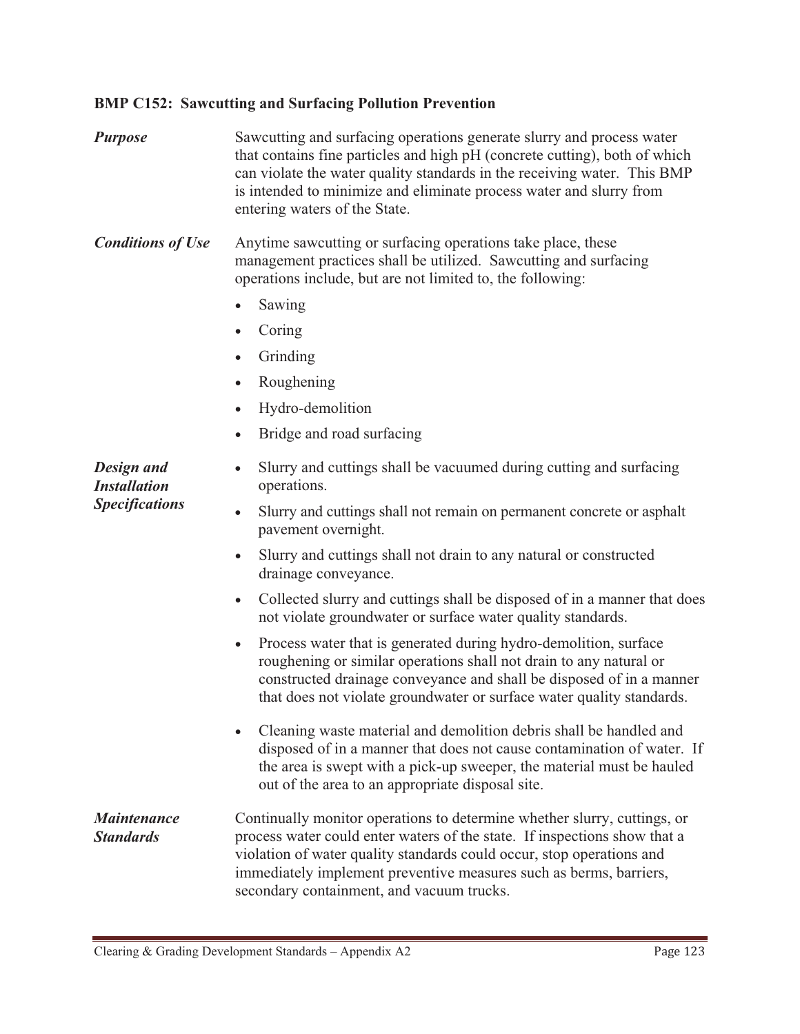### BMP C152: Sawcutting and Surfacing Pollution Prevention

***Purpose***

Sawcutting and surfacing operations generate slurry and process water that contains fine particles and high pH (concrete cutting), both of which can violate the water quality standards in the receiving water. This BMP is intended to minimize and eliminate process water and slurry from entering waters of the State.

***Conditions of Use***

Anytime sawcutting or surfacing operations take place, these management practices shall be utilized. Sawcutting and surfacing operations include, but are not limited to, the following:

- Sawing
- Coring
- Grinding
- Roughening
- Hydro-demolition
- Bridge and road surfacing

***Design and Installation Specifications***

- Slurry and cuttings shall be vacuumed during cutting and surfacing operations.
- Slurry and cuttings shall not remain on permanent concrete or asphalt pavement overnight.
- Slurry and cuttings shall not drain to any natural or constructed drainage conveyance.
- Collected slurry and cuttings shall be disposed of in a manner that does not violate groundwater or surface water quality standards.
- Process water that is generated during hydro-demolition, surface roughening or similar operations shall not drain to any natural or constructed drainage conveyance and shall be disposed of in a manner that does not violate groundwater or surface water quality standards.
- Cleaning waste material and demolition debris shall be handled and disposed of in a manner that does not cause contamination of water. If the area is swept with a pick-up sweeper, the material must be hauled out of the area to an appropriate disposal site.

***Maintenance Standards***

Continually monitor operations to determine whether slurry, cuttings, or process water could enter waters of the state. If inspections show that a violation of water quality standards could occur, stop operations and immediately implement preventive measures such as berms, barriers, secondary containment, and vacuum trucks.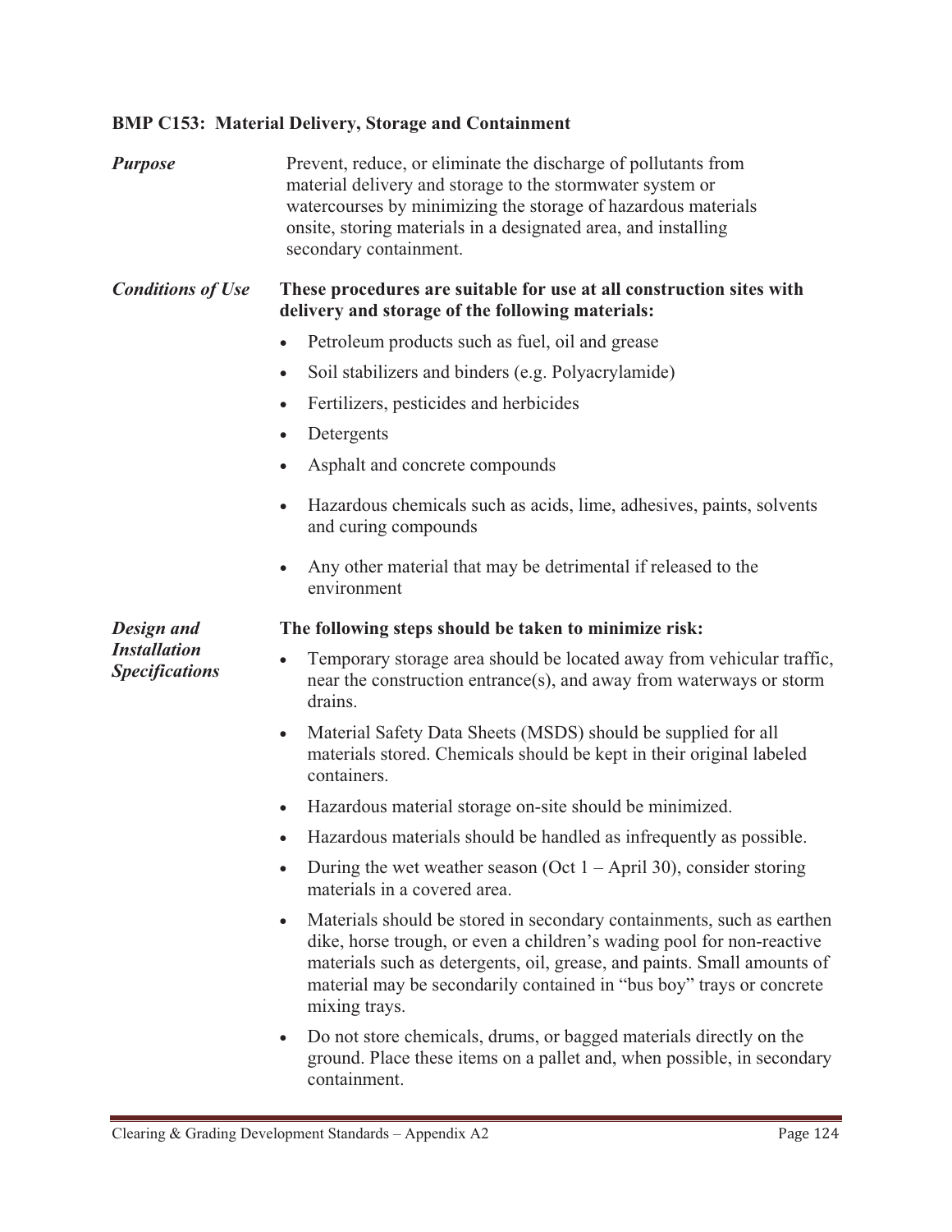### BMP C153: Material Delivery, Storage and Containment

***Purpose***

Prevent, reduce, or eliminate the discharge of pollutants from material delivery and storage to the stormwater system or watercourses by minimizing the storage of hazardous materials onsite, storing materials in a designated area, and installing secondary containment.

***Conditions of Use***

**These procedures are suitable for use at all construction sites with delivery and storage of the following materials:**

- Petroleum products such as fuel, oil and grease
- Soil stabilizers and binders (e.g. Polyacrylamide)
- Fertilizers, pesticides and herbicides
- Detergents
- Asphalt and concrete compounds
- Hazardous chemicals such as acids, lime, adhesives, paints, solvents and curing compounds
- Any other material that may be detrimental if released to the environment

***Design and Installation Specifications***

**The following steps should be taken to minimize risk:**

- Temporary storage area should be located away from vehicular traffic, near the construction entrance(s), and away from waterways or storm drains.
- Material Safety Data Sheets (MSDS) should be supplied for all materials stored. Chemicals should be kept in their original labeled containers.
- Hazardous material storage on-site should be minimized.
- Hazardous materials should be handled as infrequently as possible.
- During the wet weather season (Oct 1 – April 30), consider storing materials in a covered area.
- Materials should be stored in secondary containments, such as earthen dike, horse trough, or even a children's wading pool for non-reactive materials such as detergents, oil, grease, and paints. Small amounts of material may be secondarily contained in "bus boy" trays or concrete mixing trays.
- Do not store chemicals, drums, or bagged materials directly on the ground. Place these items on a pallet and, when possible, in secondary containment.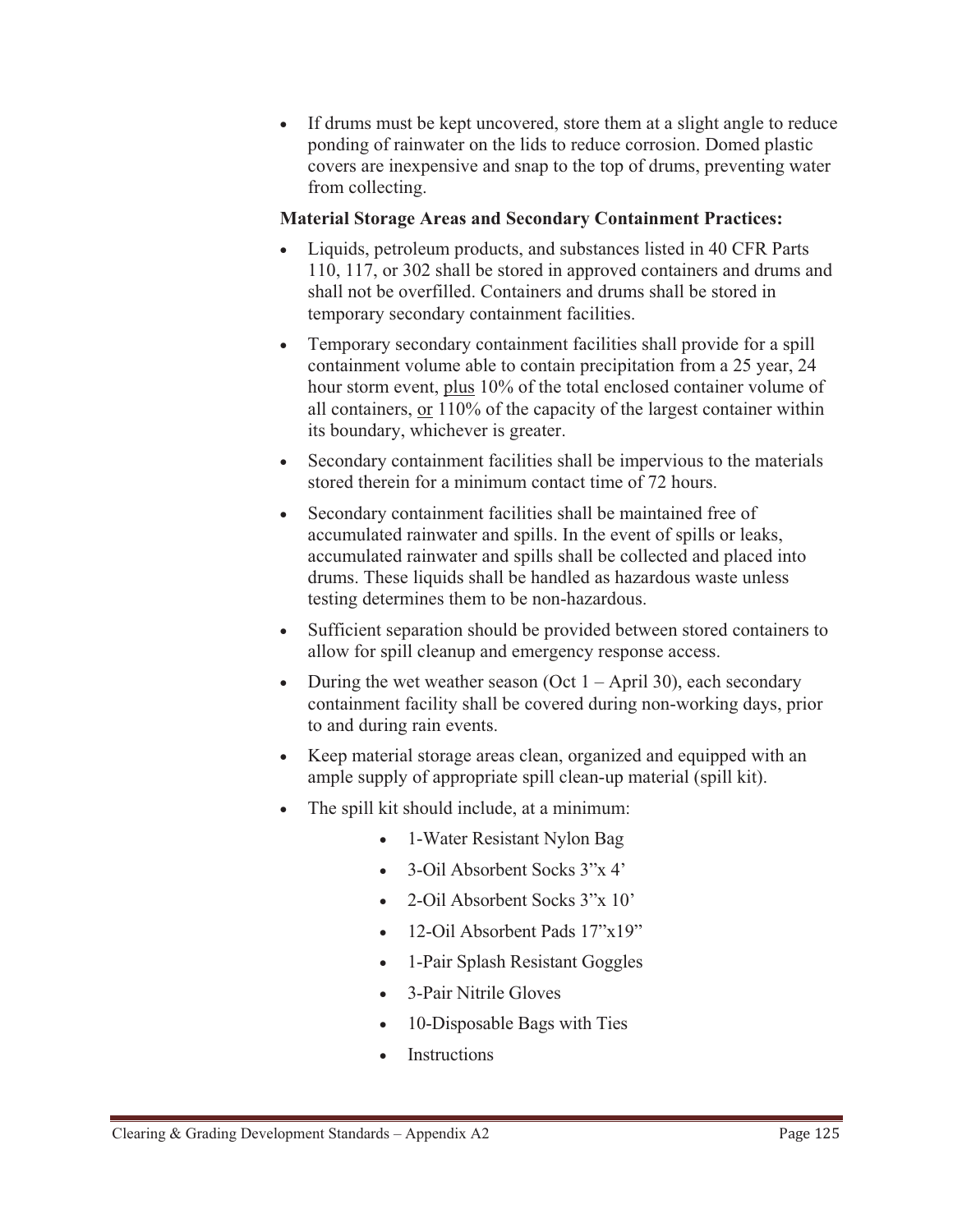- If drums must be kept uncovered, store them at a slight angle to reduce ponding of rainwater on the lids to reduce corrosion. Domed plastic covers are inexpensive and snap to the top of drums, preventing water from collecting.

**Material Storage Areas and Secondary Containment Practices:**

- Liquids, petroleum products, and substances listed in 40 CFR Parts 110, 117, or 302 shall be stored in approved containers and drums and shall not be overfilled. Containers and drums shall be stored in temporary secondary containment facilities.
- Temporary secondary containment facilities shall provide for a spill containment volume able to contain precipitation from a 25 year, 24 hour storm event, <u>plus</u> 10% of the total enclosed container volume of all containers, <u>or</u> 110% of the capacity of the largest container within its boundary, whichever is greater.
- Secondary containment facilities shall be impervious to the materials stored therein for a minimum contact time of 72 hours.
- Secondary containment facilities shall be maintained free of accumulated rainwater and spills. In the event of spills or leaks, accumulated rainwater and spills shall be collected and placed into drums. These liquids shall be handled as hazardous waste unless testing determines them to be non-hazardous.
- Sufficient separation should be provided between stored containers to allow for spill cleanup and emergency response access.
- During the wet weather season (Oct 1 – April 30), each secondary containment facility shall be covered during non-working days, prior to and during rain events.
- Keep material storage areas clean, organized and equipped with an ample supply of appropriate spill clean-up material (spill kit).
- The spill kit should include, at a minimum:
  - 1-Water Resistant Nylon Bag
  - 3-Oil Absorbent Socks 3"x 4'
  - 2-Oil Absorbent Socks 3"x 10'
  - 12-Oil Absorbent Pads 17"x19"
  - 1-Pair Splash Resistant Goggles
  - 3-Pair Nitrile Gloves
  - 10-Disposable Bags with Ties
  - Instructions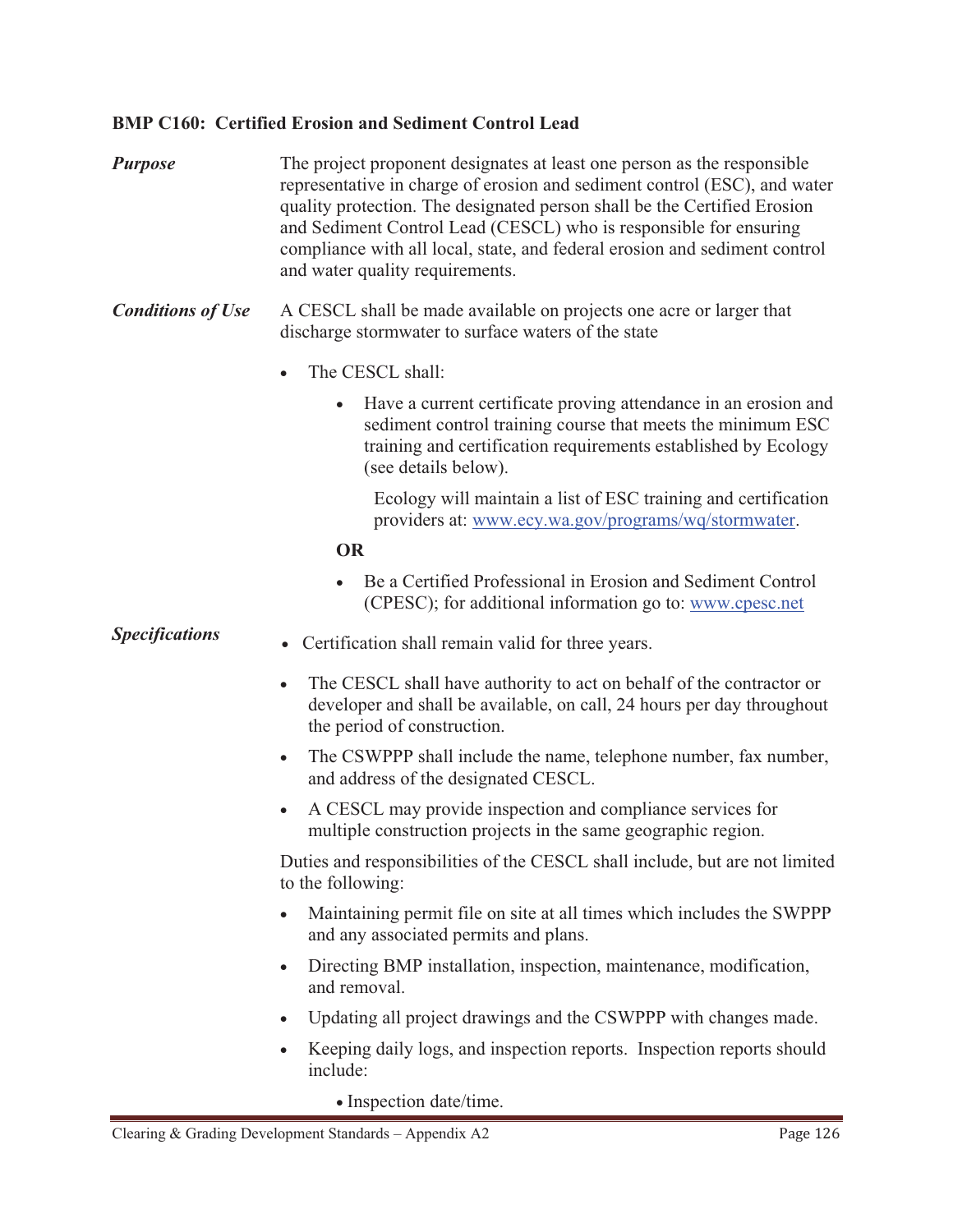### BMP C160: Certified Erosion and Sediment Control Lead

***Purpose***

The project proponent designates at least one person as the responsible representative in charge of erosion and sediment control (ESC), and water quality protection. The designated person shall be the Certified Erosion and Sediment Control Lead (CESCL) who is responsible for ensuring compliance with all local, state, and federal erosion and sediment control and water quality requirements.

***Conditions of Use***

A CESCL shall be made available on projects one acre or larger that discharge stormwater to surface waters of the state

- The CESCL shall:
  - Have a current certificate proving attendance in an erosion and sediment control training course that meets the minimum ESC training and certification requirements established by Ecology (see details below).

    Ecology will maintain a list of ESC training and certification providers at: www.ecy.wa.gov/programs/wq/stormwater.

  **OR**

  - Be a Certified Professional in Erosion and Sediment Control (CPESC); for additional information go to: www.cpesc.net

***Specifications***

- Certification shall remain valid for three years.
- The CESCL shall have authority to act on behalf of the contractor or developer and shall be available, on call, 24 hours per day throughout the period of construction.
- The CSWPPP shall include the name, telephone number, fax number, and address of the designated CESCL.
- A CESCL may provide inspection and compliance services for multiple construction projects in the same geographic region.

Duties and responsibilities of the CESCL shall include, but are not limited to the following:

- Maintaining permit file on site at all times which includes the SWPPP and any associated permits and plans.
- Directing BMP installation, inspection, maintenance, modification, and removal.
- Updating all project drawings and the CSWPPP with changes made.
- Keeping daily logs, and inspection reports. Inspection reports should include:
  - Inspection date/time.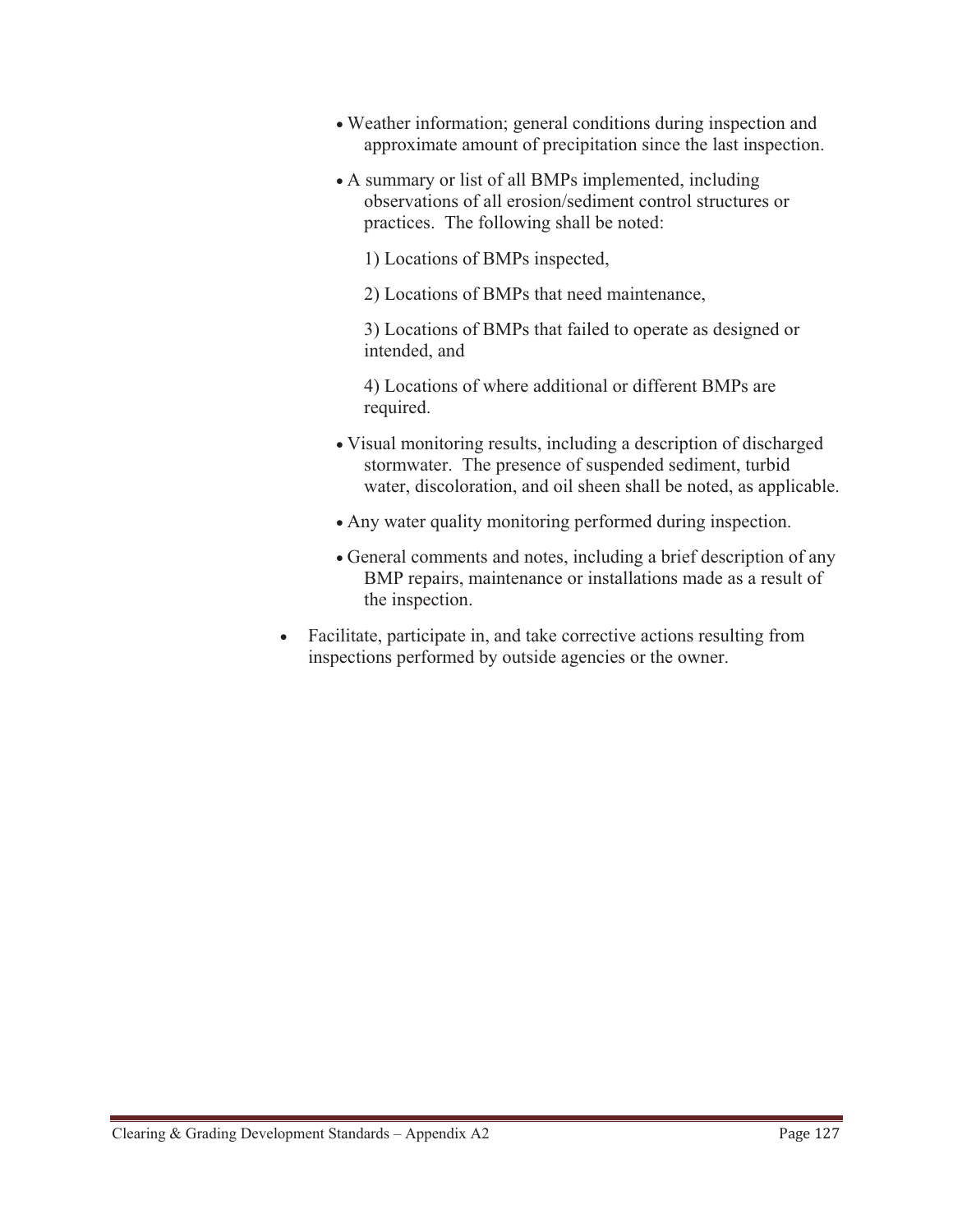- Weather information; general conditions during inspection and approximate amount of precipitation since the last inspection.
- A summary or list of all BMPs implemented, including observations of all erosion/sediment control structures or practices. The following shall be noted:

  1) Locations of BMPs inspected,

  2) Locations of BMPs that need maintenance,

  3) Locations of BMPs that failed to operate as designed or intended, and

  4) Locations of where additional or different BMPs are required.

- Visual monitoring results, including a description of discharged stormwater. The presence of suspended sediment, turbid water, discoloration, and oil sheen shall be noted, as applicable.
- Any water quality monitoring performed during inspection.
- General comments and notes, including a brief description of any BMP repairs, maintenance or installations made as a result of the inspection.

- Facilitate, participate in, and take corrective actions resulting from inspections performed by outside agencies or the owner.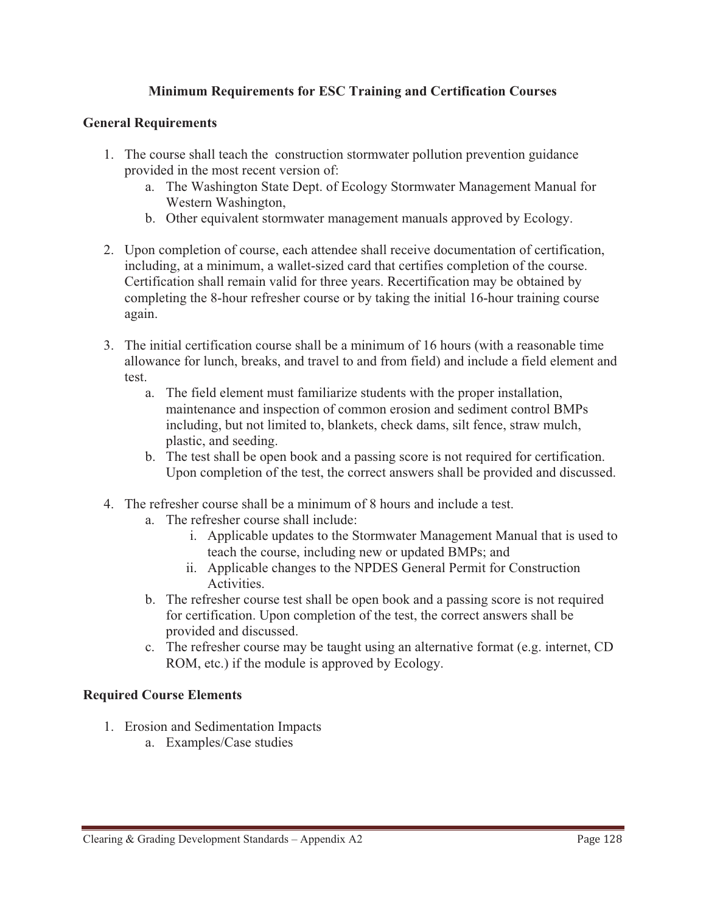## Minimum Requirements for ESC Training and Certification Courses

### General Requirements

1. The course shall teach the construction stormwater pollution prevention guidance provided in the most recent version of:
    a. The Washington State Dept. of Ecology Stormwater Management Manual for Western Washington,
    b. Other equivalent stormwater management manuals approved by Ecology.

2. Upon completion of course, each attendee shall receive documentation of certification, including, at a minimum, a wallet-sized card that certifies completion of the course. Certification shall remain valid for three years. Recertification may be obtained by completing the 8-hour refresher course or by taking the initial 16-hour training course again.

3. The initial certification course shall be a minimum of 16 hours (with a reasonable time allowance for lunch, breaks, and travel to and from field) and include a field element and test.
    a. The field element must familiarize students with the proper installation, maintenance and inspection of common erosion and sediment control BMPs including, but not limited to, blankets, check dams, silt fence, straw mulch, plastic, and seeding.
    b. The test shall be open book and a passing score is not required for certification. Upon completion of the test, the correct answers shall be provided and discussed.

4. The refresher course shall be a minimum of 8 hours and include a test.
    a. The refresher course shall include:
        i. Applicable updates to the Stormwater Management Manual that is used to teach the course, including new or updated BMPs; and
        ii. Applicable changes to the NPDES General Permit for Construction Activities.
    b. The refresher course test shall be open book and a passing score is not required for certification. Upon completion of the test, the correct answers shall be provided and discussed.
    c. The refresher course may be taught using an alternative format (e.g. internet, CD ROM, etc.) if the module is approved by Ecology.

### Required Course Elements

1. Erosion and Sedimentation Impacts
    a. Examples/Case studies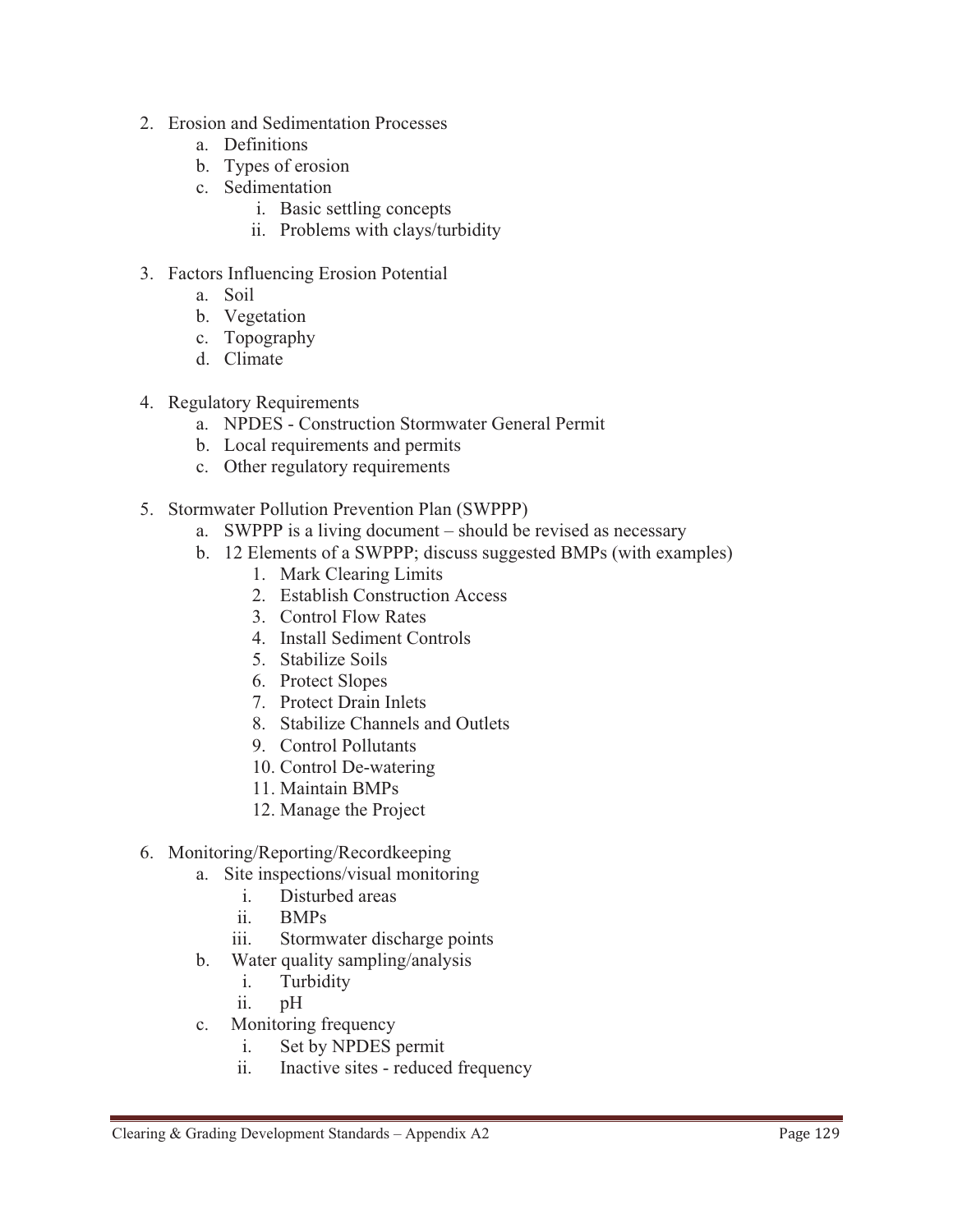2. Erosion and Sedimentation Processes
    a. Definitions
    b. Types of erosion
    c. Sedimentation
        i. Basic settling concepts
        ii. Problems with clays/turbidity

3. Factors Influencing Erosion Potential
    a. Soil
    b. Vegetation
    c. Topography
    d. Climate

4. Regulatory Requirements
    a. NPDES - Construction Stormwater General Permit
    b. Local requirements and permits
    c. Other regulatory requirements

5. Stormwater Pollution Prevention Plan (SWPPP)
    a. SWPPP is a living document – should be revised as necessary
    b. 12 Elements of a SWPPP; discuss suggested BMPs (with examples)
        1. Mark Clearing Limits
        2. Establish Construction Access
        3. Control Flow Rates
        4. Install Sediment Controls
        5. Stabilize Soils
        6. Protect Slopes
        7. Protect Drain Inlets
        8. Stabilize Channels and Outlets
        9. Control Pollutants
        10. Control De-watering
        11. Maintain BMPs
        12. Manage the Project

6. Monitoring/Reporting/Recordkeeping
    a. Site inspections/visual monitoring
        i. Disturbed areas
        ii. BMPs
        iii. Stormwater discharge points
    b. Water quality sampling/analysis
        i. Turbidity
        ii. pH
    c. Monitoring frequency
        i. Set by NPDES permit
        ii. Inactive sites - reduced frequency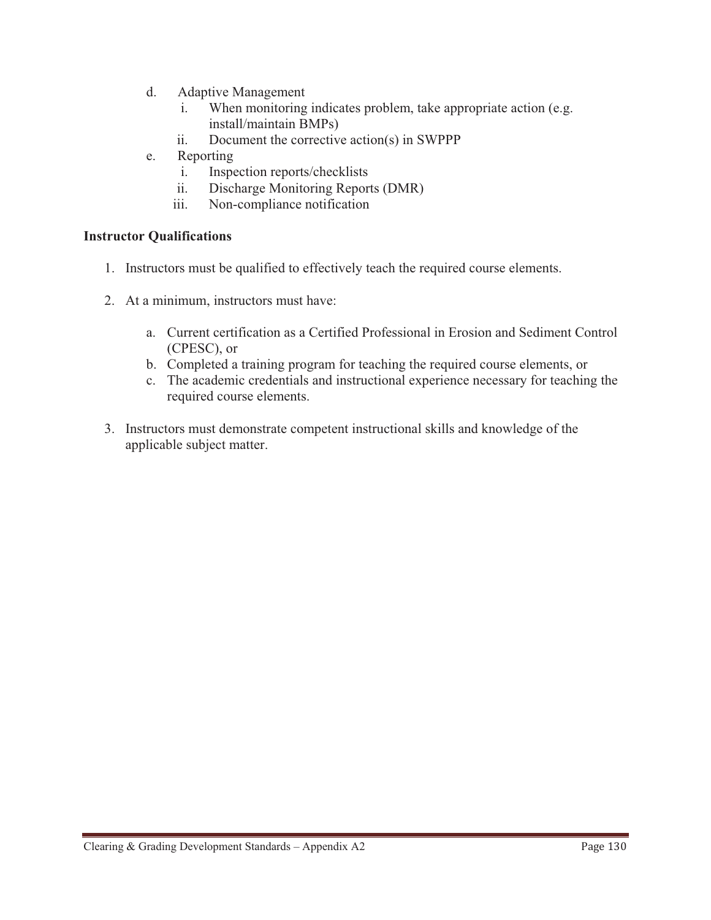d. Adaptive Management
   i. When monitoring indicates problem, take appropriate action (e.g. install/maintain BMPs)
   ii. Document the corrective action(s) in SWPPP
e. Reporting
   i. Inspection reports/checklists
   ii. Discharge Monitoring Reports (DMR)
   iii. Non-compliance notification

**Instructor Qualifications**

1. Instructors must be qualified to effectively teach the required course elements.

2. At a minimum, instructors must have:

   a. Current certification as a Certified Professional in Erosion and Sediment Control (CPESC), or
   b. Completed a training program for teaching the required course elements, or
   c. The academic credentials and instructional experience necessary for teaching the required course elements.

3. Instructors must demonstrate competent instructional skills and knowledge of the applicable subject matter.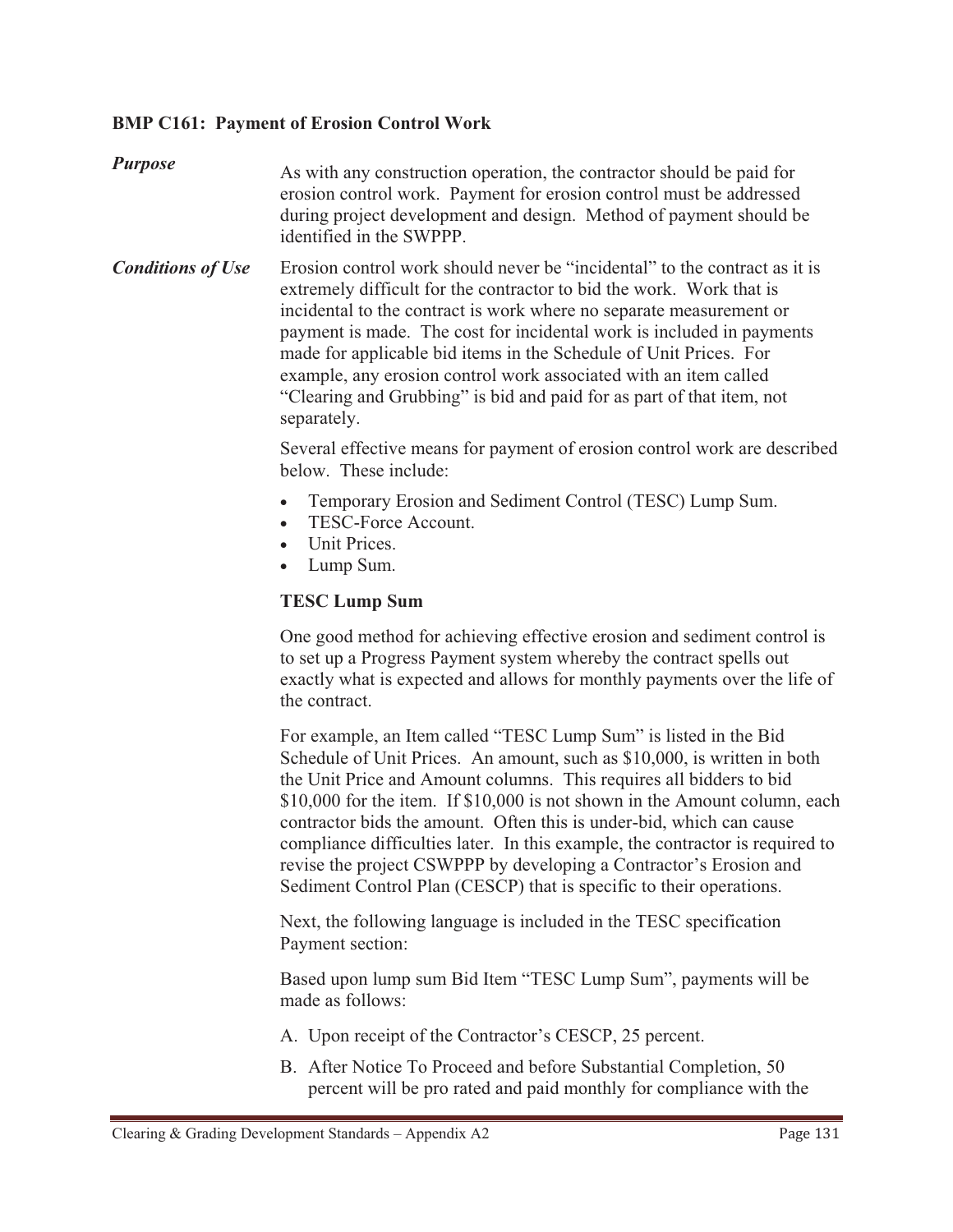### BMP C161: Payment of Erosion Control Work

***Purpose***

As with any construction operation, the contractor should be paid for erosion control work. Payment for erosion control must be addressed during project development and design. Method of payment should be identified in the SWPPP.

***Conditions of Use***

Erosion control work should never be "incidental" to the contract as it is extremely difficult for the contractor to bid the work. Work that is incidental to the contract is work where no separate measurement or payment is made. The cost for incidental work is included in payments made for applicable bid items in the Schedule of Unit Prices. For example, any erosion control work associated with an item called "Clearing and Grubbing" is bid and paid for as part of that item, not separately.

Several effective means for payment of erosion control work are described below. These include:

- Temporary Erosion and Sediment Control (TESC) Lump Sum.
- TESC-Force Account.
- Unit Prices.
- Lump Sum.

**TESC Lump Sum**

One good method for achieving effective erosion and sediment control is to set up a Progress Payment system whereby the contract spells out exactly what is expected and allows for monthly payments over the life of the contract.

For example, an Item called "TESC Lump Sum" is listed in the Bid Schedule of Unit Prices. An amount, such as $10,000, is written in both the Unit Price and Amount columns. This requires all bidders to bid $10,000 for the item. If $10,000 is not shown in the Amount column, each contractor bids the amount. Often this is under-bid, which can cause compliance difficulties later. In this example, the contractor is required to revise the project CSWPPP by developing a Contractor's Erosion and Sediment Control Plan (CESCP) that is specific to their operations.

Next, the following language is included in the TESC specification Payment section:

Based upon lump sum Bid Item "TESC Lump Sum", payments will be made as follows:

A. Upon receipt of the Contractor's CESCP, 25 percent.

B. After Notice To Proceed and before Substantial Completion, 50 percent will be pro rated and paid monthly for compliance with the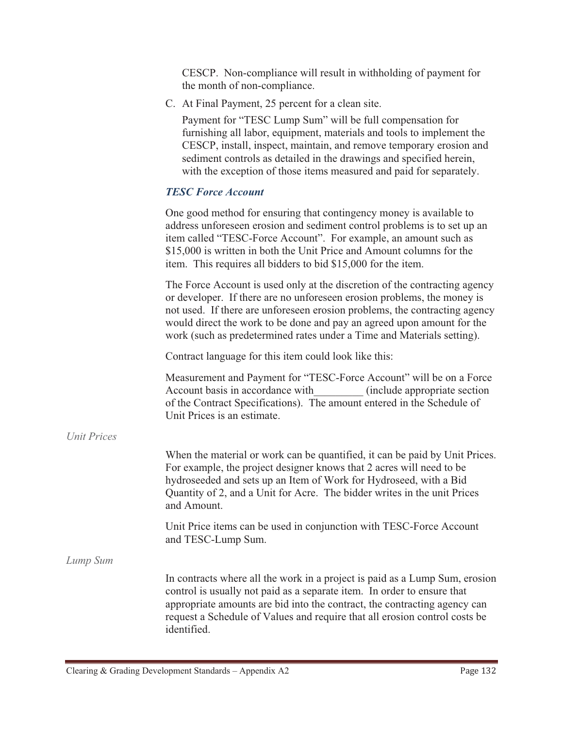CESCP. Non-compliance will result in withholding of payment for the month of non-compliance.

C. At Final Payment, 25 percent for a clean site.

Payment for “TESC Lump Sum” will be full compensation for furnishing all labor, equipment, materials and tools to implement the CESCP, install, inspect, maintain, and remove temporary erosion and sediment controls as detailed in the drawings and specified herein, with the exception of those items measured and paid for separately.

***TESC Force Account***

One good method for ensuring that contingency money is available to address unforeseen erosion and sediment control problems is to set up an item called “TESC-Force Account”. For example, an amount such as $15,000 is written in both the Unit Price and Amount columns for the item. This requires all bidders to bid $15,000 for the item.

The Force Account is used only at the discretion of the contracting agency or developer. If there are no unforeseen erosion problems, the money is not used. If there are unforeseen erosion problems, the contracting agency would direct the work to be done and pay an agreed upon amount for the work (such as predetermined rates under a Time and Materials setting).

Contract language for this item could look like this:

Measurement and Payment for “TESC-Force Account” will be on a Force Account basis in accordance with_________ (include appropriate section of the Contract Specifications). The amount entered in the Schedule of Unit Prices is an estimate.

*Unit Prices*

When the material or work can be quantified, it can be paid by Unit Prices. For example, the project designer knows that 2 acres will need to be hydroseeded and sets up an Item of Work for Hydroseed, with a Bid Quantity of 2, and a Unit for Acre. The bidder writes in the unit Prices and Amount.

Unit Price items can be used in conjunction with TESC-Force Account and TESC-Lump Sum.

*Lump Sum*

In contracts where all the work in a project is paid as a Lump Sum, erosion control is usually not paid as a separate item. In order to ensure that appropriate amounts are bid into the contract, the contracting agency can request a Schedule of Values and require that all erosion control costs be identified.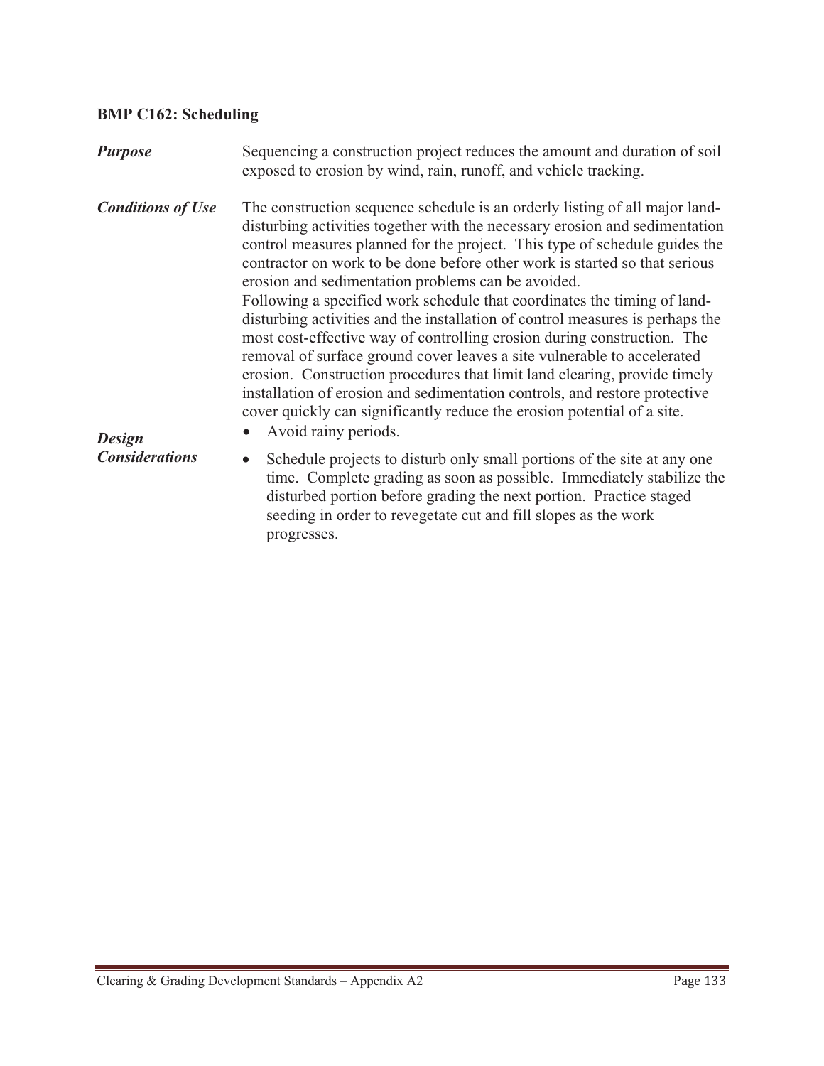**BMP C162: Scheduling**

***Purpose***

Sequencing a construction project reduces the amount and duration of soil exposed to erosion by wind, rain, runoff, and vehicle tracking.

***Conditions of Use***

The construction sequence schedule is an orderly listing of all major land-disturbing activities together with the necessary erosion and sedimentation control measures planned for the project. This type of schedule guides the contractor on work to be done before other work is started so that serious erosion and sedimentation problems can be avoided.

Following a specified work schedule that coordinates the timing of land-disturbing activities and the installation of control measures is perhaps the most cost-effective way of controlling erosion during construction. The removal of surface ground cover leaves a site vulnerable to accelerated erosion. Construction procedures that limit land clearing, provide timely installation of erosion and sedimentation controls, and restore protective cover quickly can significantly reduce the erosion potential of a site.

***Design Considerations***

- Avoid rainy periods.
- Schedule projects to disturb only small portions of the site at any one time. Complete grading as soon as possible. Immediately stabilize the disturbed portion before grading the next portion. Practice staged seeding in order to revegetate cut and fill slopes as the work progresses.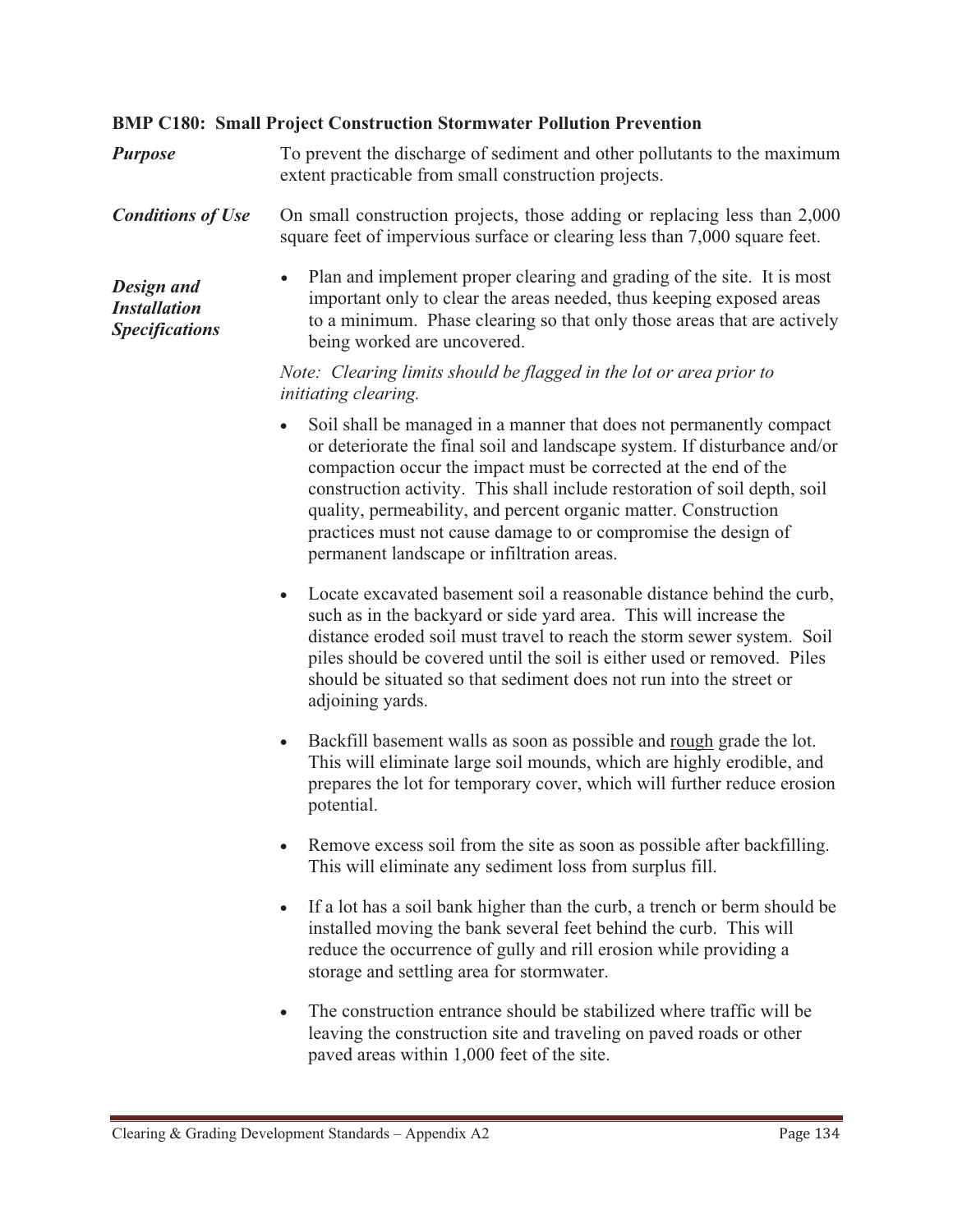**BMP C180: Small Project Construction Stormwater Pollution Prevention**

***Purpose***

To prevent the discharge of sediment and other pollutants to the maximum extent practicable from small construction projects.

***Conditions of Use***

On small construction projects, those adding or replacing less than 2,000 square feet of impervious surface or clearing less than 7,000 square feet.

***Design and Installation Specifications***

- Plan and implement proper clearing and grading of the site. It is most important only to clear the areas needed, thus keeping exposed areas to a minimum. Phase clearing so that only those areas that are actively being worked are uncovered.

*Note: Clearing limits should be flagged in the lot or area prior to initiating clearing.*

- Soil shall be managed in a manner that does not permanently compact or deteriorate the final soil and landscape system. If disturbance and/or compaction occur the impact must be corrected at the end of the construction activity. This shall include restoration of soil depth, soil quality, permeability, and percent organic matter. Construction practices must not cause damage to or compromise the design of permanent landscape or infiltration areas.

- Locate excavated basement soil a reasonable distance behind the curb, such as in the backyard or side yard area. This will increase the distance eroded soil must travel to reach the storm sewer system. Soil piles should be covered until the soil is either used or removed. Piles should be situated so that sediment does not run into the street or adjoining yards.

- Backfill basement walls as soon as possible and <u>rough</u> grade the lot. This will eliminate large soil mounds, which are highly erodible, and prepares the lot for temporary cover, which will further reduce erosion potential.

- Remove excess soil from the site as soon as possible after backfilling. This will eliminate any sediment loss from surplus fill.

- If a lot has a soil bank higher than the curb, a trench or berm should be installed moving the bank several feet behind the curb. This will reduce the occurrence of gully and rill erosion while providing a storage and settling area for stormwater.

- The construction entrance should be stabilized where traffic will be leaving the construction site and traveling on paved roads or other paved areas within 1,000 feet of the site.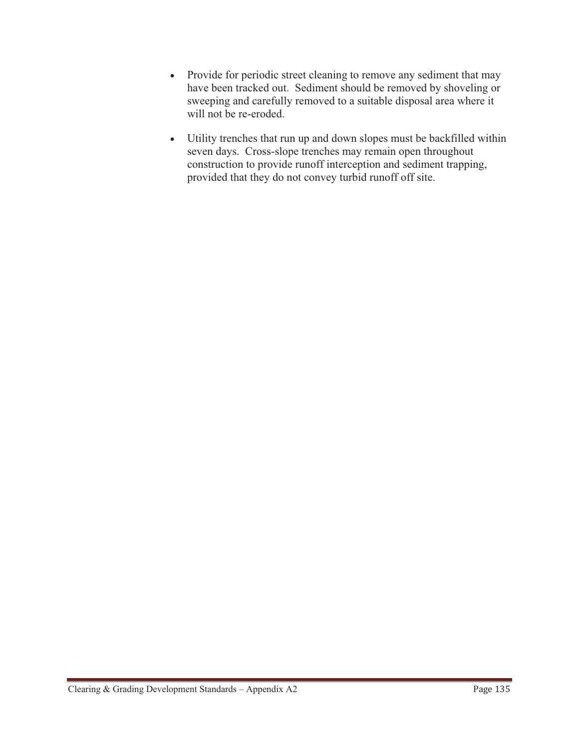- Provide for periodic street cleaning to remove any sediment that may have been tracked out. Sediment should be removed by shoveling or sweeping and carefully removed to a suitable disposal area where it will not be re-eroded.

- Utility trenches that run up and down slopes must be backfilled within seven days. Cross-slope trenches may remain open throughout construction to provide runoff interception and sediment trapping, provided that they do not convey turbid runoff off site.